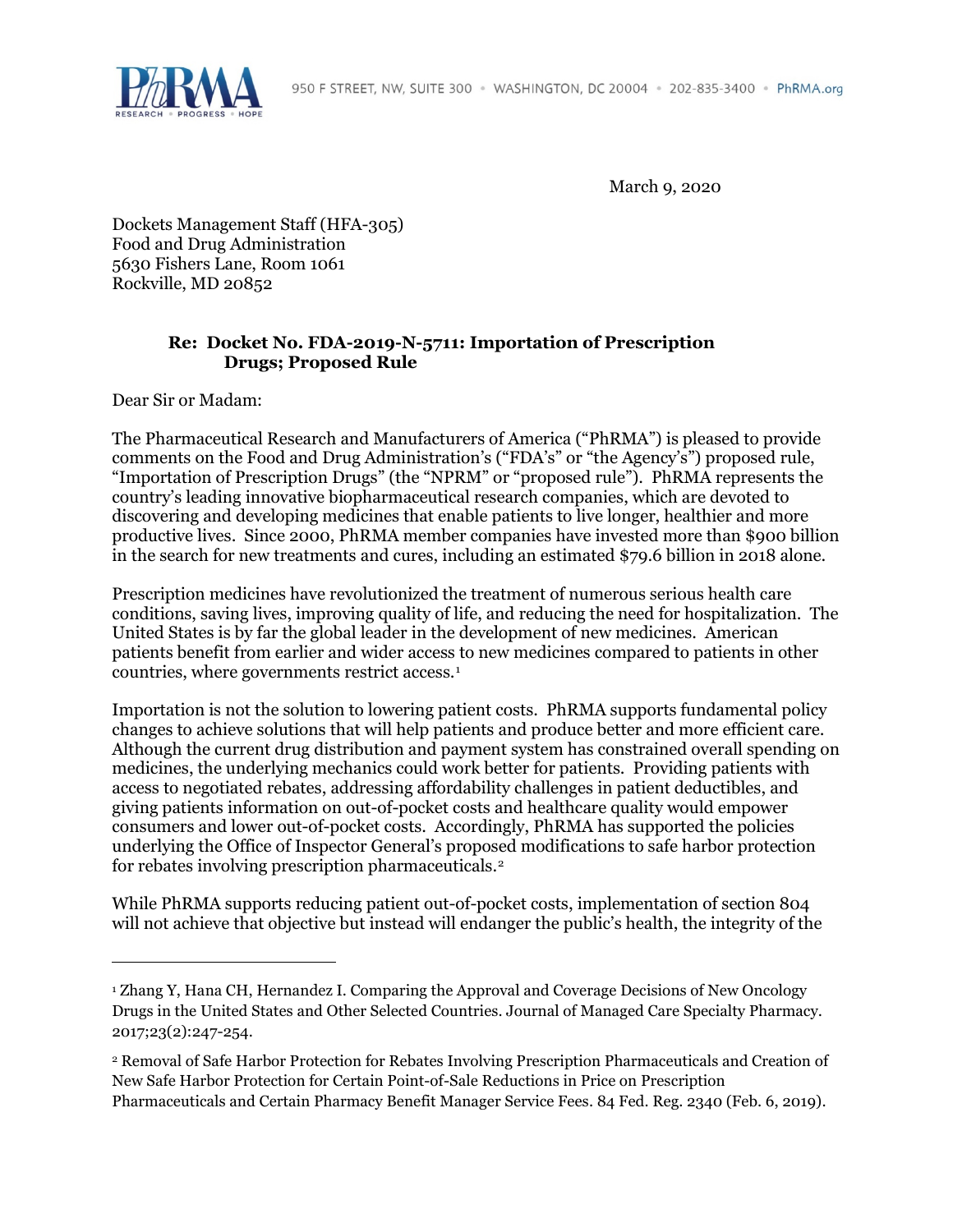950 F STREET, NW, SUITE 300 • WASHINGTON, DC 20004 • 202-835-3400 • PhRMA.org

March 9, 2020

Dockets Management Staff (HFA-305)
Food and Drug Administration
5630 Fishers Lane, Room 1061
Rockville, MD 20852

**Re: Docket No. FDA-2019-N-5711: Importation of Prescription Drugs; Proposed Rule**

Dear Sir or Madam:

The Pharmaceutical Research and Manufacturers of America ("PhRMA") is pleased to provide comments on the Food and Drug Administration's ("FDA's" or "the Agency's") proposed rule, "Importation of Prescription Drugs" (the "NPRM" or "proposed rule"). PhRMA represents the country's leading innovative biopharmaceutical research companies, which are devoted to discovering and developing medicines that enable patients to live longer, healthier and more productive lives. Since 2000, PhRMA member companies have invested more than $900 billion in the search for new treatments and cures, including an estimated $79.6 billion in 2018 alone.

Prescription medicines have revolutionized the treatment of numerous serious health care conditions, saving lives, improving quality of life, and reducing the need for hospitalization. The United States is by far the global leader in the development of new medicines. American patients benefit from earlier and wider access to new medicines compared to patients in other countries, where governments restrict access.[1]

Importation is not the solution to lowering patient costs. PhRMA supports fundamental policy changes to achieve solutions that will help patients and produce better and more efficient care. Although the current drug distribution and payment system has constrained overall spending on medicines, the underlying mechanics could work better for patients. Providing patients with access to negotiated rebates, addressing affordability challenges in patient deductibles, and giving patients information on out-of-pocket costs and healthcare quality would empower consumers and lower out-of-pocket costs. Accordingly, PhRMA has supported the policies underlying the Office of Inspector General's proposed modifications to safe harbor protection for rebates involving prescription pharmaceuticals.[2]

While PhRMA supports reducing patient out-of-pocket costs, implementation of section 804 will not achieve that objective but instead will endanger the public's health, the integrity of the

---

[1] Zhang Y, Hana CH, Hernandez I. Comparing the Approval and Coverage Decisions of New Oncology Drugs in the United States and Other Selected Countries. Journal of Managed Care Specialty Pharmacy. 2017;23(2):247-254.

[2] Removal of Safe Harbor Protection for Rebates Involving Prescription Pharmaceuticals and Creation of New Safe Harbor Protection for Certain Point-of-Sale Reductions in Price on Prescription Pharmaceuticals and Certain Pharmacy Benefit Manager Service Fees. 84 Fed. Reg. 2340 (Feb. 6, 2019).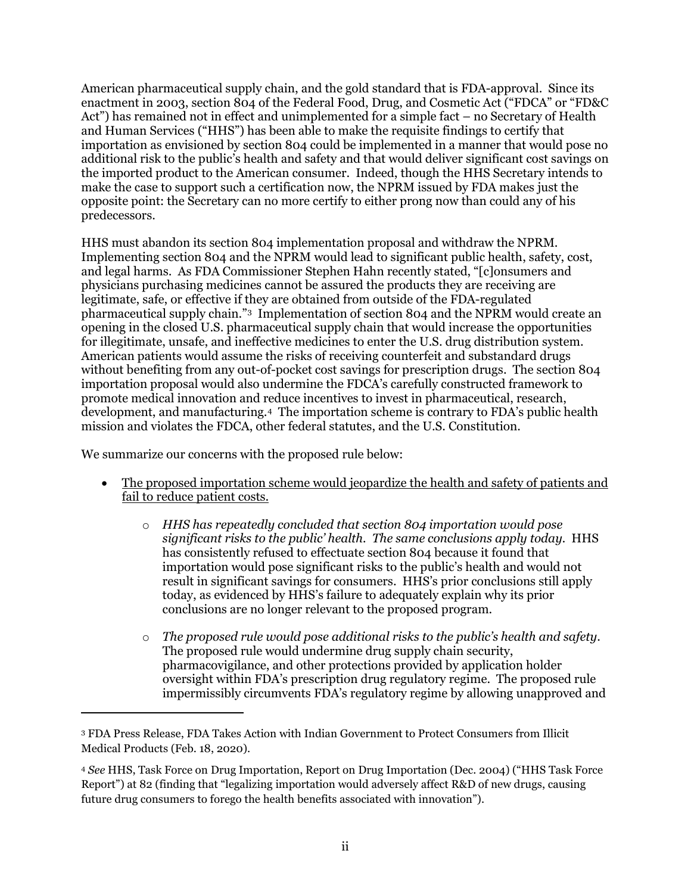American pharmaceutical supply chain, and the gold standard that is FDA-approval. Since its enactment in 2003, section 804 of the Federal Food, Drug, and Cosmetic Act ("FDCA" or "FD&C Act") has remained not in effect and unimplemented for a simple fact – no Secretary of Health and Human Services ("HHS") has been able to make the requisite findings to certify that importation as envisioned by section 804 could be implemented in a manner that would pose no additional risk to the public's health and safety and that would deliver significant cost savings on the imported product to the American consumer. Indeed, though the HHS Secretary intends to make the case to support such a certification now, the NPRM issued by FDA makes just the opposite point: the Secretary can no more certify to either prong now than could any of his predecessors.

HHS must abandon its section 804 implementation proposal and withdraw the NPRM. Implementing section 804 and the NPRM would lead to significant public health, safety, cost, and legal harms. As FDA Commissioner Stephen Hahn recently stated, "[c]onsumers and physicians purchasing medicines cannot be assured the products they are receiving are legitimate, safe, or effective if they are obtained from outside of the FDA-regulated pharmaceutical supply chain."[3] Implementation of section 804 and the NPRM would create an opening in the closed U.S. pharmaceutical supply chain that would increase the opportunities for illegitimate, unsafe, and ineffective medicines to enter the U.S. drug distribution system. American patients would assume the risks of receiving counterfeit and substandard drugs without benefiting from any out-of-pocket cost savings for prescription drugs. The section 804 importation proposal would also undermine the FDCA's carefully constructed framework to promote medical innovation and reduce incentives to invest in pharmaceutical, research, development, and manufacturing.[4] The importation scheme is contrary to FDA's public health mission and violates the FDCA, other federal statutes, and the U.S. Constitution.

We summarize our concerns with the proposed rule below:

- <u>The proposed importation scheme would jeopardize the health and safety of patients and fail to reduce patient costs.</u>
  - *HHS has repeatedly concluded that section 804 importation would pose significant risks to the public' health. The same conclusions apply today.* HHS has consistently refused to effectuate section 804 because it found that importation would pose significant risks to the public's health and would not result in significant savings for consumers. HHS's prior conclusions still apply today, as evidenced by HHS's failure to adequately explain why its prior conclusions are no longer relevant to the proposed program.
  - *The proposed rule would pose additional risks to the public's health and safety.* The proposed rule would undermine drug supply chain security, pharmacovigilance, and other protections provided by application holder oversight within FDA's prescription drug regulatory regime. The proposed rule impermissibly circumvents FDA's regulatory regime by allowing unapproved and

---

[3] FDA Press Release, FDA Takes Action with Indian Government to Protect Consumers from Illicit Medical Products (Feb. 18, 2020).

[4] *See* HHS, Task Force on Drug Importation, Report on Drug Importation (Dec. 2004) ("HHS Task Force Report") at 82 (finding that "legalizing importation would adversely affect R&D of new drugs, causing future drug consumers to forego the health benefits associated with innovation").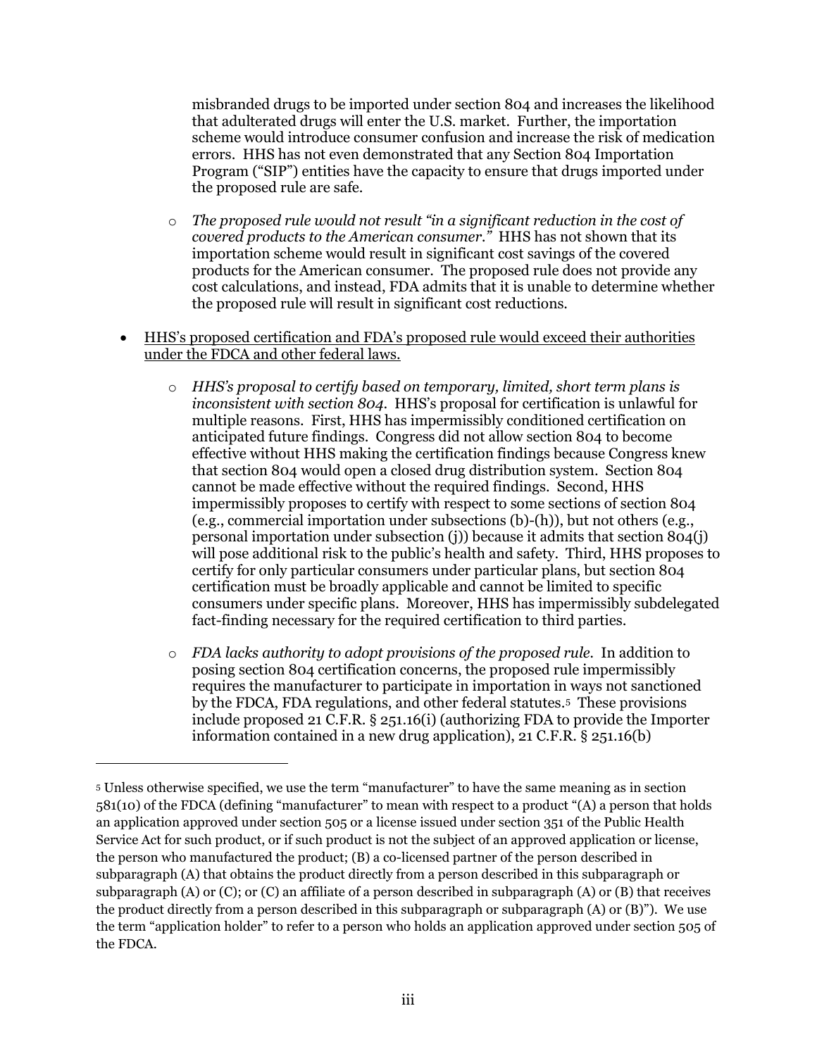misbranded drugs to be imported under section 804 and increases the likelihood that adulterated drugs will enter the U.S. market. Further, the importation scheme would introduce consumer confusion and increase the risk of medication errors. HHS has not even demonstrated that any Section 804 Importation Program ("SIP") entities have the capacity to ensure that drugs imported under the proposed rule are safe.

- *The proposed rule would not result "in a significant reduction in the cost of covered products to the American consumer."* HHS has not shown that its importation scheme would result in significant cost savings of the covered products for the American consumer. The proposed rule does not provide any cost calculations, and instead, FDA admits that it is unable to determine whether the proposed rule will result in significant cost reductions.

- <u>HHS's proposed certification and FDA's proposed rule would exceed their authorities under the FDCA and other federal laws.</u>

  - *HHS's proposal to certify based on temporary, limited, short term plans is inconsistent with section 804.* HHS's proposal for certification is unlawful for multiple reasons. First, HHS has impermissibly conditioned certification on anticipated future findings. Congress did not allow section 804 to become effective without HHS making the certification findings because Congress knew that section 804 would open a closed drug distribution system. Section 804 cannot be made effective without the required findings. Second, HHS impermissibly proposes to certify with respect to some sections of section 804 (e.g., commercial importation under subsections (b)-(h)), but not others (e.g., personal importation under subsection (j)) because it admits that section 804(j) will pose additional risk to the public's health and safety. Third, HHS proposes to certify for only particular consumers under particular plans, but section 804 certification must be broadly applicable and cannot be limited to specific consumers under specific plans. Moreover, HHS has impermissibly subdelegated fact-finding necessary for the required certification to third parties.

  - *FDA lacks authority to adopt provisions of the proposed rule.* In addition to posing section 804 certification concerns, the proposed rule impermissibly requires the manufacturer to participate in importation in ways not sanctioned by the FDCA, FDA regulations, and other federal statutes.[5] These provisions include proposed 21 C.F.R. § 251.16(i) (authorizing FDA to provide the Importer information contained in a new drug application), 21 C.F.R. § 251.16(b)

---

[5] Unless otherwise specified, we use the term "manufacturer" to have the same meaning as in section 581(10) of the FDCA (defining "manufacturer" to mean with respect to a product "(A) a person that holds an application approved under section 505 or a license issued under section 351 of the Public Health Service Act for such product, or if such product is not the subject of an approved application or license, the person who manufactured the product; (B) a co-licensed partner of the person described in subparagraph (A) that obtains the product directly from a person described in this subparagraph or subparagraph (A) or (C); or (C) an affiliate of a person described in subparagraph (A) or (B) that receives the product directly from a person described in this subparagraph or subparagraph (A) or (B)"). We use the term "application holder" to refer to a person who holds an application approved under section 505 of the FDCA.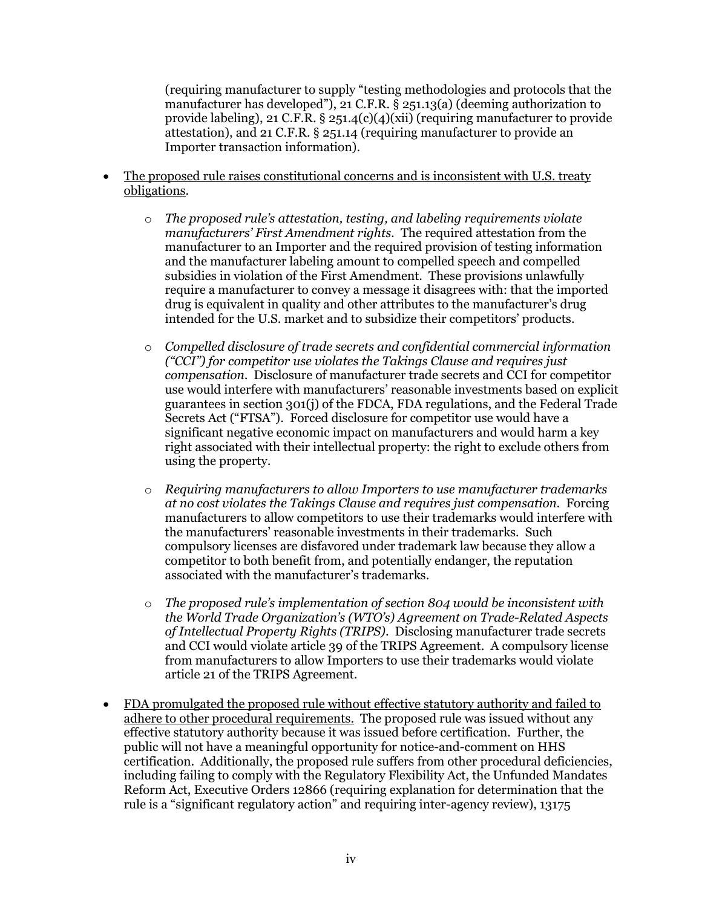(requiring manufacturer to supply "testing methodologies and protocols that the manufacturer has developed"), 21 C.F.R. § 251.13(a) (deeming authorization to provide labeling), 21 C.F.R. § 251.4(c)(4)(xii) (requiring manufacturer to provide attestation), and 21 C.F.R. § 251.14 (requiring manufacturer to provide an Importer transaction information).

- <u>The proposed rule raises constitutional concerns and is inconsistent with U.S. treaty obligations</u>.

  - *The proposed rule's attestation, testing, and labeling requirements violate manufacturers' First Amendment rights.* The required attestation from the manufacturer to an Importer and the required provision of testing information and the manufacturer labeling amount to compelled speech and compelled subsidies in violation of the First Amendment. These provisions unlawfully require a manufacturer to convey a message it disagrees with: that the imported drug is equivalent in quality and other attributes to the manufacturer's drug intended for the U.S. market and to subsidize their competitors' products.

  - *Compelled disclosure of trade secrets and confidential commercial information ("CCI") for competitor use violates the Takings Clause and requires just compensation.* Disclosure of manufacturer trade secrets and CCI for competitor use would interfere with manufacturers' reasonable investments based on explicit guarantees in section 301(j) of the FDCA, FDA regulations, and the Federal Trade Secrets Act ("FTSA"). Forced disclosure for competitor use would have a significant negative economic impact on manufacturers and would harm a key right associated with their intellectual property: the right to exclude others from using the property.

  - *Requiring manufacturers to allow Importers to use manufacturer trademarks at no cost violates the Takings Clause and requires just compensation.* Forcing manufacturers to allow competitors to use their trademarks would interfere with the manufacturers' reasonable investments in their trademarks. Such compulsory licenses are disfavored under trademark law because they allow a competitor to both benefit from, and potentially endanger, the reputation associated with the manufacturer's trademarks.

  - *The proposed rule's implementation of section 804 would be inconsistent with the World Trade Organization's (WTO's) Agreement on Trade-Related Aspects of Intellectual Property Rights (TRIPS).* Disclosing manufacturer trade secrets and CCI would violate article 39 of the TRIPS Agreement. A compulsory license from manufacturers to allow Importers to use their trademarks would violate article 21 of the TRIPS Agreement.

- <u>FDA promulgated the proposed rule without effective statutory authority and failed to adhere to other procedural requirements.</u> The proposed rule was issued without any effective statutory authority because it was issued before certification. Further, the public will not have a meaningful opportunity for notice-and-comment on HHS certification. Additionally, the proposed rule suffers from other procedural deficiencies, including failing to comply with the Regulatory Flexibility Act, the Unfunded Mandates Reform Act, Executive Orders 12866 (requiring explanation for determination that the rule is a "significant regulatory action" and requiring inter-agency review), 13175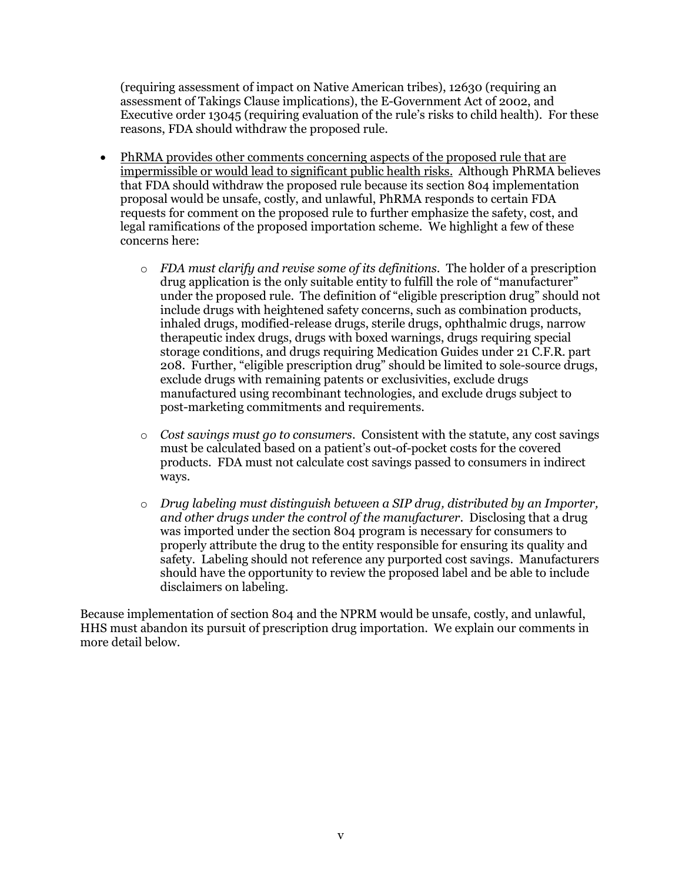(requiring assessment of impact on Native American tribes), 12630 (requiring an assessment of Takings Clause implications), the E-Government Act of 2002, and Executive order 13045 (requiring evaluation of the rule's risks to child health). For these reasons, FDA should withdraw the proposed rule.

- PhRMA provides other comments concerning aspects of the proposed rule that are impermissible or would lead to significant public health risks. Although PhRMA believes that FDA should withdraw the proposed rule because its section 804 implementation proposal would be unsafe, costly, and unlawful, PhRMA responds to certain FDA requests for comment on the proposed rule to further emphasize the safety, cost, and legal ramifications of the proposed importation scheme. We highlight a few of these concerns here:

    - *FDA must clarify and revise some of its definitions*. The holder of a prescription drug application is the only suitable entity to fulfill the role of "manufacturer" under the proposed rule. The definition of "eligible prescription drug" should not include drugs with heightened safety concerns, such as combination products, inhaled drugs, modified-release drugs, sterile drugs, ophthalmic drugs, narrow therapeutic index drugs, drugs with boxed warnings, drugs requiring special storage conditions, and drugs requiring Medication Guides under 21 C.F.R. part 208. Further, "eligible prescription drug" should be limited to sole-source drugs, exclude drugs with remaining patents or exclusivities, exclude drugs manufactured using recombinant technologies, and exclude drugs subject to post-marketing commitments and requirements.

    - *Cost savings must go to consumers*. Consistent with the statute, any cost savings must be calculated based on a patient's out-of-pocket costs for the covered products. FDA must not calculate cost savings passed to consumers in indirect ways.

    - *Drug labeling must distinguish between a SIP drug, distributed by an Importer, and other drugs under the control of the manufacturer*. Disclosing that a drug was imported under the section 804 program is necessary for consumers to properly attribute the drug to the entity responsible for ensuring its quality and safety. Labeling should not reference any purported cost savings. Manufacturers should have the opportunity to review the proposed label and be able to include disclaimers on labeling.

Because implementation of section 804 and the NPRM would be unsafe, costly, and unlawful, HHS must abandon its pursuit of prescription drug importation. We explain our comments in more detail below.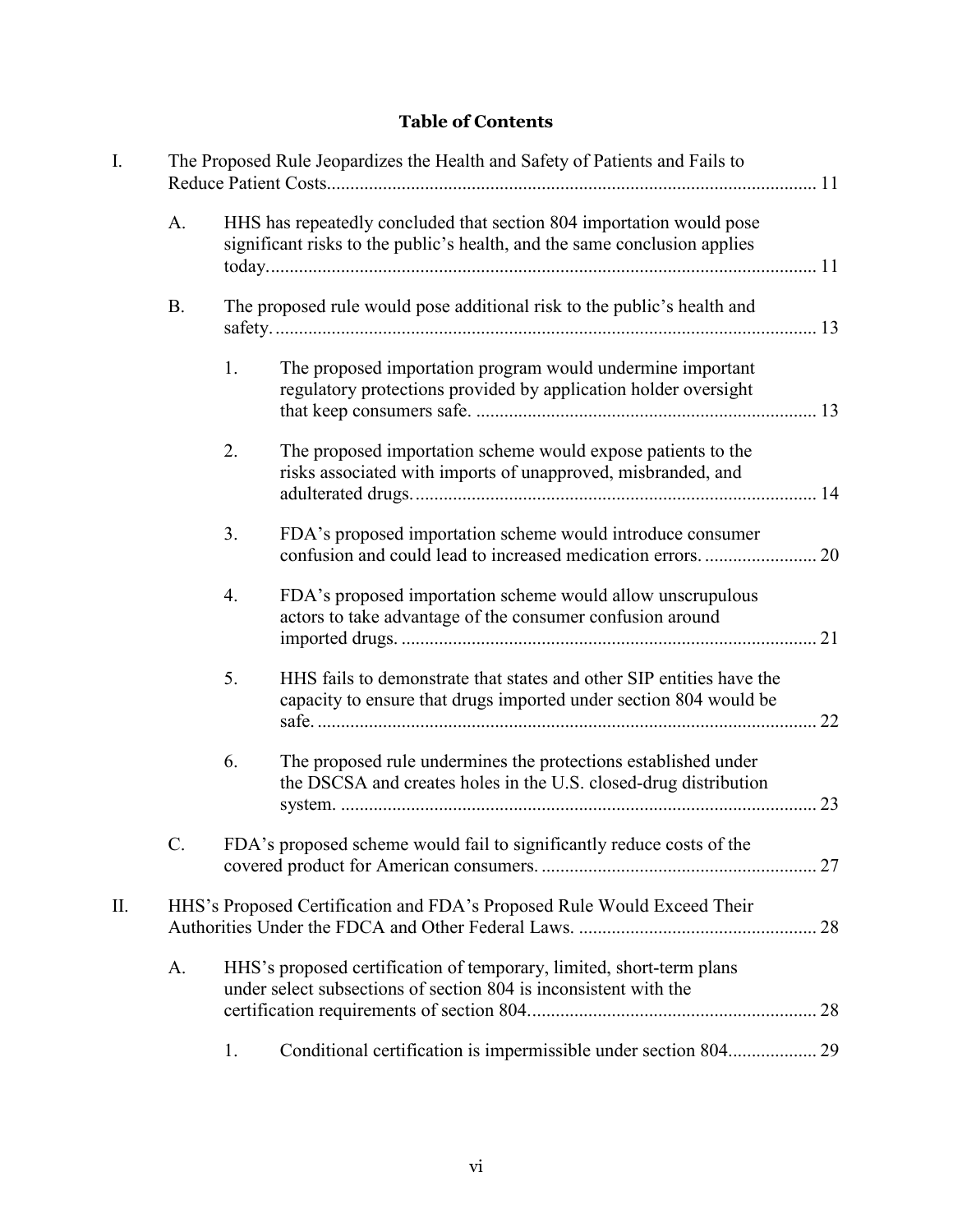# Table of Contents

I. The Proposed Rule Jeopardizes the Health and Safety of Patients and Fails to Reduce Patient Costs........................................................................................................ 11

- A. HHS has repeatedly concluded that section 804 importation would pose significant risks to the public's health, and the same conclusion applies today..................................................................................................................... 11
- B. The proposed rule would pose additional risk to the public's health and safety.................................................................................................................... 13
  1. The proposed importation program would undermine important regulatory protections provided by application holder oversight that keep consumers safe. ........................................................................ 13
  2. The proposed importation scheme would expose patients to the risks associated with imports of unapproved, misbranded, and adulterated drugs...................................................................................... 14
  3. FDA's proposed importation scheme would introduce consumer confusion and could lead to increased medication errors. ........................ 20
  4. FDA's proposed importation scheme would allow unscrupulous actors to take advantage of the consumer confusion around imported drugs. ........................................................................................ 21
  5. HHS fails to demonstrate that states and other SIP entities have the capacity to ensure that drugs imported under section 804 would be safe. .......................................................................................................... 22
  6. The proposed rule undermines the protections established under the DSCSA and creates holes in the U.S. closed-drug distribution system. ...................................................................................................... 23
- C. FDA's proposed scheme would fail to significantly reduce costs of the covered product for American consumers. ........................................................... 27

II. HHS's Proposed Certification and FDA's Proposed Rule Would Exceed Their Authorities Under the FDCA and Other Federal Laws. ................................................... 28

- A. HHS's proposed certification of temporary, limited, short-term plans under select subsections of section 804 is inconsistent with the certification requirements of section 804.............................................................. 28
  1. Conditional certification is impermissible under section 804.................. 29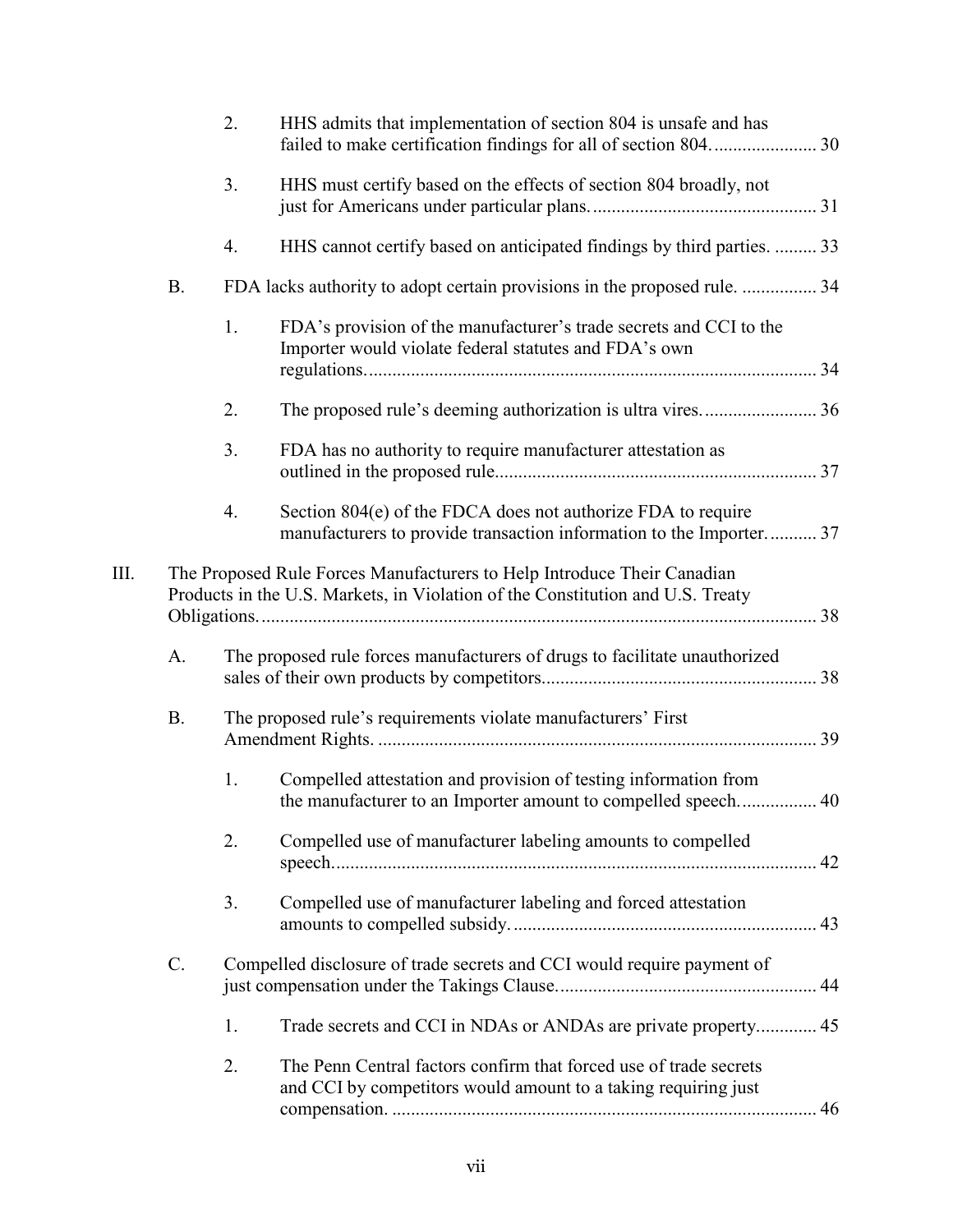2. HHS admits that implementation of section 804 is unsafe and has failed to make certification findings for all of section 804. ...................... 30

3. HHS must certify based on the effects of section 804 broadly, not just for Americans under particular plans. ............................................... 31

4. HHS cannot certify based on anticipated findings by third parties. ......... 33

B. FDA lacks authority to adopt certain provisions in the proposed rule. ................ 34

1. FDA's provision of the manufacturer's trade secrets and CCI to the Importer would violate federal statutes and FDA's own regulations. ............................................................................................... 34

2. The proposed rule's deeming authorization is ultra vires. ........................ 36

3. FDA has no authority to require manufacturer attestation as outlined in the proposed rule. .................................................................... 37

4. Section 804(e) of the FDCA does not authorize FDA to require manufacturers to provide transaction information to the Importer. .......... 37

III. The Proposed Rule Forces Manufacturers to Help Introduce Their Canadian Products in the U.S. Markets, in Violation of the Constitution and U.S. Treaty Obligations. ...................................................................................................................... 38

A. The proposed rule forces manufacturers of drugs to facilitate unauthorized sales of their own products by competitors. ......................................................... 38

B. The proposed rule's requirements violate manufacturers' First Amendment Rights. ............................................................................................ 39

1. Compelled attestation and provision of testing information from the manufacturer to an Importer amount to compelled speech. ................ 40

2. Compelled use of manufacturer labeling amounts to compelled speech. ..................................................................................................... 42

3. Compelled use of manufacturer labeling and forced attestation amounts to compelled subsidy. ................................................................ 43

C. Compelled disclosure of trade secrets and CCI would require payment of just compensation under the Takings Clause. ...................................................... 44

1. Trade secrets and CCI in NDAs or ANDAs are private property. ............ 45

2. The Penn Central factors confirm that forced use of trade secrets and CCI by competitors would amount to a taking requiring just compensation. .......................................................................................... 46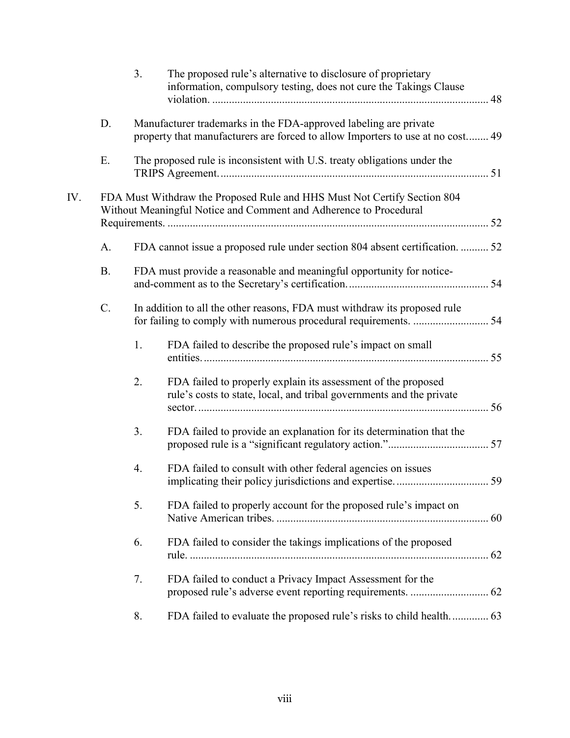3. The proposed rule's alternative to disclosure of proprietary information, compulsory testing, does not cure the Takings Clause violation. .................................................................................................. 48

D. Manufacturer trademarks in the FDA-approved labeling are private property that manufacturers are forced to allow Importers to use at no cost........ 49

E. The proposed rule is inconsistent with U.S. treaty obligations under the TRIPS Agreement. ................................................................................................ 51

IV. FDA Must Withdraw the Proposed Rule and HHS Must Not Certify Section 804 Without Meaningful Notice and Comment and Adherence to Procedural Requirements. .................................................................................................................. 52

A. FDA cannot issue a proposed rule under section 804 absent certification. .......... 52

B. FDA must provide a reasonable and meaningful opportunity for notice-and-comment as to the Secretary's certification. .................................................. 54

C. In addition to all the other reasons, FDA must withdraw its proposed rule for failing to comply with numerous procedural requirements. ........................... 54

1. FDA failed to describe the proposed rule's impact on small entities. ...................................................................................................... 55

2. FDA failed to properly explain its assessment of the proposed rule's costs to state, local, and tribal governments and the private sector. ........................................................................................................ 56

3. FDA failed to provide an explanation for its determination that the proposed rule is a "significant regulatory action." .................................... 57

4. FDA failed to consult with other federal agencies on issues implicating their policy jurisdictions and expertise. ................................. 59

5. FDA failed to properly account for the proposed rule's impact on Native American tribes. ............................................................................ 60

6. FDA failed to consider the takings implications of the proposed rule. .......................................................................................................... 62

7. FDA failed to conduct a Privacy Impact Assessment for the proposed rule's adverse event reporting requirements. ............................ 62

8. FDA failed to evaluate the proposed rule's risks to child health. ............. 63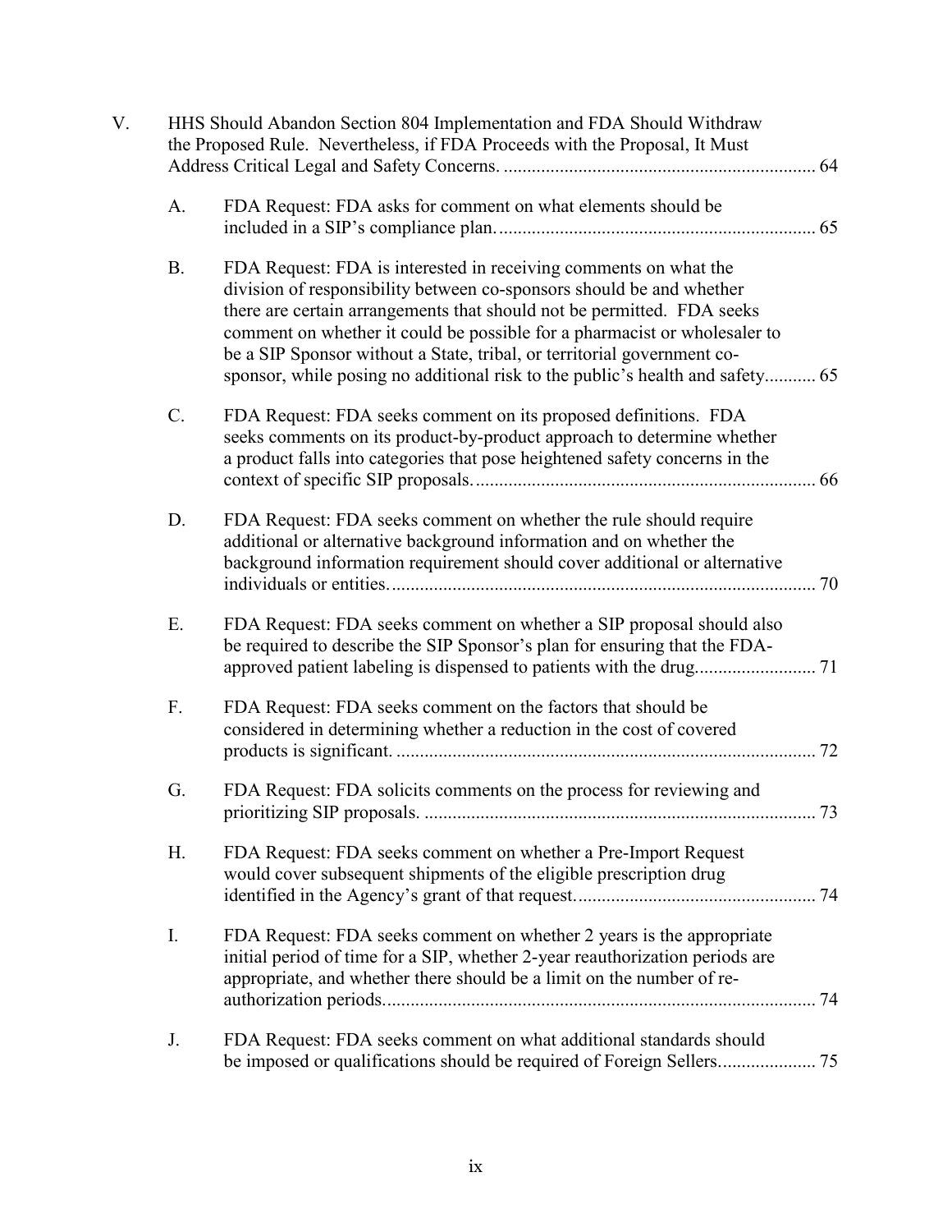V. HHS Should Abandon Section 804 Implementation and FDA Should Withdraw the Proposed Rule. Nevertheless, if FDA Proceeds with the Proposal, It Must Address Critical Legal and Safety Concerns. .................................................................. 64

   A. FDA Request: FDA asks for comment on what elements should be included in a SIP's compliance plan. .................................................................. 65

   B. FDA Request: FDA is interested in receiving comments on what the division of responsibility between co-sponsors should be and whether there are certain arrangements that should not be permitted. FDA seeks comment on whether it could be possible for a pharmacist or wholesaler to be a SIP Sponsor without a State, tribal, or territorial government co-sponsor, while posing no additional risk to the public's health and safety........... 65

   C. FDA Request: FDA seeks comment on its proposed definitions. FDA seeks comments on its product-by-product approach to determine whether a product falls into categories that pose heightened safety concerns in the context of specific SIP proposals. ........................................................................ 66

   D. FDA Request: FDA seeks comment on whether the rule should require additional or alternative background information and on whether the background information requirement should cover additional or alternative individuals or entities. .......................................................................................... 70

   E. FDA Request: FDA seeks comment on whether a SIP proposal should also be required to describe the SIP Sponsor's plan for ensuring that the FDA-approved patient labeling is dispensed to patients with the drug......................... 71

   F. FDA Request: FDA seeks comment on the factors that should be considered in determining whether a reduction in the cost of covered products is significant. ......................................................................................... 72

   G. FDA Request: FDA solicits comments on the process for reviewing and prioritizing SIP proposals. .................................................................................... 73

   H. FDA Request: FDA seeks comment on whether a Pre-Import Request would cover subsequent shipments of the eligible prescription drug identified in the Agency's grant of that request. .................................................. 74

   I. FDA Request: FDA seeks comment on whether 2 years is the appropriate initial period of time for a SIP, whether 2-year reauthorization periods are appropriate, and whether there should be a limit on the number of re-authorization periods. ............................................................................................ 74

   J. FDA Request: FDA seeks comment on what additional standards should be imposed or qualifications should be required of Foreign Sellers..................... 75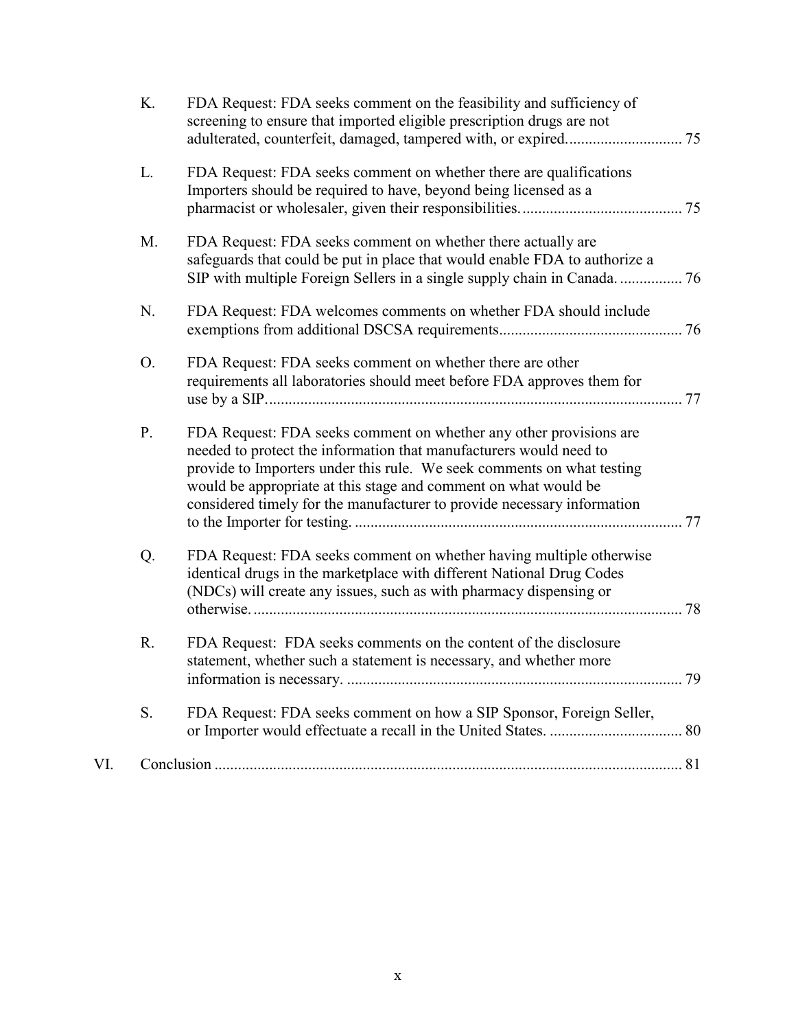K. FDA Request: FDA seeks comment on the feasibility and sufficiency of screening to ensure that imported eligible prescription drugs are not adulterated, counterfeit, damaged, tampered with, or expired. ............................. 75

L. FDA Request: FDA seeks comment on whether there are qualifications Importers should be required to have, beyond being licensed as a pharmacist or wholesaler, given their responsibilities. ......................................... 75

M. FDA Request: FDA seeks comment on whether there actually are safeguards that could be put in place that would enable FDA to authorize a SIP with multiple Foreign Sellers in a single supply chain in Canada. ................ 76

N. FDA Request: FDA welcomes comments on whether FDA should include exemptions from additional DSCSA requirements............................................... 76

O. FDA Request: FDA seeks comment on whether there are other requirements all laboratories should meet before FDA approves them for use by a SIP.......................................................................................................... 77

P. FDA Request: FDA seeks comment on whether any other provisions are needed to protect the information that manufacturers would need to provide to Importers under this rule. We seek comments on what testing would be appropriate at this stage and comment on what would be considered timely for the manufacturer to provide necessary information to the Importer for testing. .................................................................................... 77

Q. FDA Request: FDA seeks comment on whether having multiple otherwise identical drugs in the marketplace with different National Drug Codes (NDCs) will create any issues, such as with pharmacy dispensing or otherwise. .............................................................................................................. 78

R. FDA Request: FDA seeks comments on the content of the disclosure statement, whether such a statement is necessary, and whether more information is necessary. ...................................................................................... 79

S. FDA Request: FDA seeks comment on how a SIP Sponsor, Foreign Seller, or Importer would effectuate a recall in the United States. .................................. 80

VI. Conclusion ...................................................................................................................... 81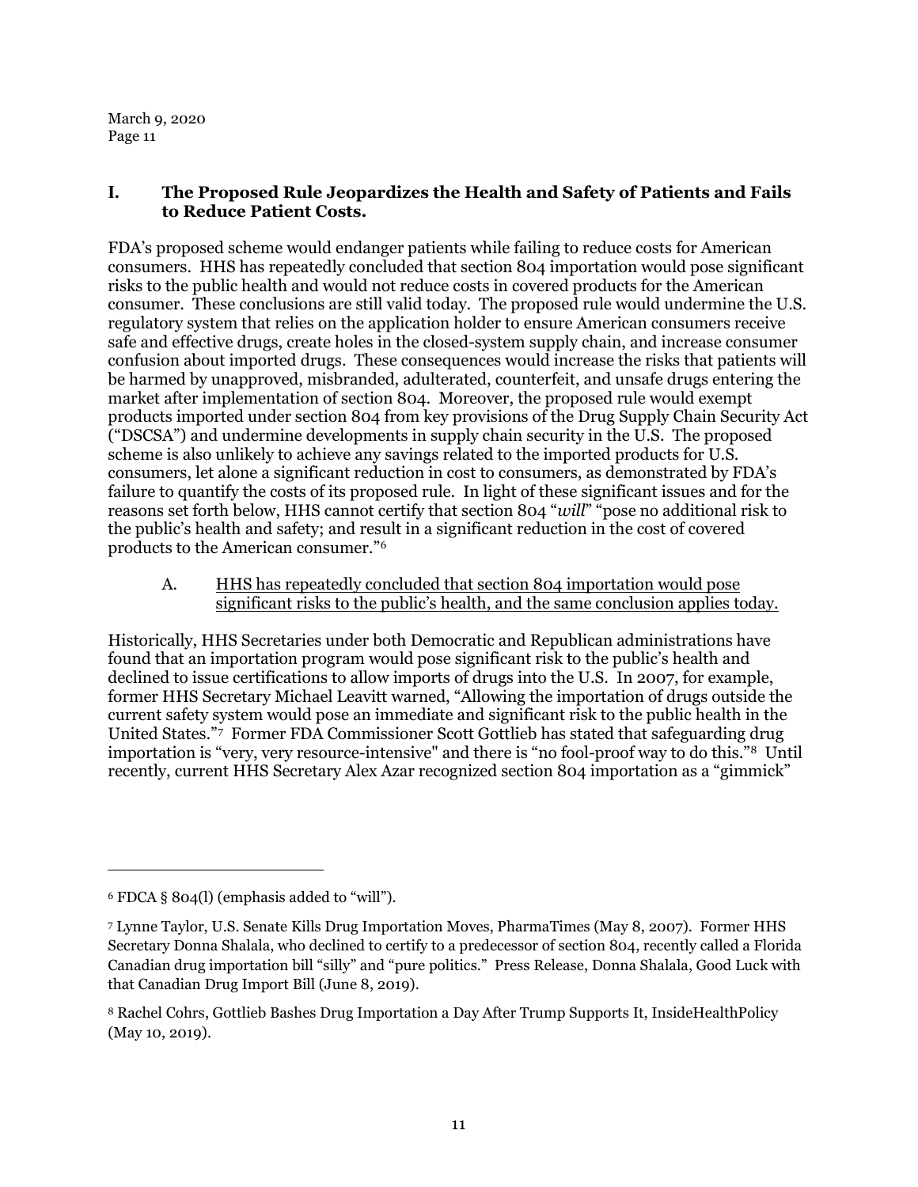## I. The Proposed Rule Jeopardizes the Health and Safety of Patients and Fails to Reduce Patient Costs.

FDA's proposed scheme would endanger patients while failing to reduce costs for American consumers. HHS has repeatedly concluded that section 804 importation would pose significant risks to the public health and would not reduce costs in covered products for the American consumer. These conclusions are still valid today. The proposed rule would undermine the U.S. regulatory system that relies on the application holder to ensure American consumers receive safe and effective drugs, create holes in the closed-system supply chain, and increase consumer confusion about imported drugs. These consequences would increase the risks that patients will be harmed by unapproved, misbranded, adulterated, counterfeit, and unsafe drugs entering the market after implementation of section 804. Moreover, the proposed rule would exempt products imported under section 804 from key provisions of the Drug Supply Chain Security Act ("DSCSA") and undermine developments in supply chain security in the U.S. The proposed scheme is also unlikely to achieve any savings related to the imported products for U.S. consumers, let alone a significant reduction in cost to consumers, as demonstrated by FDA's failure to quantify the costs of its proposed rule. In light of these significant issues and for the reasons set forth below, HHS cannot certify that section 804 "*will*" "pose no additional risk to the public's health and safety; and result in a significant reduction in the cost of covered products to the American consumer."[6]

### A. HHS has repeatedly concluded that section 804 importation would pose significant risks to the public's health, and the same conclusion applies today.

Historically, HHS Secretaries under both Democratic and Republican administrations have found that an importation program would pose significant risk to the public's health and declined to issue certifications to allow imports of drugs into the U.S. In 2007, for example, former HHS Secretary Michael Leavitt warned, "Allowing the importation of drugs outside the current safety system would pose an immediate and significant risk to the public health in the United States."[7] Former FDA Commissioner Scott Gottlieb has stated that safeguarding drug importation is "very, very resource-intensive" and there is "no fool-proof way to do this."[8] Until recently, current HHS Secretary Alex Azar recognized section 804 importation as a "gimmick"

---

[6] FDCA § 804(l) (emphasis added to "will").

[7] Lynne Taylor, U.S. Senate Kills Drug Importation Moves, PharmaTimes (May 8, 2007). Former HHS Secretary Donna Shalala, who declined to certify to a predecessor of section 804, recently called a Florida Canadian drug importation bill "silly" and "pure politics." Press Release, Donna Shalala, Good Luck with that Canadian Drug Import Bill (June 8, 2019).

[8] Rachel Cohrs, Gottlieb Bashes Drug Importation a Day After Trump Supports It, InsideHealthPolicy (May 10, 2019).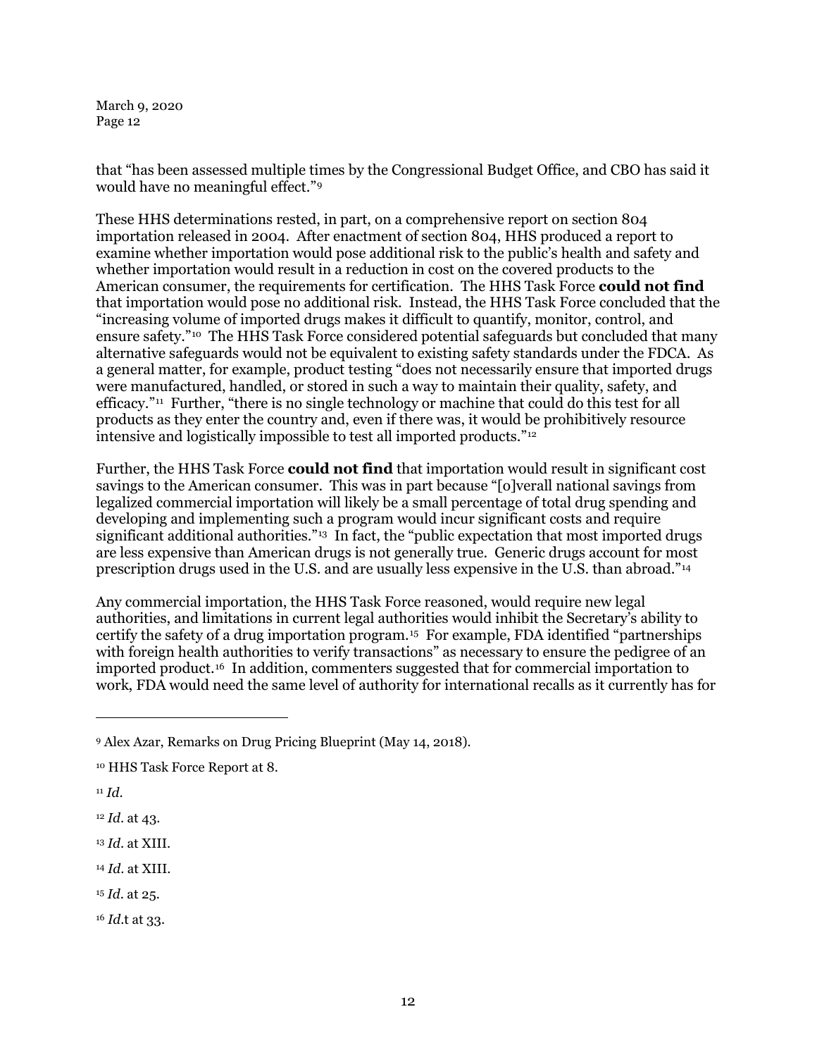that "has been assessed multiple times by the Congressional Budget Office, and CBO has said it would have no meaningful effect."[9]

These HHS determinations rested, in part, on a comprehensive report on section 804 importation released in 2004. After enactment of section 804, HHS produced a report to examine whether importation would pose additional risk to the public's health and safety and whether importation would result in a reduction in cost on the covered products to the American consumer, the requirements for certification. The HHS Task Force **could not find** that importation would pose no additional risk. Instead, the HHS Task Force concluded that the "increasing volume of imported drugs makes it difficult to quantify, monitor, control, and ensure safety."[10] The HHS Task Force considered potential safeguards but concluded that many alternative safeguards would not be equivalent to existing safety standards under the FDCA. As a general matter, for example, product testing "does not necessarily ensure that imported drugs were manufactured, handled, or stored in such a way to maintain their quality, safety, and efficacy."[11] Further, "there is no single technology or machine that could do this test for all products as they enter the country and, even if there was, it would be prohibitively resource intensive and logistically impossible to test all imported products."[12]

Further, the HHS Task Force **could not find** that importation would result in significant cost savings to the American consumer. This was in part because "[o]verall national savings from legalized commercial importation will likely be a small percentage of total drug spending and developing and implementing such a program would incur significant costs and require significant additional authorities."[13] In fact, the "public expectation that most imported drugs are less expensive than American drugs is not generally true. Generic drugs account for most prescription drugs used in the U.S. and are usually less expensive in the U.S. than abroad."[14]

Any commercial importation, the HHS Task Force reasoned, would require new legal authorities, and limitations in current legal authorities would inhibit the Secretary's ability to certify the safety of a drug importation program.[15] For example, FDA identified "partnerships with foreign health authorities to verify transactions" as necessary to ensure the pedigree of an imported product.[16] In addition, commenters suggested that for commercial importation to work, FDA would need the same level of authority for international recalls as it currently has for

---

[9] Alex Azar, Remarks on Drug Pricing Blueprint (May 14, 2018).

[10] HHS Task Force Report at 8.

[11] *Id.*

[12] *Id.* at 43.

[13] *Id.* at XIII.

[14] *Id.* at XIII.

[15] *Id.* at 25.

[16] *Id.*t at 33.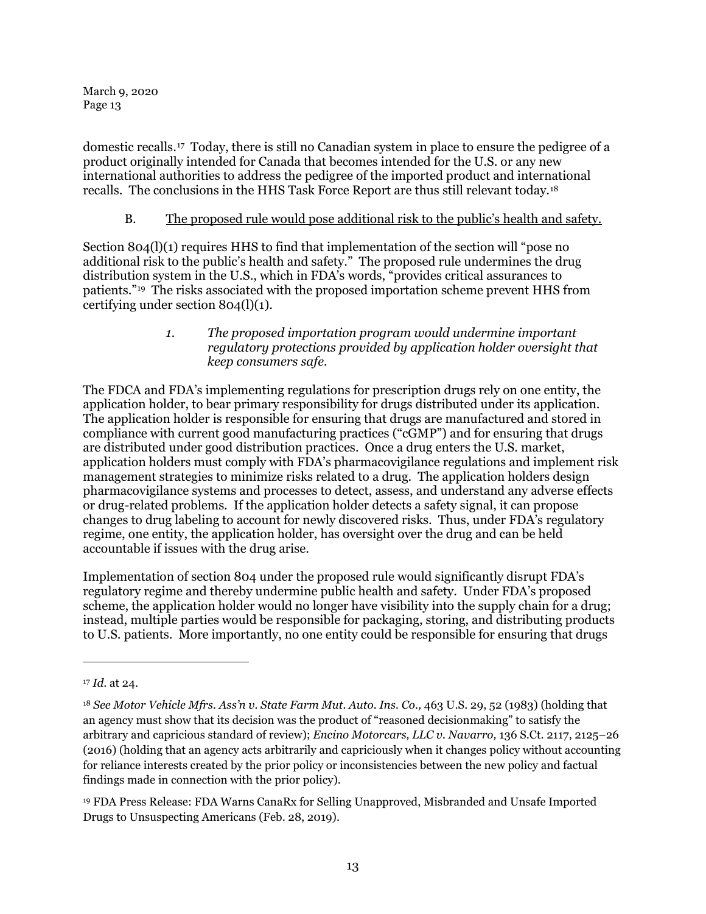domestic recalls.[17] Today, there is still no Canadian system in place to ensure the pedigree of a product originally intended for Canada that becomes intended for the U.S. or any new international authorities to address the pedigree of the imported product and international recalls. The conclusions in the HHS Task Force Report are thus still relevant today.[18]

### B. <u>The proposed rule would pose additional risk to the public's health and safety.</u>

Section 804(l)(1) requires HHS to find that implementation of the section will "pose no additional risk to the public's health and safety." The proposed rule undermines the drug distribution system in the U.S., which in FDA's words, "provides critical assurances to patients."[19] The risks associated with the proposed importation scheme prevent HHS from certifying under section 804(l)(1).

#### *1. The proposed importation program would undermine important regulatory protections provided by application holder oversight that keep consumers safe.*

The FDCA and FDA's implementing regulations for prescription drugs rely on one entity, the application holder, to bear primary responsibility for drugs distributed under its application. The application holder is responsible for ensuring that drugs are manufactured and stored in compliance with current good manufacturing practices ("cGMP") and for ensuring that drugs are distributed under good distribution practices. Once a drug enters the U.S. market, application holders must comply with FDA's pharmacovigilance regulations and implement risk management strategies to minimize risks related to a drug. The application holders design pharmacovigilance systems and processes to detect, assess, and understand any adverse effects or drug-related problems. If the application holder detects a safety signal, it can propose changes to drug labeling to account for newly discovered risks. Thus, under FDA's regulatory regime, one entity, the application holder, has oversight over the drug and can be held accountable if issues with the drug arise.

Implementation of section 804 under the proposed rule would significantly disrupt FDA's regulatory regime and thereby undermine public health and safety. Under FDA's proposed scheme, the application holder would no longer have visibility into the supply chain for a drug; instead, multiple parties would be responsible for packaging, storing, and distributing products to U.S. patients. More importantly, no one entity could be responsible for ensuring that drugs

---

[17] *Id.* at 24.

[18] *See Motor Vehicle Mfrs. Ass'n v. State Farm Mut. Auto. Ins. Co.,* 463 U.S. 29, 52 (1983) (holding that an agency must show that its decision was the product of "reasoned decisionmaking" to satisfy the arbitrary and capricious standard of review); *Encino Motorcars, LLC v. Navarro,* 136 S.Ct. 2117, 2125–26 (2016) (holding that an agency acts arbitrarily and capriciously when it changes policy without accounting for reliance interests created by the prior policy or inconsistencies between the new policy and factual findings made in connection with the prior policy).

[19] FDA Press Release: FDA Warns CanaRx for Selling Unapproved, Misbranded and Unsafe Imported Drugs to Unsuspecting Americans (Feb. 28, 2019).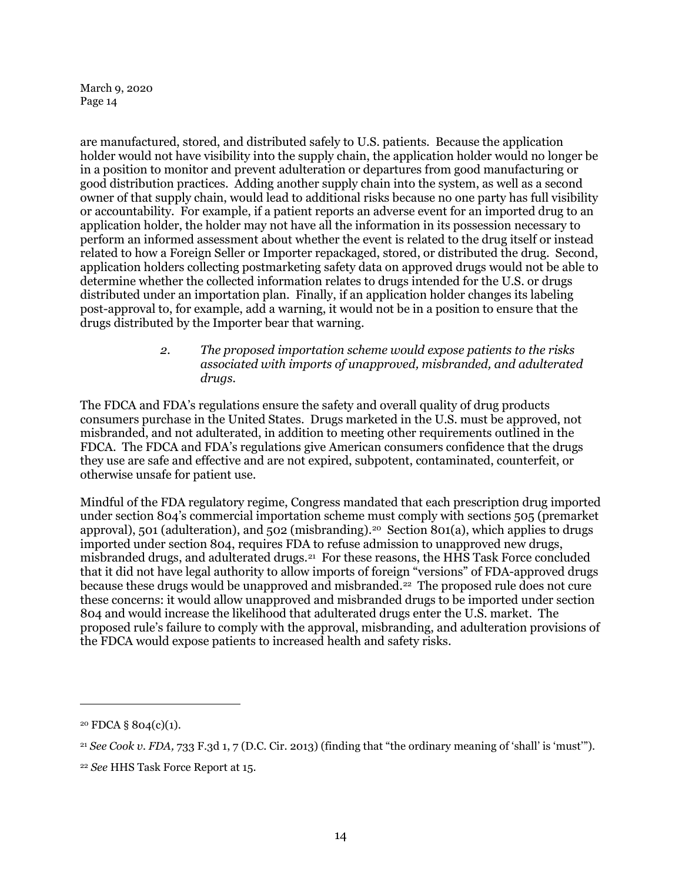are manufactured, stored, and distributed safely to U.S. patients. Because the application holder would not have visibility into the supply chain, the application holder would no longer be in a position to monitor and prevent adulteration or departures from good manufacturing or good distribution practices. Adding another supply chain into the system, as well as a second owner of that supply chain, would lead to additional risks because no one party has full visibility or accountability. For example, if a patient reports an adverse event for an imported drug to an application holder, the holder may not have all the information in its possession necessary to perform an informed assessment about whether the event is related to the drug itself or instead related to how a Foreign Seller or Importer repackaged, stored, or distributed the drug. Second, application holders collecting postmarketing safety data on approved drugs would not be able to determine whether the collected information relates to drugs intended for the U.S. or drugs distributed under an importation plan. Finally, if an application holder changes its labeling post-approval to, for example, add a warning, it would not be in a position to ensure that the drugs distributed by the Importer bear that warning.

> *2. The proposed importation scheme would expose patients to the risks associated with imports of unapproved, misbranded, and adulterated drugs.*

The FDCA and FDA's regulations ensure the safety and overall quality of drug products consumers purchase in the United States. Drugs marketed in the U.S. must be approved, not misbranded, and not adulterated, in addition to meeting other requirements outlined in the FDCA. The FDCA and FDA's regulations give American consumers confidence that the drugs they use are safe and effective and are not expired, subpotent, contaminated, counterfeit, or otherwise unsafe for patient use.

Mindful of the FDA regulatory regime, Congress mandated that each prescription drug imported under section 804's commercial importation scheme must comply with sections 505 (premarket approval), 501 (adulteration), and 502 (misbranding).[20] Section 801(a), which applies to drugs imported under section 804, requires FDA to refuse admission to unapproved new drugs, misbranded drugs, and adulterated drugs.[21] For these reasons, the HHS Task Force concluded that it did not have legal authority to allow imports of foreign "versions" of FDA-approved drugs because these drugs would be unapproved and misbranded.[22] The proposed rule does not cure these concerns: it would allow unapproved and misbranded drugs to be imported under section 804 and would increase the likelihood that adulterated drugs enter the U.S. market. The proposed rule's failure to comply with the approval, misbranding, and adulteration provisions of the FDCA would expose patients to increased health and safety risks.

---

[20] FDCA § 804(c)(1).

[21] *See Cook v. FDA*, 733 F.3d 1, 7 (D.C. Cir. 2013) (finding that "the ordinary meaning of 'shall' is 'must'").

[22] *See* HHS Task Force Report at 15.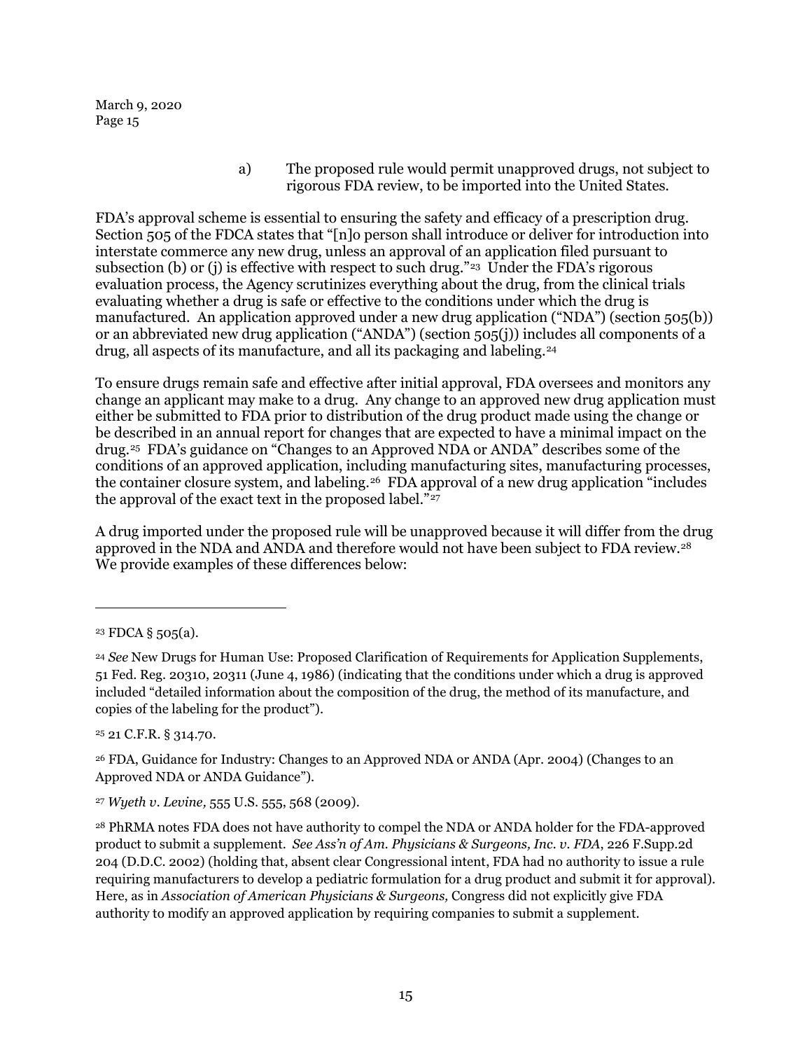a) The proposed rule would permit unapproved drugs, not subject to rigorous FDA review, to be imported into the United States.

FDA's approval scheme is essential to ensuring the safety and efficacy of a prescription drug. Section 505 of the FDCA states that "[n]o person shall introduce or deliver for introduction into interstate commerce any new drug, unless an approval of an application filed pursuant to subsection (b) or (j) is effective with respect to such drug."[23] Under the FDA's rigorous evaluation process, the Agency scrutinizes everything about the drug, from the clinical trials evaluating whether a drug is safe or effective to the conditions under which the drug is manufactured. An application approved under a new drug application ("NDA") (section 505(b)) or an abbreviated new drug application ("ANDA") (section 505(j)) includes all components of a drug, all aspects of its manufacture, and all its packaging and labeling.[24]

To ensure drugs remain safe and effective after initial approval, FDA oversees and monitors any change an applicant may make to a drug. Any change to an approved new drug application must either be submitted to FDA prior to distribution of the drug product made using the change or be described in an annual report for changes that are expected to have a minimal impact on the drug.[25] FDA's guidance on "Changes to an Approved NDA or ANDA" describes some of the conditions of an approved application, including manufacturing sites, manufacturing processes, the container closure system, and labeling.[26] FDA approval of a new drug application "includes the approval of the exact text in the proposed label."[27]

A drug imported under the proposed rule will be unapproved because it will differ from the drug approved in the NDA and ANDA and therefore would not have been subject to FDA review.[28] We provide examples of these differences below:

---

[23] FDCA § 505(a).

[24] *See* New Drugs for Human Use: Proposed Clarification of Requirements for Application Supplements, 51 Fed. Reg. 20310, 20311 (June 4, 1986) (indicating that the conditions under which a drug is approved included "detailed information about the composition of the drug, the method of its manufacture, and copies of the labeling for the product").

[25] 21 C.F.R. § 314.70.

[26] FDA, Guidance for Industry: Changes to an Approved NDA or ANDA (Apr. 2004) (Changes to an Approved NDA or ANDA Guidance").

[27] *Wyeth v. Levine,* 555 U.S. 555, 568 (2009).

[28] PhRMA notes FDA does not have authority to compel the NDA or ANDA holder for the FDA-approved product to submit a supplement. *See Ass'n of Am. Physicians & Surgeons, Inc. v. FDA*, 226 F.Supp.2d 204 (D.D.C. 2002) (holding that, absent clear Congressional intent, FDA had no authority to issue a rule requiring manufacturers to develop a pediatric formulation for a drug product and submit it for approval). Here, as in *Association of American Physicians & Surgeons,* Congress did not explicitly give FDA authority to modify an approved application by requiring companies to submit a supplement.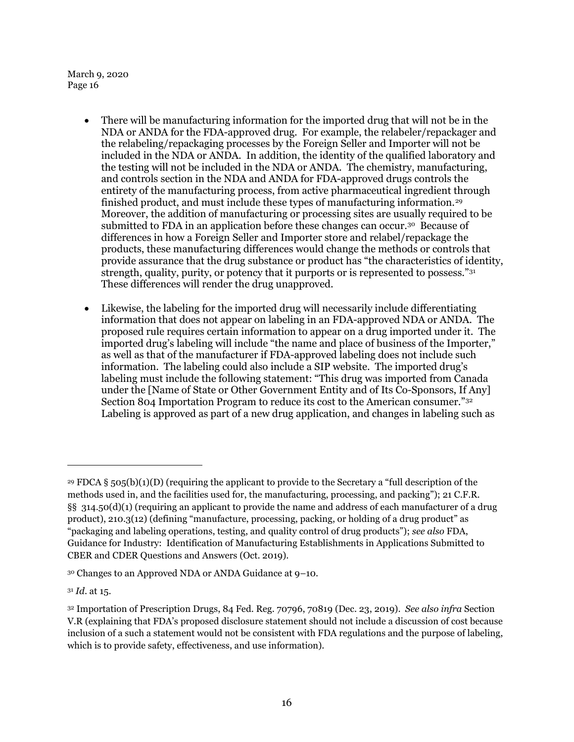- There will be manufacturing information for the imported drug that will not be in the NDA or ANDA for the FDA-approved drug. For example, the relabeler/repackager and the relabeling/repackaging processes by the Foreign Seller and Importer will not be included in the NDA or ANDA. In addition, the identity of the qualified laboratory and the testing will not be included in the NDA or ANDA. The chemistry, manufacturing, and controls section in the NDA and ANDA for FDA-approved drugs controls the entirety of the manufacturing process, from active pharmaceutical ingredient through finished product, and must include these types of manufacturing information.[29] Moreover, the addition of manufacturing or processing sites are usually required to be submitted to FDA in an application before these changes can occur.[30] Because of differences in how a Foreign Seller and Importer store and relabel/repackage the products, these manufacturing differences would change the methods or controls that provide assurance that the drug substance or product has "the characteristics of identity, strength, quality, purity, or potency that it purports or is represented to possess."[31] These differences will render the drug unapproved.

- Likewise, the labeling for the imported drug will necessarily include differentiating information that does not appear on labeling in an FDA-approved NDA or ANDA. The proposed rule requires certain information to appear on a drug imported under it. The imported drug's labeling will include "the name and place of business of the Importer," as well as that of the manufacturer if FDA-approved labeling does not include such information. The labeling could also include a SIP website. The imported drug's labeling must include the following statement: "This drug was imported from Canada under the [Name of State or Other Government Entity and of Its Co-Sponsors, If Any] Section 804 Importation Program to reduce its cost to the American consumer."[32] Labeling is approved as part of a new drug application, and changes in labeling such as

---

[29] FDCA § 505(b)(1)(D) (requiring the applicant to provide to the Secretary a "full description of the methods used in, and the facilities used for, the manufacturing, processing, and packing"); 21 C.F.R. §§ 314.50(d)(1) (requiring an applicant to provide the name and address of each manufacturer of a drug product), 210.3(12) (defining "manufacture, processing, packing, or holding of a drug product" as "packaging and labeling operations, testing, and quality control of drug products"); *see also* FDA, Guidance for Industry: Identification of Manufacturing Establishments in Applications Submitted to CBER and CDER Questions and Answers (Oct. 2019).

[30] Changes to an Approved NDA or ANDA Guidance at 9–10.

[31] *Id*. at 15.

[32] Importation of Prescription Drugs, 84 Fed. Reg. 70796, 70819 (Dec. 23, 2019). *See also infra* Section V.R (explaining that FDA's proposed disclosure statement should not include a discussion of cost because inclusion of a such a statement would not be consistent with FDA regulations and the purpose of labeling, which is to provide safety, effectiveness, and use information).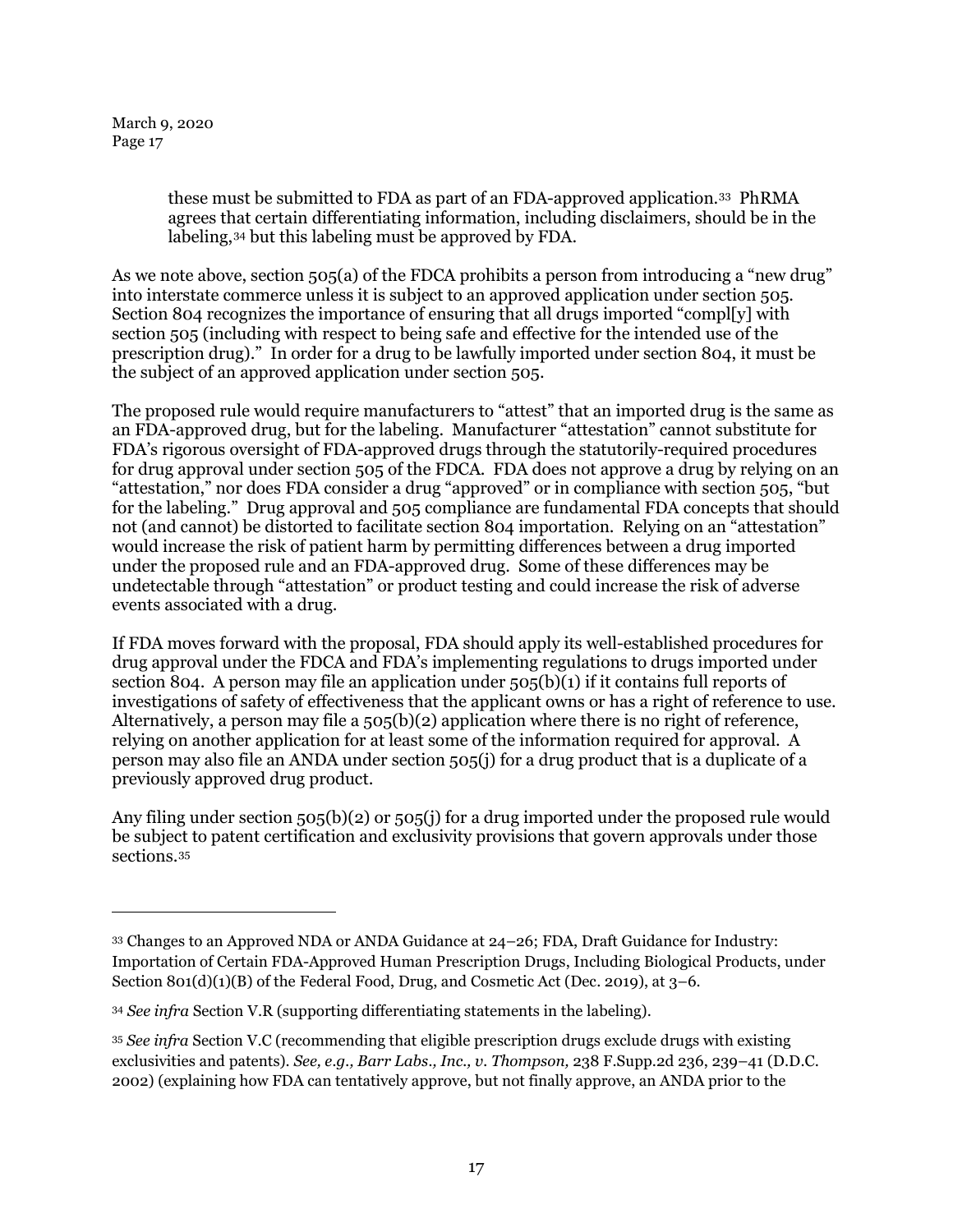> these must be submitted to FDA as part of an FDA-approved application.[33] PhRMA agrees that certain differentiating information, including disclaimers, should be in the labeling,[34] but this labeling must be approved by FDA.

As we note above, section 505(a) of the FDCA prohibits a person from introducing a "new drug" into interstate commerce unless it is subject to an approved application under section 505. Section 804 recognizes the importance of ensuring that all drugs imported "compl[y] with section 505 (including with respect to being safe and effective for the intended use of the prescription drug)." In order for a drug to be lawfully imported under section 804, it must be the subject of an approved application under section 505.

The proposed rule would require manufacturers to "attest" that an imported drug is the same as an FDA-approved drug, but for the labeling. Manufacturer "attestation" cannot substitute for FDA's rigorous oversight of FDA-approved drugs through the statutorily-required procedures for drug approval under section 505 of the FDCA. FDA does not approve a drug by relying on an "attestation," nor does FDA consider a drug "approved" or in compliance with section 505, "but for the labeling." Drug approval and 505 compliance are fundamental FDA concepts that should not (and cannot) be distorted to facilitate section 804 importation. Relying on an "attestation" would increase the risk of patient harm by permitting differences between a drug imported under the proposed rule and an FDA-approved drug. Some of these differences may be undetectable through "attestation" or product testing and could increase the risk of adverse events associated with a drug.

If FDA moves forward with the proposal, FDA should apply its well-established procedures for drug approval under the FDCA and FDA's implementing regulations to drugs imported under section 804. A person may file an application under 505(b)(1) if it contains full reports of investigations of safety of effectiveness that the applicant owns or has a right of reference to use. Alternatively, a person may file a 505(b)(2) application where there is no right of reference, relying on another application for at least some of the information required for approval. A person may also file an ANDA under section 505(j) for a drug product that is a duplicate of a previously approved drug product.

Any filing under section 505(b)(2) or 505(j) for a drug imported under the proposed rule would be subject to patent certification and exclusivity provisions that govern approvals under those sections.[35]

---

[33] Changes to an Approved NDA or ANDA Guidance at 24–26; FDA, Draft Guidance for Industry: Importation of Certain FDA-Approved Human Prescription Drugs, Including Biological Products, under Section 801(d)(1)(B) of the Federal Food, Drug, and Cosmetic Act (Dec. 2019), at 3–6.

[34] *See infra* Section V.R (supporting differentiating statements in the labeling).

[35] *See infra* Section V.C (recommending that eligible prescription drugs exclude drugs with existing exclusivities and patents). *See, e.g., Barr Labs., Inc., v. Thompson,* 238 F.Supp.2d 236, 239–41 (D.D.C. 2002) (explaining how FDA can tentatively approve, but not finally approve, an ANDA prior to the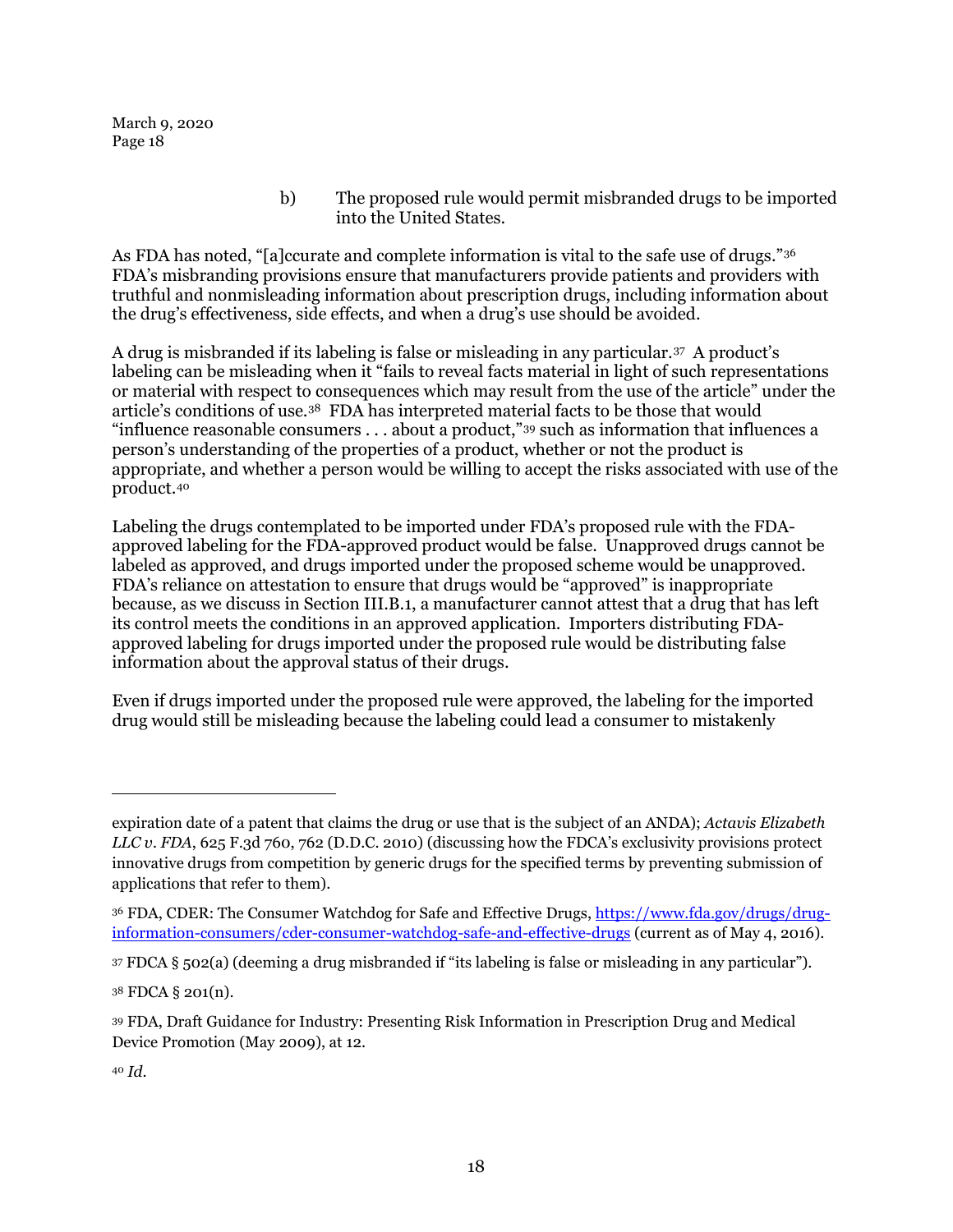b) The proposed rule would permit misbranded drugs to be imported into the United States.

As FDA has noted, "[a]ccurate and complete information is vital to the safe use of drugs."[36] FDA's misbranding provisions ensure that manufacturers provide patients and providers with truthful and nonmisleading information about prescription drugs, including information about the drug's effectiveness, side effects, and when a drug's use should be avoided.

A drug is misbranded if its labeling is false or misleading in any particular.[37] A product's labeling can be misleading when it "fails to reveal facts material in light of such representations or material with respect to consequences which may result from the use of the article" under the article's conditions of use.[38] FDA has interpreted material facts to be those that would "influence reasonable consumers . . . about a product,"[39] such as information that influences a person's understanding of the properties of a product, whether or not the product is appropriate, and whether a person would be willing to accept the risks associated with use of the product.[40]

Labeling the drugs contemplated to be imported under FDA's proposed rule with the FDA-approved labeling for the FDA-approved product would be false. Unapproved drugs cannot be labeled as approved, and drugs imported under the proposed scheme would be unapproved. FDA's reliance on attestation to ensure that drugs would be "approved" is inappropriate because, as we discuss in Section III.B.1, a manufacturer cannot attest that a drug that has left its control meets the conditions in an approved application. Importers distributing FDA-approved labeling for drugs imported under the proposed rule would be distributing false information about the approval status of their drugs.

Even if drugs imported under the proposed rule were approved, the labeling for the imported drug would still be misleading because the labeling could lead a consumer to mistakenly

---

expiration date of a patent that claims the drug or use that is the subject of an ANDA); *Actavis Elizabeth LLC v. FDA*, 625 F.3d 760, 762 (D.D.C. 2010) (discussing how the FDCA's exclusivity provisions protect innovative drugs from competition by generic drugs for the specified terms by preventing submission of applications that refer to them).

[36] FDA, CDER: The Consumer Watchdog for Safe and Effective Drugs, https://www.fda.gov/drugs/drug-information-consumers/cder-consumer-watchdog-safe-and-effective-drugs (current as of May 4, 2016).

[37] FDCA § 502(a) (deeming a drug misbranded if "its labeling is false or misleading in any particular").

[38] FDCA § 201(n).

[39] FDA, Draft Guidance for Industry: Presenting Risk Information in Prescription Drug and Medical Device Promotion (May 2009), at 12.

[40] *Id.*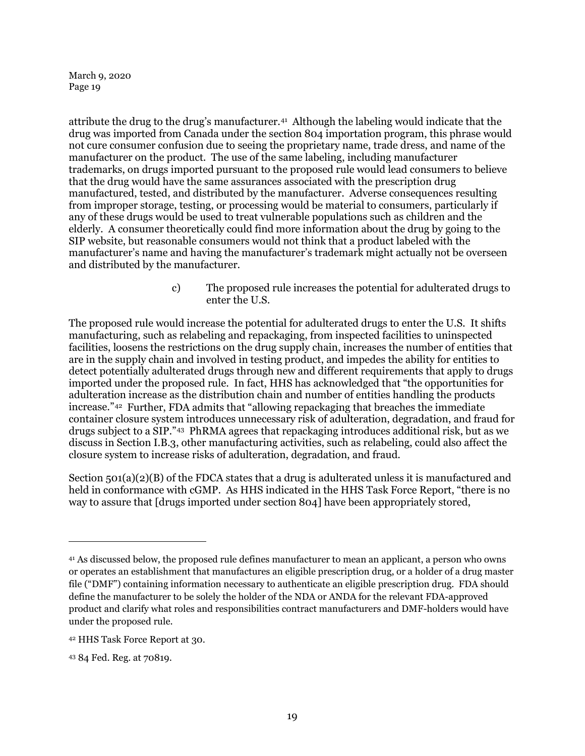attribute the drug to the drug's manufacturer.[41] Although the labeling would indicate that the drug was imported from Canada under the section 804 importation program, this phrase would not cure consumer confusion due to seeing the proprietary name, trade dress, and name of the manufacturer on the product. The use of the same labeling, including manufacturer trademarks, on drugs imported pursuant to the proposed rule would lead consumers to believe that the drug would have the same assurances associated with the prescription drug manufactured, tested, and distributed by the manufacturer. Adverse consequences resulting from improper storage, testing, or processing would be material to consumers, particularly if any of these drugs would be used to treat vulnerable populations such as children and the elderly. A consumer theoretically could find more information about the drug by going to the SIP website, but reasonable consumers would not think that a product labeled with the manufacturer's name and having the manufacturer's trademark might actually not be overseen and distributed by the manufacturer.

c) The proposed rule increases the potential for adulterated drugs to enter the U.S.

The proposed rule would increase the potential for adulterated drugs to enter the U.S. It shifts manufacturing, such as relabeling and repackaging, from inspected facilities to uninspected facilities, loosens the restrictions on the drug supply chain, increases the number of entities that are in the supply chain and involved in testing product, and impedes the ability for entities to detect potentially adulterated drugs through new and different requirements that apply to drugs imported under the proposed rule. In fact, HHS has acknowledged that "the opportunities for adulteration increase as the distribution chain and number of entities handling the products increase."[42] Further, FDA admits that "allowing repackaging that breaches the immediate container closure system introduces unnecessary risk of adulteration, degradation, and fraud for drugs subject to a SIP."[43] PhRMA agrees that repackaging introduces additional risk, but as we discuss in Section I.B.3, other manufacturing activities, such as relabeling, could also affect the closure system to increase risks of adulteration, degradation, and fraud.

Section 501(a)(2)(B) of the FDCA states that a drug is adulterated unless it is manufactured and held in conformance with cGMP. As HHS indicated in the HHS Task Force Report, "there is no way to assure that [drugs imported under section 804] have been appropriately stored,

---

[41] As discussed below, the proposed rule defines manufacturer to mean an applicant, a person who owns or operates an establishment that manufactures an eligible prescription drug, or a holder of a drug master file ("DMF") containing information necessary to authenticate an eligible prescription drug. FDA should define the manufacturer to be solely the holder of the NDA or ANDA for the relevant FDA-approved product and clarify what roles and responsibilities contract manufacturers and DMF-holders would have under the proposed rule.

[42] HHS Task Force Report at 30.

[43] 84 Fed. Reg. at 70819.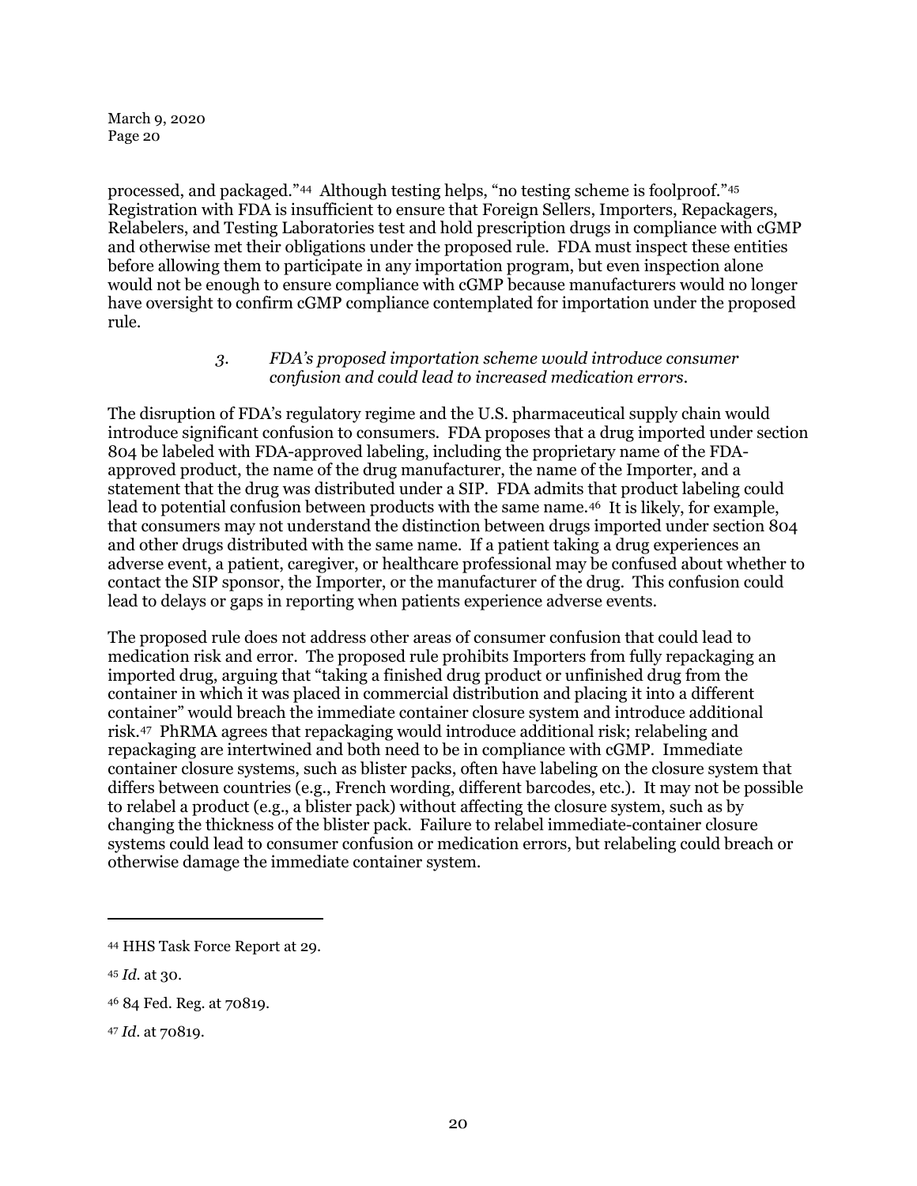processed, and packaged."[44] Although testing helps, "no testing scheme is foolproof."[45] Registration with FDA is insufficient to ensure that Foreign Sellers, Importers, Repackagers, Relabelers, and Testing Laboratories test and hold prescription drugs in compliance with cGMP and otherwise met their obligations under the proposed rule. FDA must inspect these entities before allowing them to participate in any importation program, but even inspection alone would not be enough to ensure compliance with cGMP because manufacturers would no longer have oversight to confirm cGMP compliance contemplated for importation under the proposed rule.

*3. FDA's proposed importation scheme would introduce consumer confusion and could lead to increased medication errors.*

The disruption of FDA's regulatory regime and the U.S. pharmaceutical supply chain would introduce significant confusion to consumers. FDA proposes that a drug imported under section 804 be labeled with FDA-approved labeling, including the proprietary name of the FDA-approved product, the name of the drug manufacturer, the name of the Importer, and a statement that the drug was distributed under a SIP. FDA admits that product labeling could lead to potential confusion between products with the same name.[46] It is likely, for example, that consumers may not understand the distinction between drugs imported under section 804 and other drugs distributed with the same name. If a patient taking a drug experiences an adverse event, a patient, caregiver, or healthcare professional may be confused about whether to contact the SIP sponsor, the Importer, or the manufacturer of the drug. This confusion could lead to delays or gaps in reporting when patients experience adverse events.

The proposed rule does not address other areas of consumer confusion that could lead to medication risk and error. The proposed rule prohibits Importers from fully repackaging an imported drug, arguing that "taking a finished drug product or unfinished drug from the container in which it was placed in commercial distribution and placing it into a different container" would breach the immediate container closure system and introduce additional risk.[47] PhRMA agrees that repackaging would introduce additional risk; relabeling and repackaging are intertwined and both need to be in compliance with cGMP. Immediate container closure systems, such as blister packs, often have labeling on the closure system that differs between countries (e.g., French wording, different barcodes, etc.). It may not be possible to relabel a product (e.g., a blister pack) without affecting the closure system, such as by changing the thickness of the blister pack. Failure to relabel immediate-container closure systems could lead to consumer confusion or medication errors, but relabeling could breach or otherwise damage the immediate container system.

---

[44] HHS Task Force Report at 29.

[45] *Id.* at 30.

[46] 84 Fed. Reg. at 70819.

[47] *Id.* at 70819.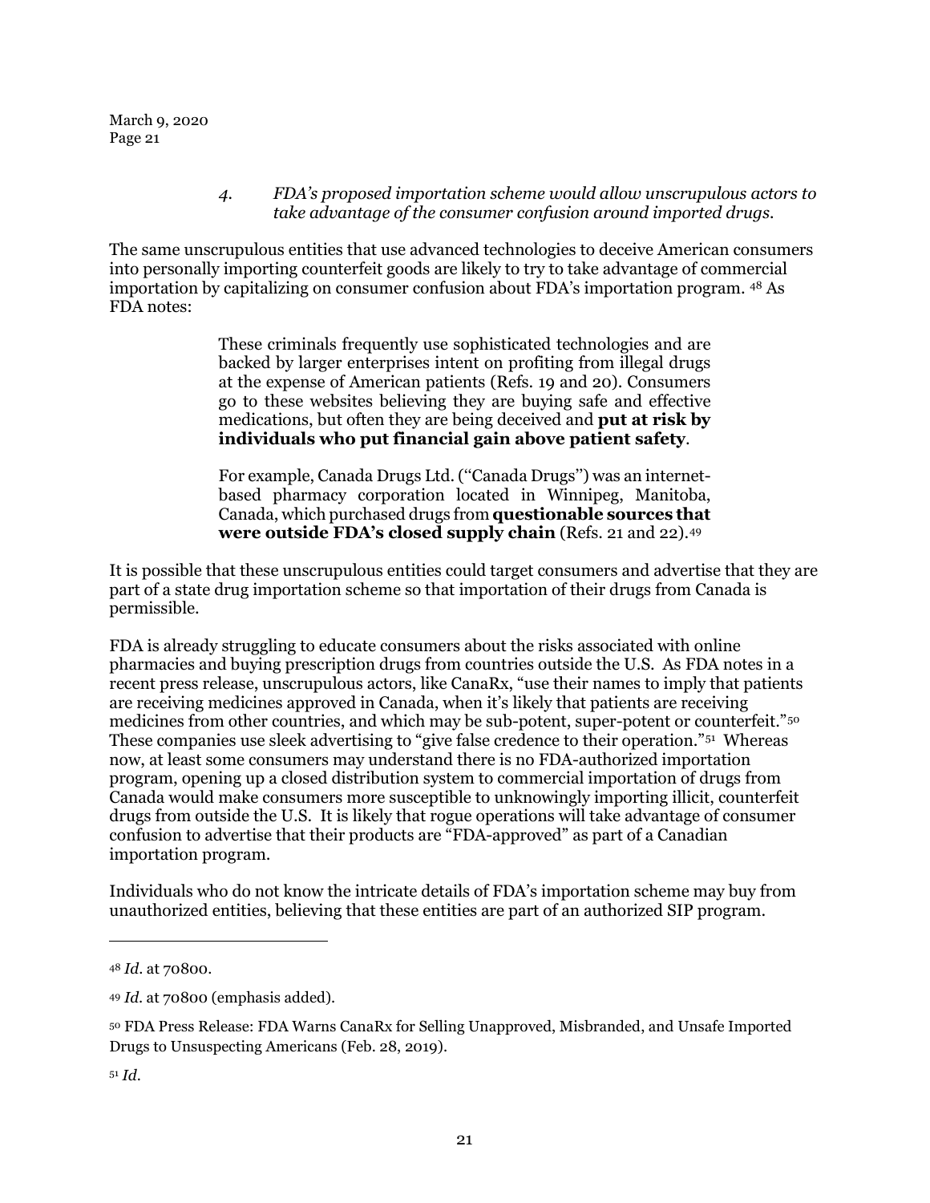*4. FDA's proposed importation scheme would allow unscrupulous actors to take advantage of the consumer confusion around imported drugs.*

The same unscrupulous entities that use advanced technologies to deceive American consumers into personally importing counterfeit goods are likely to try to take advantage of commercial importation by capitalizing on consumer confusion about FDA's importation program. [48] As FDA notes:

> These criminals frequently use sophisticated technologies and are backed by larger enterprises intent on profiting from illegal drugs at the expense of American patients (Refs. 19 and 20). Consumers go to these websites believing they are buying safe and effective medications, but often they are being deceived and **put at risk by individuals who put financial gain above patient safety**.
>
> For example, Canada Drugs Ltd. ("Canada Drugs") was an internet-based pharmacy corporation located in Winnipeg, Manitoba, Canada, which purchased drugs from **questionable sources that were outside FDA's closed supply chain** (Refs. 21 and 22).[49]

It is possible that these unscrupulous entities could target consumers and advertise that they are part of a state drug importation scheme so that importation of their drugs from Canada is permissible.

FDA is already struggling to educate consumers about the risks associated with online pharmacies and buying prescription drugs from countries outside the U.S. As FDA notes in a recent press release, unscrupulous actors, like CanaRx, "use their names to imply that patients are receiving medicines approved in Canada, when it's likely that patients are receiving medicines from other countries, and which may be sub-potent, super-potent or counterfeit."[50] These companies use sleek advertising to "give false credence to their operation."[51] Whereas now, at least some consumers may understand there is no FDA-authorized importation program, opening up a closed distribution system to commercial importation of drugs from Canada would make consumers more susceptible to unknowingly importing illicit, counterfeit drugs from outside the U.S. It is likely that rogue operations will take advantage of consumer confusion to advertise that their products are "FDA-approved" as part of a Canadian importation program.

Individuals who do not know the intricate details of FDA's importation scheme may buy from unauthorized entities, believing that these entities are part of an authorized SIP program.

---

[48] *Id.* at 70800.

[49] *Id.* at 70800 (emphasis added).

[50] FDA Press Release: FDA Warns CanaRx for Selling Unapproved, Misbranded, and Unsafe Imported Drugs to Unsuspecting Americans (Feb. 28, 2019).

[51] *Id.*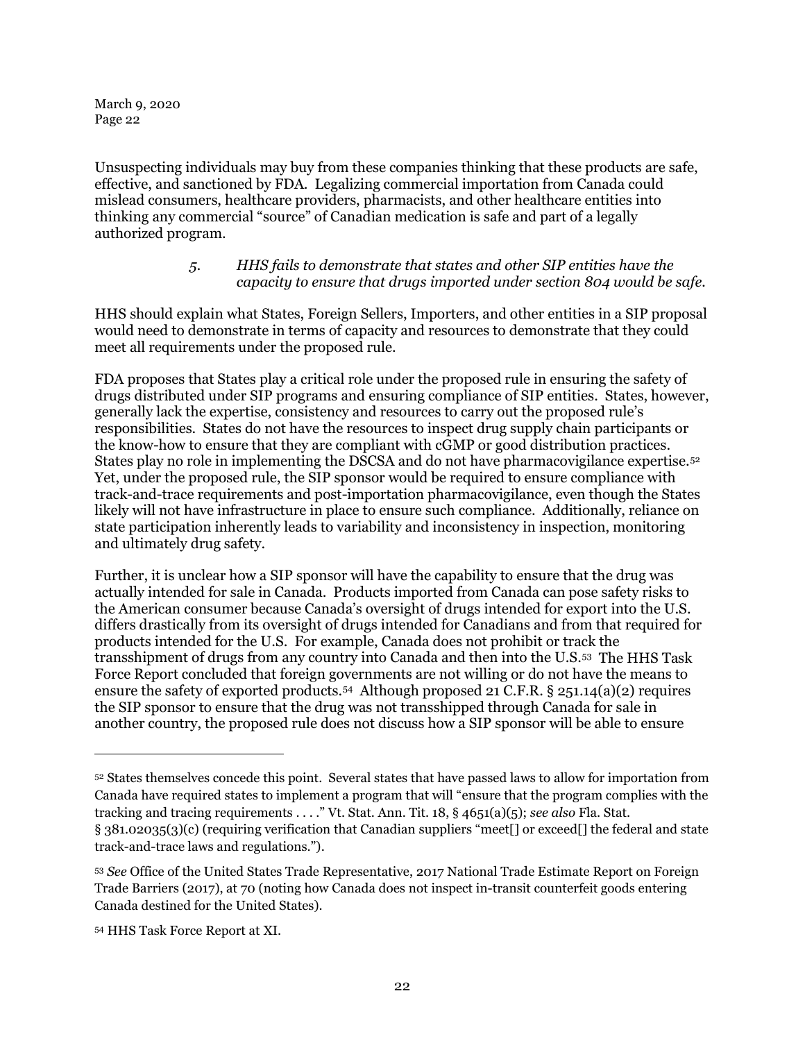Unsuspecting individuals may buy from these companies thinking that these products are safe, effective, and sanctioned by FDA. Legalizing commercial importation from Canada could mislead consumers, healthcare providers, pharmacists, and other healthcare entities into thinking any commercial "source" of Canadian medication is safe and part of a legally authorized program.

> *5. HHS fails to demonstrate that states and other SIP entities have the capacity to ensure that drugs imported under section 804 would be safe.*

HHS should explain what States, Foreign Sellers, Importers, and other entities in a SIP proposal would need to demonstrate in terms of capacity and resources to demonstrate that they could meet all requirements under the proposed rule.

FDA proposes that States play a critical role under the proposed rule in ensuring the safety of drugs distributed under SIP programs and ensuring compliance of SIP entities. States, however, generally lack the expertise, consistency and resources to carry out the proposed rule's responsibilities. States do not have the resources to inspect drug supply chain participants or the know-how to ensure that they are compliant with cGMP or good distribution practices. States play no role in implementing the DSCSA and do not have pharmacovigilance expertise.[52] Yet, under the proposed rule, the SIP sponsor would be required to ensure compliance with track-and-trace requirements and post-importation pharmacovigilance, even though the States likely will not have infrastructure in place to ensure such compliance. Additionally, reliance on state participation inherently leads to variability and inconsistency in inspection, monitoring and ultimately drug safety.

Further, it is unclear how a SIP sponsor will have the capability to ensure that the drug was actually intended for sale in Canada. Products imported from Canada can pose safety risks to the American consumer because Canada's oversight of drugs intended for export into the U.S. differs drastically from its oversight of drugs intended for Canadians and from that required for products intended for the U.S. For example, Canada does not prohibit or track the transshipment of drugs from any country into Canada and then into the U.S.[53] The HHS Task Force Report concluded that foreign governments are not willing or do not have the means to ensure the safety of exported products.[54] Although proposed 21 C.F.R. § 251.14(a)(2) requires the SIP sponsor to ensure that the drug was not transshipped through Canada for sale in another country, the proposed rule does not discuss how a SIP sponsor will be able to ensure

---

[52] States themselves concede this point. Several states that have passed laws to allow for importation from Canada have required states to implement a program that will "ensure that the program complies with the tracking and tracing requirements . . . ." Vt. Stat. Ann. Tit. 18, § 4651(a)(5); *see also* Fla. Stat. § 381.02035(3)(c) (requiring verification that Canadian suppliers "meet[] or exceed[] the federal and state track-and-trace laws and regulations.").

[53] *See* Office of the United States Trade Representative, 2017 National Trade Estimate Report on Foreign Trade Barriers (2017), at 70 (noting how Canada does not inspect in-transit counterfeit goods entering Canada destined for the United States).

[54] HHS Task Force Report at XI.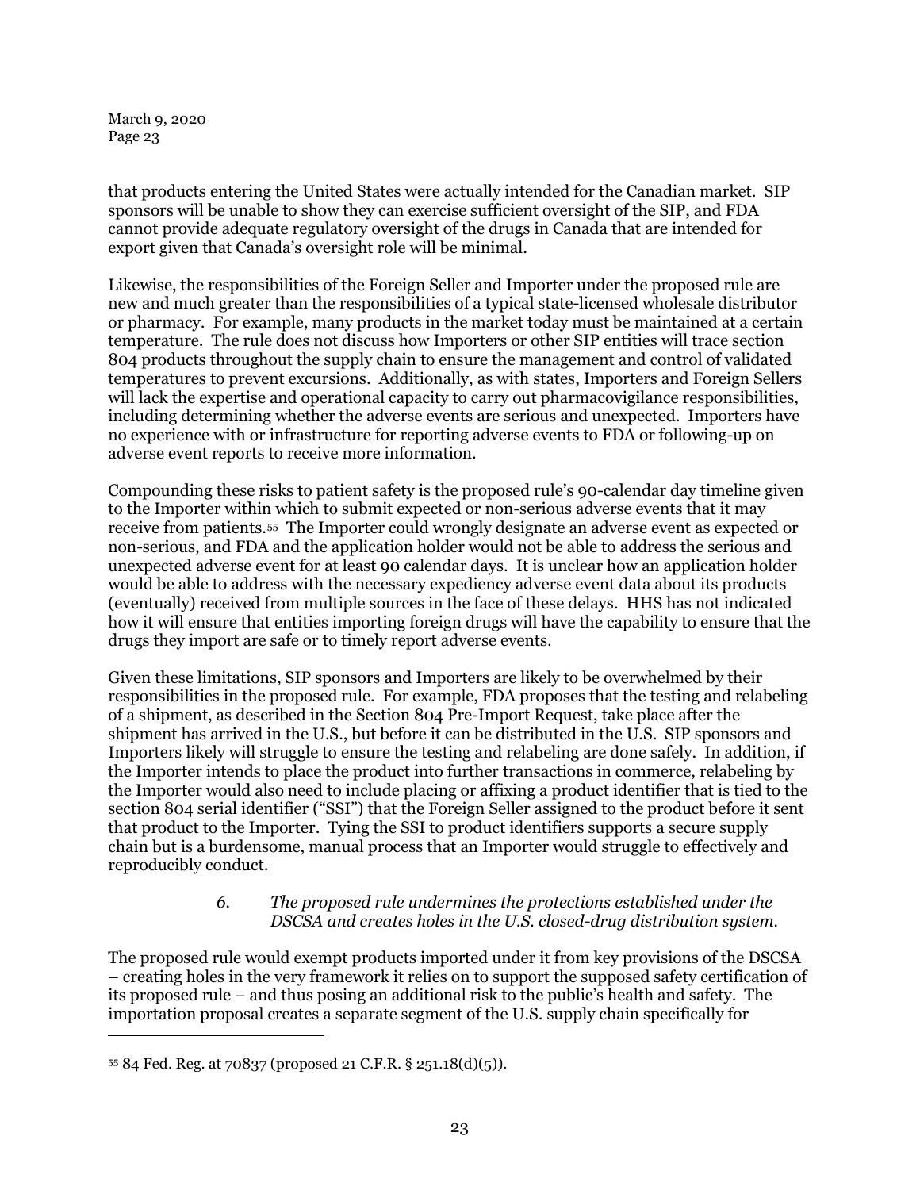that products entering the United States were actually intended for the Canadian market. SIP sponsors will be unable to show they can exercise sufficient oversight of the SIP, and FDA cannot provide adequate regulatory oversight of the drugs in Canada that are intended for export given that Canada's oversight role will be minimal.

Likewise, the responsibilities of the Foreign Seller and Importer under the proposed rule are new and much greater than the responsibilities of a typical state-licensed wholesale distributor or pharmacy. For example, many products in the market today must be maintained at a certain temperature. The rule does not discuss how Importers or other SIP entities will trace section 804 products throughout the supply chain to ensure the management and control of validated temperatures to prevent excursions. Additionally, as with states, Importers and Foreign Sellers will lack the expertise and operational capacity to carry out pharmacovigilance responsibilities, including determining whether the adverse events are serious and unexpected. Importers have no experience with or infrastructure for reporting adverse events to FDA or following-up on adverse event reports to receive more information.

Compounding these risks to patient safety is the proposed rule's 90-calendar day timeline given to the Importer within which to submit expected or non-serious adverse events that it may receive from patients.[55] The Importer could wrongly designate an adverse event as expected or non-serious, and FDA and the application holder would not be able to address the serious and unexpected adverse event for at least 90 calendar days. It is unclear how an application holder would be able to address with the necessary expediency adverse event data about its products (eventually) received from multiple sources in the face of these delays. HHS has not indicated how it will ensure that entities importing foreign drugs will have the capability to ensure that the drugs they import are safe or to timely report adverse events.

Given these limitations, SIP sponsors and Importers are likely to be overwhelmed by their responsibilities in the proposed rule. For example, FDA proposes that the testing and relabeling of a shipment, as described in the Section 804 Pre-Import Request, take place after the shipment has arrived in the U.S., but before it can be distributed in the U.S. SIP sponsors and Importers likely will struggle to ensure the testing and relabeling are done safely. In addition, if the Importer intends to place the product into further transactions in commerce, relabeling by the Importer would also need to include placing or affixing a product identifier that is tied to the section 804 serial identifier ("SSI") that the Foreign Seller assigned to the product before it sent that product to the Importer. Tying the SSI to product identifiers supports a secure supply chain but is a burdensome, manual process that an Importer would struggle to effectively and reproducibly conduct.

*6. The proposed rule undermines the protections established under the DSCSA and creates holes in the U.S. closed-drug distribution system.*

The proposed rule would exempt products imported under it from key provisions of the DSCSA – creating holes in the very framework it relies on to support the supposed safety certification of its proposed rule – and thus posing an additional risk to the public's health and safety. The importation proposal creates a separate segment of the U.S. supply chain specifically for

---

[55] 84 Fed. Reg. at 70837 (proposed 21 C.F.R. § 251.18(d)(5)).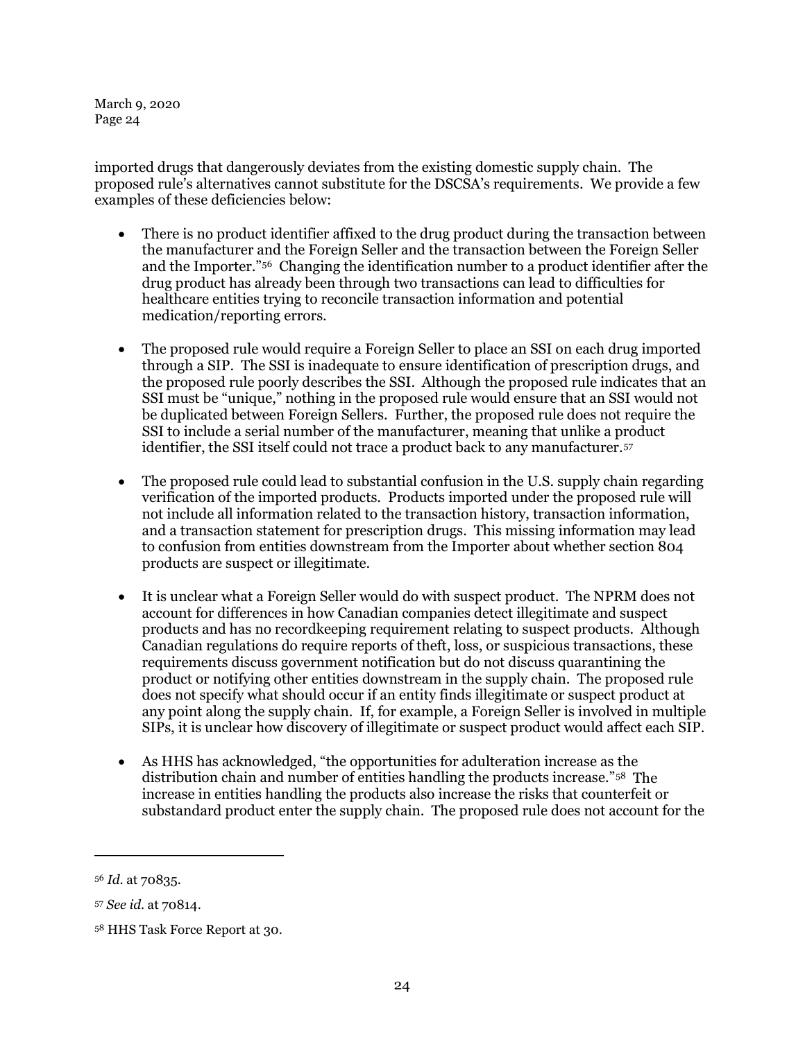imported drugs that dangerously deviates from the existing domestic supply chain. The proposed rule's alternatives cannot substitute for the DSCSA's requirements. We provide a few examples of these deficiencies below:

- There is no product identifier affixed to the drug product during the transaction between the manufacturer and the Foreign Seller and the transaction between the Foreign Seller and the Importer."[56] Changing the identification number to a product identifier after the drug product has already been through two transactions can lead to difficulties for healthcare entities trying to reconcile transaction information and potential medication/reporting errors.

- The proposed rule would require a Foreign Seller to place an SSI on each drug imported through a SIP. The SSI is inadequate to ensure identification of prescription drugs, and the proposed rule poorly describes the SSI. Although the proposed rule indicates that an SSI must be "unique," nothing in the proposed rule would ensure that an SSI would not be duplicated between Foreign Sellers. Further, the proposed rule does not require the SSI to include a serial number of the manufacturer, meaning that unlike a product identifier, the SSI itself could not trace a product back to any manufacturer.[57]

- The proposed rule could lead to substantial confusion in the U.S. supply chain regarding verification of the imported products. Products imported under the proposed rule will not include all information related to the transaction history, transaction information, and a transaction statement for prescription drugs. This missing information may lead to confusion from entities downstream from the Importer about whether section 804 products are suspect or illegitimate.

- It is unclear what a Foreign Seller would do with suspect product. The NPRM does not account for differences in how Canadian companies detect illegitimate and suspect products and has no recordkeeping requirement relating to suspect products. Although Canadian regulations do require reports of theft, loss, or suspicious transactions, these requirements discuss government notification but do not discuss quarantining the product or notifying other entities downstream in the supply chain. The proposed rule does not specify what should occur if an entity finds illegitimate or suspect product at any point along the supply chain. If, for example, a Foreign Seller is involved in multiple SIPs, it is unclear how discovery of illegitimate or suspect product would affect each SIP.

- As HHS has acknowledged, "the opportunities for adulteration increase as the distribution chain and number of entities handling the products increase."[58] The increase in entities handling the products also increase the risks that counterfeit or substandard product enter the supply chain. The proposed rule does not account for the

---

[56] *Id.* at 70835.

[57] *See id.* at 70814.

[58] HHS Task Force Report at 30.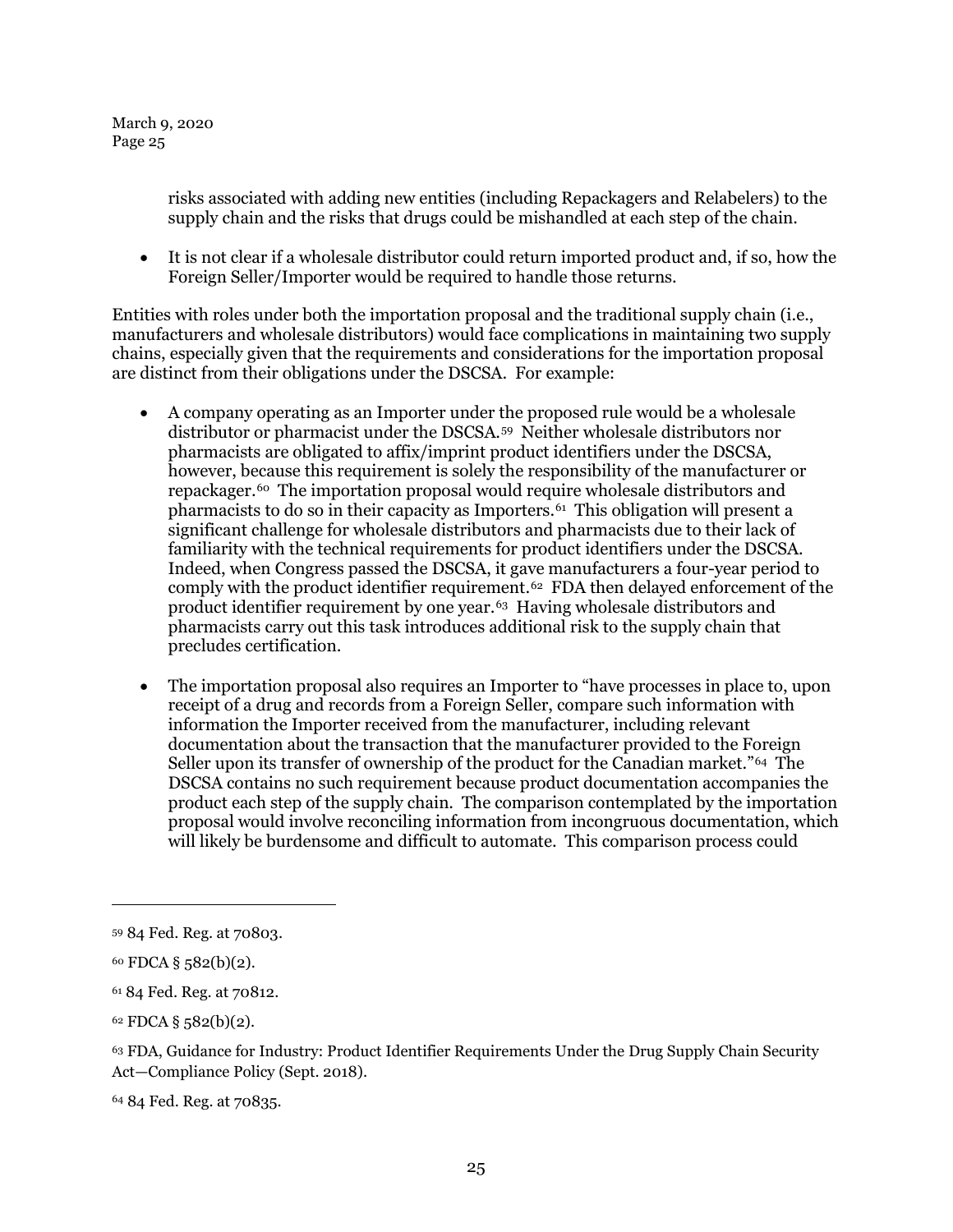risks associated with adding new entities (including Repackagers and Relabelers) to the supply chain and the risks that drugs could be mishandled at each step of the chain.

- It is not clear if a wholesale distributor could return imported product and, if so, how the Foreign Seller/Importer would be required to handle those returns.

Entities with roles under both the importation proposal and the traditional supply chain (i.e., manufacturers and wholesale distributors) would face complications in maintaining two supply chains, especially given that the requirements and considerations for the importation proposal are distinct from their obligations under the DSCSA. For example:

- A company operating as an Importer under the proposed rule would be a wholesale distributor or pharmacist under the DSCSA.[59] Neither wholesale distributors nor pharmacists are obligated to affix/imprint product identifiers under the DSCSA, however, because this requirement is solely the responsibility of the manufacturer or repackager.[60] The importation proposal would require wholesale distributors and pharmacists to do so in their capacity as Importers.[61] This obligation will present a significant challenge for wholesale distributors and pharmacists due to their lack of familiarity with the technical requirements for product identifiers under the DSCSA. Indeed, when Congress passed the DSCSA, it gave manufacturers a four-year period to comply with the product identifier requirement.[62] FDA then delayed enforcement of the product identifier requirement by one year.[63] Having wholesale distributors and pharmacists carry out this task introduces additional risk to the supply chain that precludes certification.

- The importation proposal also requires an Importer to "have processes in place to, upon receipt of a drug and records from a Foreign Seller, compare such information with information the Importer received from the manufacturer, including relevant documentation about the transaction that the manufacturer provided to the Foreign Seller upon its transfer of ownership of the product for the Canadian market."[64] The DSCSA contains no such requirement because product documentation accompanies the product each step of the supply chain. The comparison contemplated by the importation proposal would involve reconciling information from incongruous documentation, which will likely be burdensome and difficult to automate. This comparison process could

---

[59] 84 Fed. Reg. at 70803.

[60] FDCA § 582(b)(2).

[61] 84 Fed. Reg. at 70812.

[62] FDCA § 582(b)(2).

[63] FDA, Guidance for Industry: Product Identifier Requirements Under the Drug Supply Chain Security Act—Compliance Policy (Sept. 2018).

[64] 84 Fed. Reg. at 70835.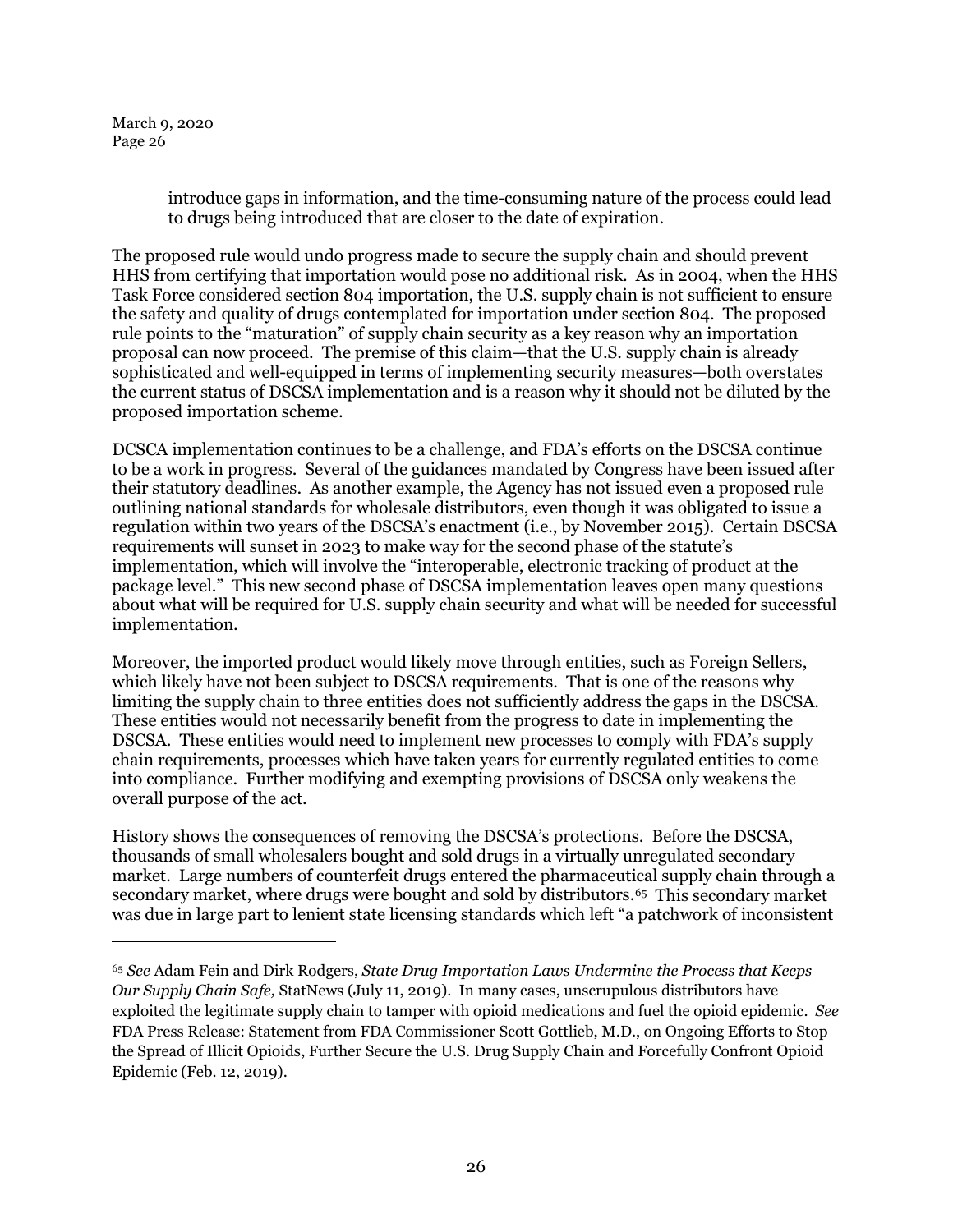introduce gaps in information, and the time-consuming nature of the process could lead to drugs being introduced that are closer to the date of expiration.

The proposed rule would undo progress made to secure the supply chain and should prevent HHS from certifying that importation would pose no additional risk. As in 2004, when the HHS Task Force considered section 804 importation, the U.S. supply chain is not sufficient to ensure the safety and quality of drugs contemplated for importation under section 804. The proposed rule points to the "maturation" of supply chain security as a key reason why an importation proposal can now proceed. The premise of this claim—that the U.S. supply chain is already sophisticated and well-equipped in terms of implementing security measures—both overstates the current status of DSCSA implementation and is a reason why it should not be diluted by the proposed importation scheme.

DCSCA implementation continues to be a challenge, and FDA's efforts on the DSCSA continue to be a work in progress. Several of the guidances mandated by Congress have been issued after their statutory deadlines. As another example, the Agency has not issued even a proposed rule outlining national standards for wholesale distributors, even though it was obligated to issue a regulation within two years of the DSCSA's enactment (i.e., by November 2015). Certain DSCSA requirements will sunset in 2023 to make way for the second phase of the statute's implementation, which will involve the "interoperable, electronic tracking of product at the package level." This new second phase of DSCSA implementation leaves open many questions about what will be required for U.S. supply chain security and what will be needed for successful implementation.

Moreover, the imported product would likely move through entities, such as Foreign Sellers, which likely have not been subject to DSCSA requirements. That is one of the reasons why limiting the supply chain to three entities does not sufficiently address the gaps in the DSCSA. These entities would not necessarily benefit from the progress to date in implementing the DSCSA. These entities would need to implement new processes to comply with FDA's supply chain requirements, processes which have taken years for currently regulated entities to come into compliance. Further modifying and exempting provisions of DSCSA only weakens the overall purpose of the act.

History shows the consequences of removing the DSCSA's protections. Before the DSCSA, thousands of small wholesalers bought and sold drugs in a virtually unregulated secondary market. Large numbers of counterfeit drugs entered the pharmaceutical supply chain through a secondary market, where drugs were bought and sold by distributors.[65] This secondary market was due in large part to lenient state licensing standards which left "a patchwork of inconsistent

---

[65] *See* Adam Fein and Dirk Rodgers, *State Drug Importation Laws Undermine the Process that Keeps Our Supply Chain Safe,* StatNews (July 11, 2019). In many cases, unscrupulous distributors have exploited the legitimate supply chain to tamper with opioid medications and fuel the opioid epidemic. *See* FDA Press Release: Statement from FDA Commissioner Scott Gottlieb, M.D., on Ongoing Efforts to Stop the Spread of Illicit Opioids, Further Secure the U.S. Drug Supply Chain and Forcefully Confront Opioid Epidemic (Feb. 12, 2019).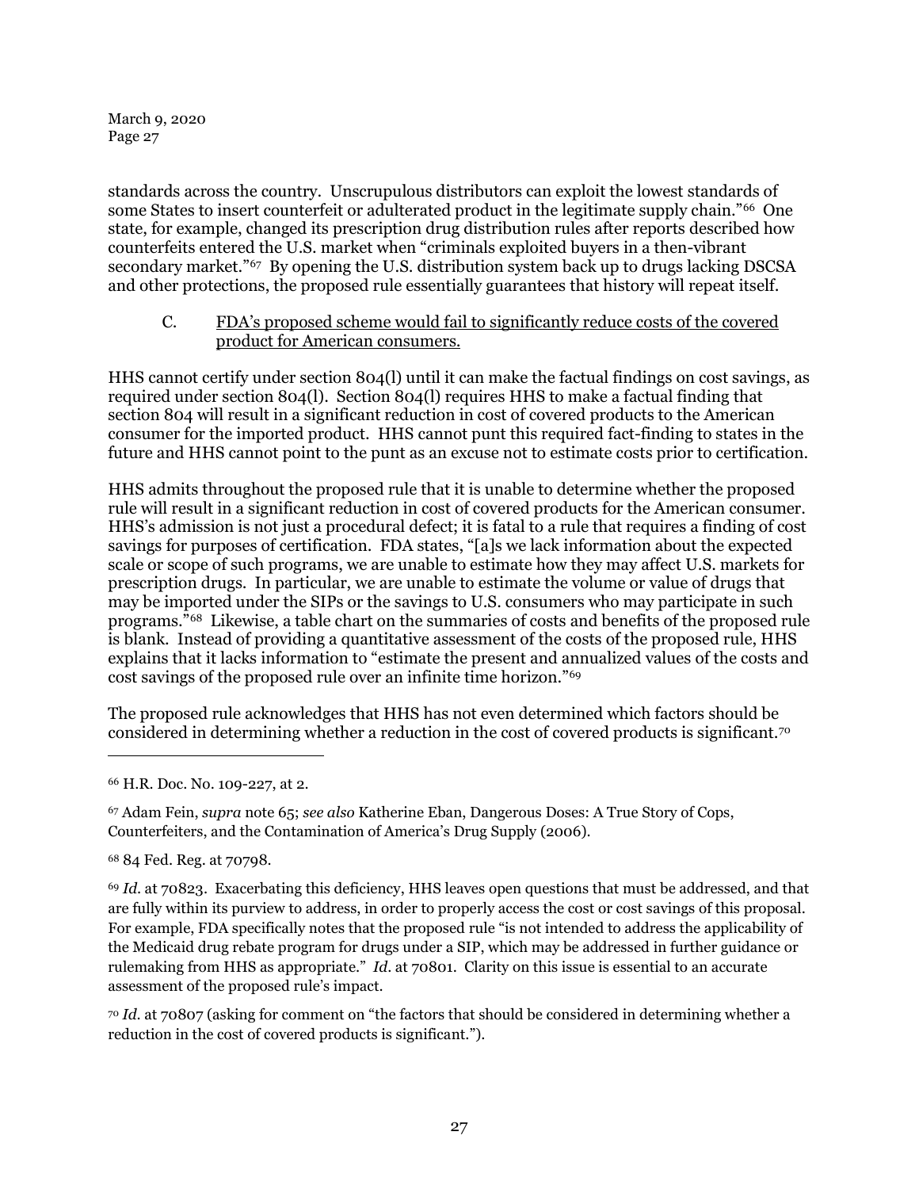standards across the country. Unscrupulous distributors can exploit the lowest standards of some States to insert counterfeit or adulterated product in the legitimate supply chain."[66] One state, for example, changed its prescription drug distribution rules after reports described how counterfeits entered the U.S. market when "criminals exploited buyers in a then-vibrant secondary market."[67] By opening the U.S. distribution system back up to drugs lacking DSCSA and other protections, the proposed rule essentially guarantees that history will repeat itself.

C. <u>FDA's proposed scheme would fail to significantly reduce costs of the covered product for American consumers.</u>

HHS cannot certify under section 804(l) until it can make the factual findings on cost savings, as required under section 804(l). Section 804(l) requires HHS to make a factual finding that section 804 will result in a significant reduction in cost of covered products to the American consumer for the imported product. HHS cannot punt this required fact-finding to states in the future and HHS cannot point to the punt as an excuse not to estimate costs prior to certification.

HHS admits throughout the proposed rule that it is unable to determine whether the proposed rule will result in a significant reduction in cost of covered products for the American consumer. HHS's admission is not just a procedural defect; it is fatal to a rule that requires a finding of cost savings for purposes of certification. FDA states, "[a]s we lack information about the expected scale or scope of such programs, we are unable to estimate how they may affect U.S. markets for prescription drugs. In particular, we are unable to estimate the volume or value of drugs that may be imported under the SIPs or the savings to U.S. consumers who may participate in such programs."[68] Likewise, a table chart on the summaries of costs and benefits of the proposed rule is blank. Instead of providing a quantitative assessment of the costs of the proposed rule, HHS explains that it lacks information to "estimate the present and annualized values of the costs and cost savings of the proposed rule over an infinite time horizon."[69]

The proposed rule acknowledges that HHS has not even determined which factors should be considered in determining whether a reduction in the cost of covered products is significant.[70]

---

[66] H.R. Doc. No. 109-227, at 2.

[67] Adam Fein, *supra* note 65; *see also* Katherine Eban, Dangerous Doses: A True Story of Cops, Counterfeiters, and the Contamination of America's Drug Supply (2006).

[68] 84 Fed. Reg. at 70798.

[69] *Id.* at 70823. Exacerbating this deficiency, HHS leaves open questions that must be addressed, and that are fully within its purview to address, in order to properly access the cost or cost savings of this proposal. For example, FDA specifically notes that the proposed rule "is not intended to address the applicability of the Medicaid drug rebate program for drugs under a SIP, which may be addressed in further guidance or rulemaking from HHS as appropriate." *Id.* at 70801. Clarity on this issue is essential to an accurate assessment of the proposed rule's impact.

[70] *Id.* at 70807 (asking for comment on "the factors that should be considered in determining whether a reduction in the cost of covered products is significant.").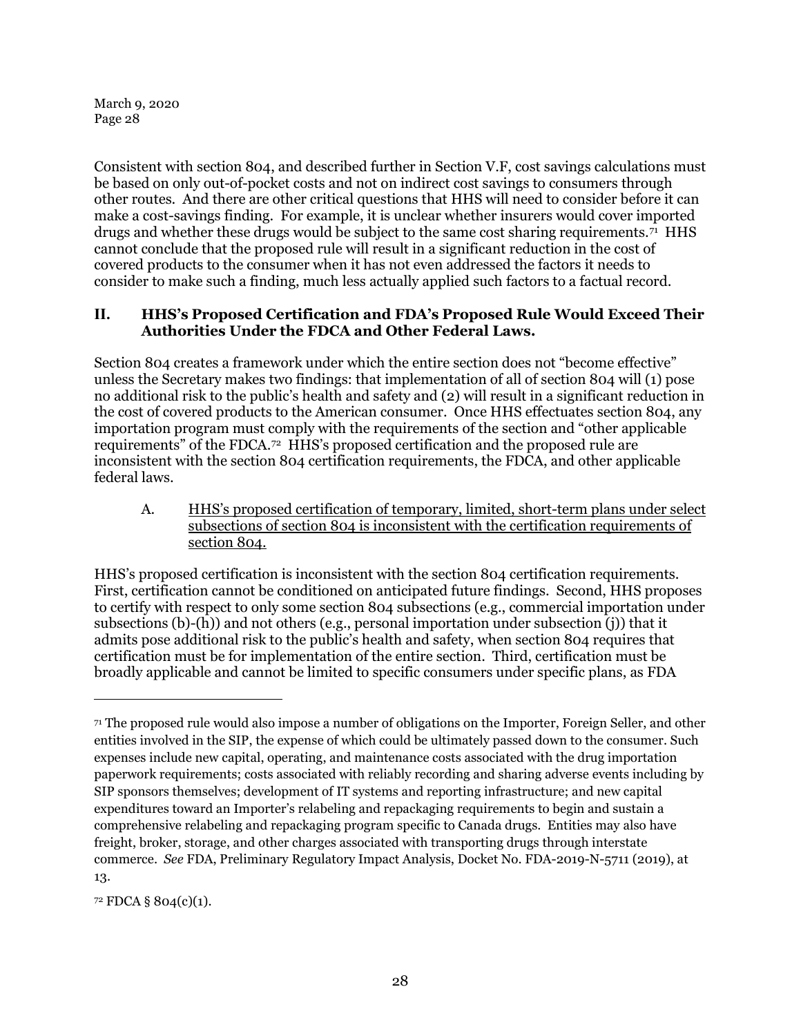Consistent with section 804, and described further in Section V.F, cost savings calculations must be based on only out-of-pocket costs and not on indirect cost savings to consumers through other routes. And there are other critical questions that HHS will need to consider before it can make a cost-savings finding. For example, it is unclear whether insurers would cover imported drugs and whether these drugs would be subject to the same cost sharing requirements.[71] HHS cannot conclude that the proposed rule will result in a significant reduction in the cost of covered products to the consumer when it has not even addressed the factors it needs to consider to make such a finding, much less actually applied such factors to a factual record.

## II. HHS's Proposed Certification and FDA's Proposed Rule Would Exceed Their Authorities Under the FDCA and Other Federal Laws.

Section 804 creates a framework under which the entire section does not "become effective" unless the Secretary makes two findings: that implementation of all of section 804 will (1) pose no additional risk to the public's health and safety and (2) will result in a significant reduction in the cost of covered products to the American consumer. Once HHS effectuates section 804, any importation program must comply with the requirements of the section and "other applicable requirements" of the FDCA.[72] HHS's proposed certification and the proposed rule are inconsistent with the section 804 certification requirements, the FDCA, and other applicable federal laws.

### A. HHS's proposed certification of temporary, limited, short-term plans under select subsections of section 804 is inconsistent with the certification requirements of section 804.

HHS's proposed certification is inconsistent with the section 804 certification requirements. First, certification cannot be conditioned on anticipated future findings. Second, HHS proposes to certify with respect to only some section 804 subsections (e.g., commercial importation under subsections (b)-(h)) and not others (e.g., personal importation under subsection (j)) that it admits pose additional risk to the public's health and safety, when section 804 requires that certification must be for implementation of the entire section. Third, certification must be broadly applicable and cannot be limited to specific consumers under specific plans, as FDA

---

[71] The proposed rule would also impose a number of obligations on the Importer, Foreign Seller, and other entities involved in the SIP, the expense of which could be ultimately passed down to the consumer. Such expenses include new capital, operating, and maintenance costs associated with the drug importation paperwork requirements; costs associated with reliably recording and sharing adverse events including by SIP sponsors themselves; development of IT systems and reporting infrastructure; and new capital expenditures toward an Importer's relabeling and repackaging requirements to begin and sustain a comprehensive relabeling and repackaging program specific to Canada drugs. Entities may also have freight, broker, storage, and other charges associated with transporting drugs through interstate commerce. *See* FDA, Preliminary Regulatory Impact Analysis, Docket No. FDA-2019-N-5711 (2019), at 13.

[72] FDCA § 804(c)(1).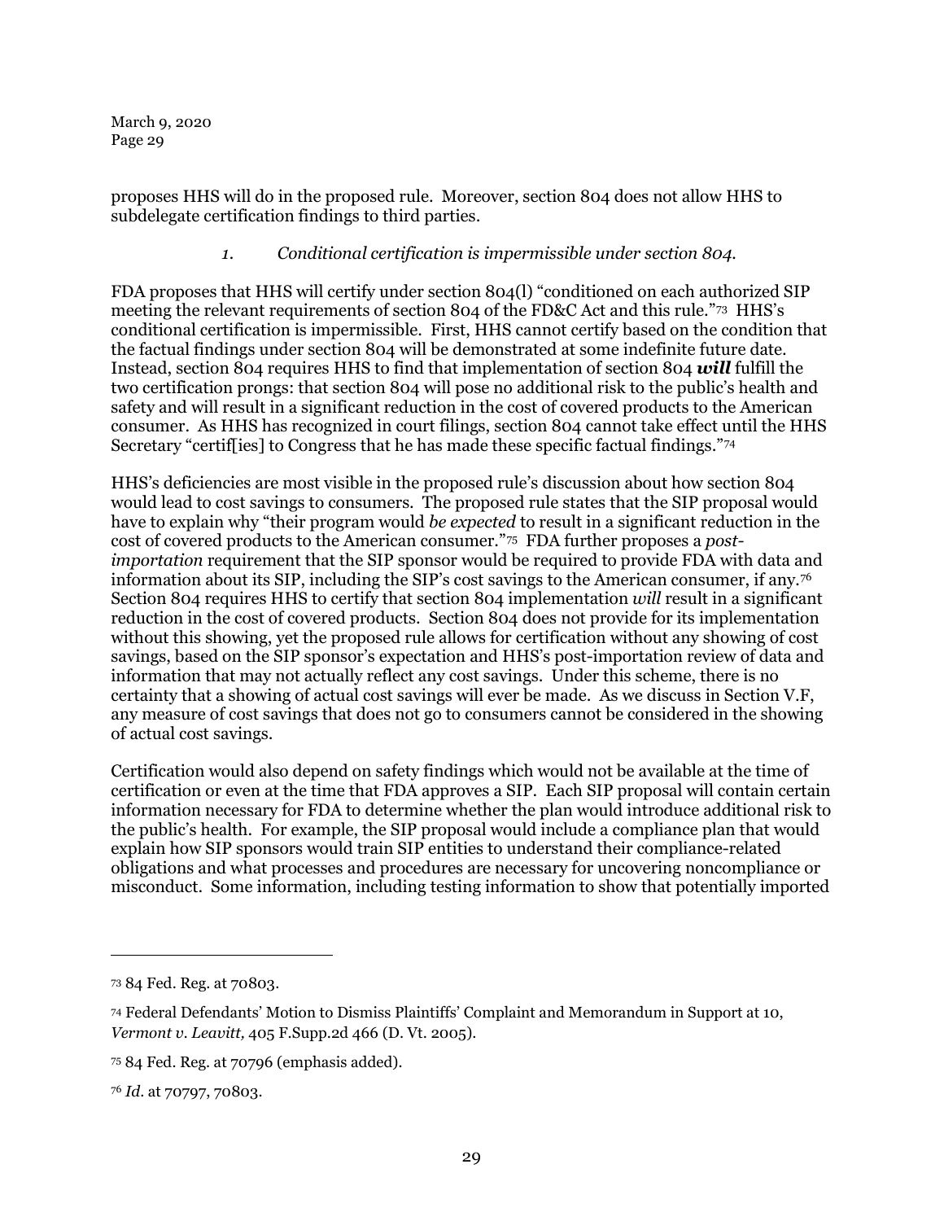proposes HHS will do in the proposed rule. Moreover, section 804 does not allow HHS to subdelegate certification findings to third parties.

### *1. Conditional certification is impermissible under section 804.*

FDA proposes that HHS will certify under section 804(l) "conditioned on each authorized SIP meeting the relevant requirements of section 804 of the FD&C Act and this rule."[73] HHS's conditional certification is impermissible. First, HHS cannot certify based on the condition that the factual findings under section 804 will be demonstrated at some indefinite future date. Instead, section 804 requires HHS to find that implementation of section 804 ***will*** fulfill the two certification prongs: that section 804 will pose no additional risk to the public's health and safety and will result in a significant reduction in the cost of covered products to the American consumer. As HHS has recognized in court filings, section 804 cannot take effect until the HHS Secretary "certif[ies] to Congress that he has made these specific factual findings."[74]

HHS's deficiencies are most visible in the proposed rule's discussion about how section 804 would lead to cost savings to consumers. The proposed rule states that the SIP proposal would have to explain why "their program would *be expected* to result in a significant reduction in the cost of covered products to the American consumer."[75] FDA further proposes a *post-importation* requirement that the SIP sponsor would be required to provide FDA with data and information about its SIP, including the SIP's cost savings to the American consumer, if any.[76] Section 804 requires HHS to certify that section 804 implementation *will* result in a significant reduction in the cost of covered products. Section 804 does not provide for its implementation without this showing, yet the proposed rule allows for certification without any showing of cost savings, based on the SIP sponsor's expectation and HHS's post-importation review of data and information that may not actually reflect any cost savings. Under this scheme, there is no certainty that a showing of actual cost savings will ever be made. As we discuss in Section V.F, any measure of cost savings that does not go to consumers cannot be considered in the showing of actual cost savings.

Certification would also depend on safety findings which would not be available at the time of certification or even at the time that FDA approves a SIP. Each SIP proposal will contain certain information necessary for FDA to determine whether the plan would introduce additional risk to the public's health. For example, the SIP proposal would include a compliance plan that would explain how SIP sponsors would train SIP entities to understand their compliance-related obligations and what processes and procedures are necessary for uncovering noncompliance or misconduct. Some information, including testing information to show that potentially imported

---

[73] 84 Fed. Reg. at 70803.

[74] Federal Defendants' Motion to Dismiss Plaintiffs' Complaint and Memorandum in Support at 10, *Vermont v. Leavitt,* 405 F.Supp.2d 466 (D. Vt. 2005).

[75] 84 Fed. Reg. at 70796 (emphasis added).

[76] *Id*. at 70797, 70803.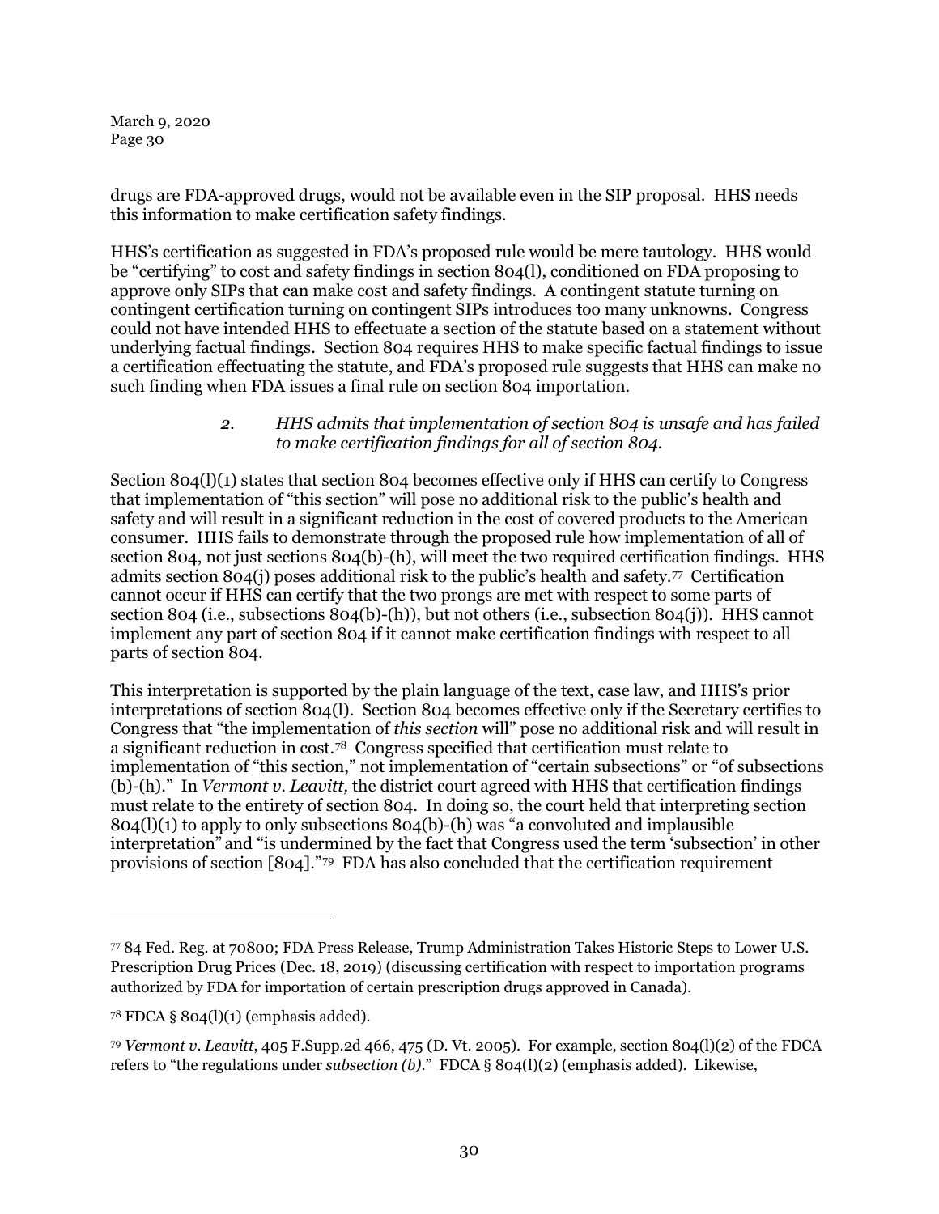drugs are FDA-approved drugs, would not be available even in the SIP proposal. HHS needs this information to make certification safety findings.

HHS's certification as suggested in FDA's proposed rule would be mere tautology. HHS would be "certifying" to cost and safety findings in section 804(l), conditioned on FDA proposing to approve only SIPs that can make cost and safety findings. A contingent statute turning on contingent certification turning on contingent SIPs introduces too many unknowns. Congress could not have intended HHS to effectuate a section of the statute based on a statement without underlying factual findings. Section 804 requires HHS to make specific factual findings to issue a certification effectuating the statute, and FDA's proposed rule suggests that HHS can make no such finding when FDA issues a final rule on section 804 importation.

> *2. HHS admits that implementation of section 804 is unsafe and has failed to make certification findings for all of section 804.*

Section 804(l)(1) states that section 804 becomes effective only if HHS can certify to Congress that implementation of "this section" will pose no additional risk to the public's health and safety and will result in a significant reduction in the cost of covered products to the American consumer. HHS fails to demonstrate through the proposed rule how implementation of all of section 804, not just sections 804(b)-(h), will meet the two required certification findings. HHS admits section 804(j) poses additional risk to the public's health and safety.[77] Certification cannot occur if HHS can certify that the two prongs are met with respect to some parts of section 804 (i.e., subsections 804(b)-(h)), but not others (i.e., subsection 804(j)). HHS cannot implement any part of section 804 if it cannot make certification findings with respect to all parts of section 804.

This interpretation is supported by the plain language of the text, case law, and HHS's prior interpretations of section 804(l). Section 804 becomes effective only if the Secretary certifies to Congress that "the implementation of *this section* will" pose no additional risk and will result in a significant reduction in cost.[78] Congress specified that certification must relate to implementation of "this section," not implementation of "certain subsections" or "of subsections (b)-(h)." In *Vermont v. Leavitt,* the district court agreed with HHS that certification findings must relate to the entirety of section 804. In doing so, the court held that interpreting section 804(l)(1) to apply to only subsections 804(b)-(h) was "a convoluted and implausible interpretation" and "is undermined by the fact that Congress used the term 'subsection' in other provisions of section [804]."[79] FDA has also concluded that the certification requirement

---

[77] 84 Fed. Reg. at 70800; FDA Press Release, Trump Administration Takes Historic Steps to Lower U.S. Prescription Drug Prices (Dec. 18, 2019) (discussing certification with respect to importation programs authorized by FDA for importation of certain prescription drugs approved in Canada).

[78] FDCA § 804(l)(1) (emphasis added).

[79] *Vermont v. Leavitt*, 405 F.Supp.2d 466, 475 (D. Vt. 2005). For example, section 804(l)(2) of the FDCA refers to "the regulations under *subsection (b)*." FDCA § 804(l)(2) (emphasis added). Likewise,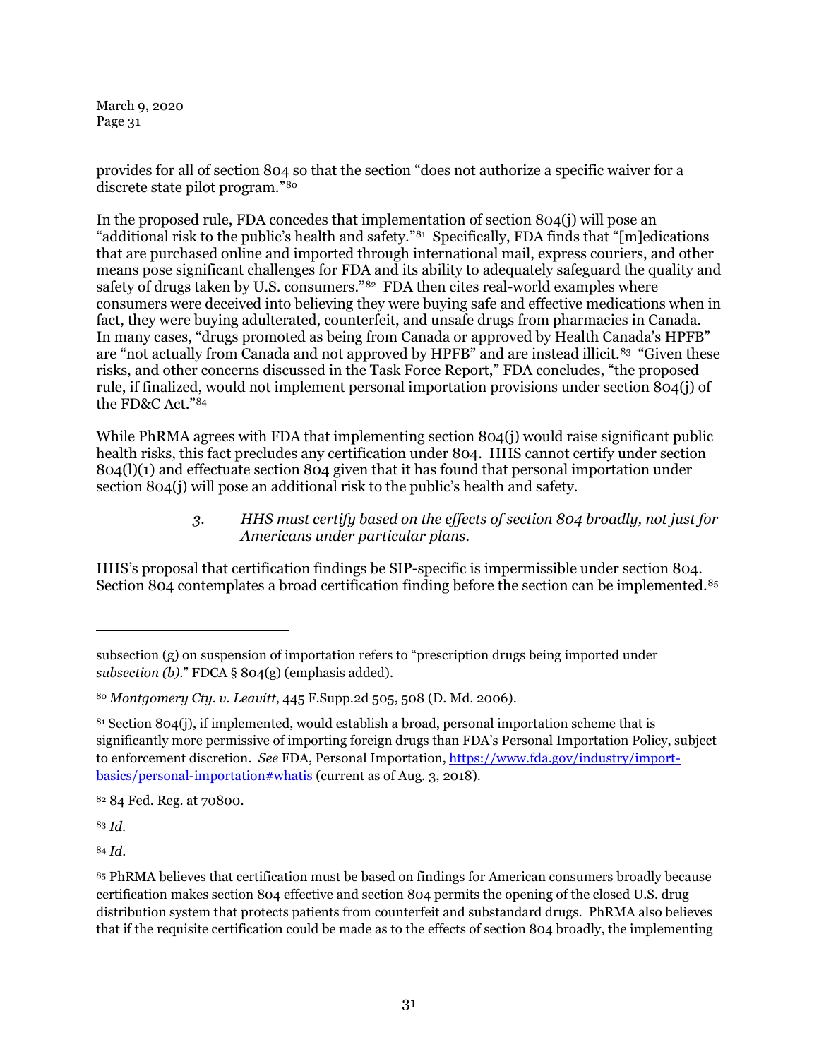provides for all of section 804 so that the section "does not authorize a specific waiver for a discrete state pilot program."[80]

In the proposed rule, FDA concedes that implementation of section 804(j) will pose an "additional risk to the public's health and safety."[81] Specifically, FDA finds that "[m]edications that are purchased online and imported through international mail, express couriers, and other means pose significant challenges for FDA and its ability to adequately safeguard the quality and safety of drugs taken by U.S. consumers."[82] FDA then cites real-world examples where consumers were deceived into believing they were buying safe and effective medications when in fact, they were buying adulterated, counterfeit, and unsafe drugs from pharmacies in Canada. In many cases, "drugs promoted as being from Canada or approved by Health Canada's HPFB" are "not actually from Canada and not approved by HPFB" and are instead illicit.[83] "Given these risks, and other concerns discussed in the Task Force Report," FDA concludes, "the proposed rule, if finalized, would not implement personal importation provisions under section 804(j) of the FD&C Act."[84]

While PhRMA agrees with FDA that implementing section 804(j) would raise significant public health risks, this fact precludes any certification under 804. HHS cannot certify under section 804(l)(1) and effectuate section 804 given that it has found that personal importation under section 804(j) will pose an additional risk to the public's health and safety.

#### 3. *HHS must certify based on the effects of section 804 broadly, not just for Americans under particular plans.*

HHS's proposal that certification findings be SIP-specific is impermissible under section 804. Section 804 contemplates a broad certification finding before the section can be implemented.[85]

---

subsection (g) on suspension of importation refers to "prescription drugs being imported under *subsection (b)*." FDCA § 804(g) (emphasis added).

[80] *Montgomery Cty. v. Leavitt*, 445 F.Supp.2d 505, 508 (D. Md. 2006).

[81] Section 804(j), if implemented, would establish a broad, personal importation scheme that is significantly more permissive of importing foreign drugs than FDA's Personal Importation Policy, subject to enforcement discretion. *See* FDA, Personal Importation, https://www.fda.gov/industry/import-basics/personal-importation#whatis (current as of Aug. 3, 2018).

[82] 84 Fed. Reg. at 70800.

[83] *Id.*

[84] *Id.*

[85] PhRMA believes that certification must be based on findings for American consumers broadly because certification makes section 804 effective and section 804 permits the opening of the closed U.S. drug distribution system that protects patients from counterfeit and substandard drugs. PhRMA also believes that if the requisite certification could be made as to the effects of section 804 broadly, the implementing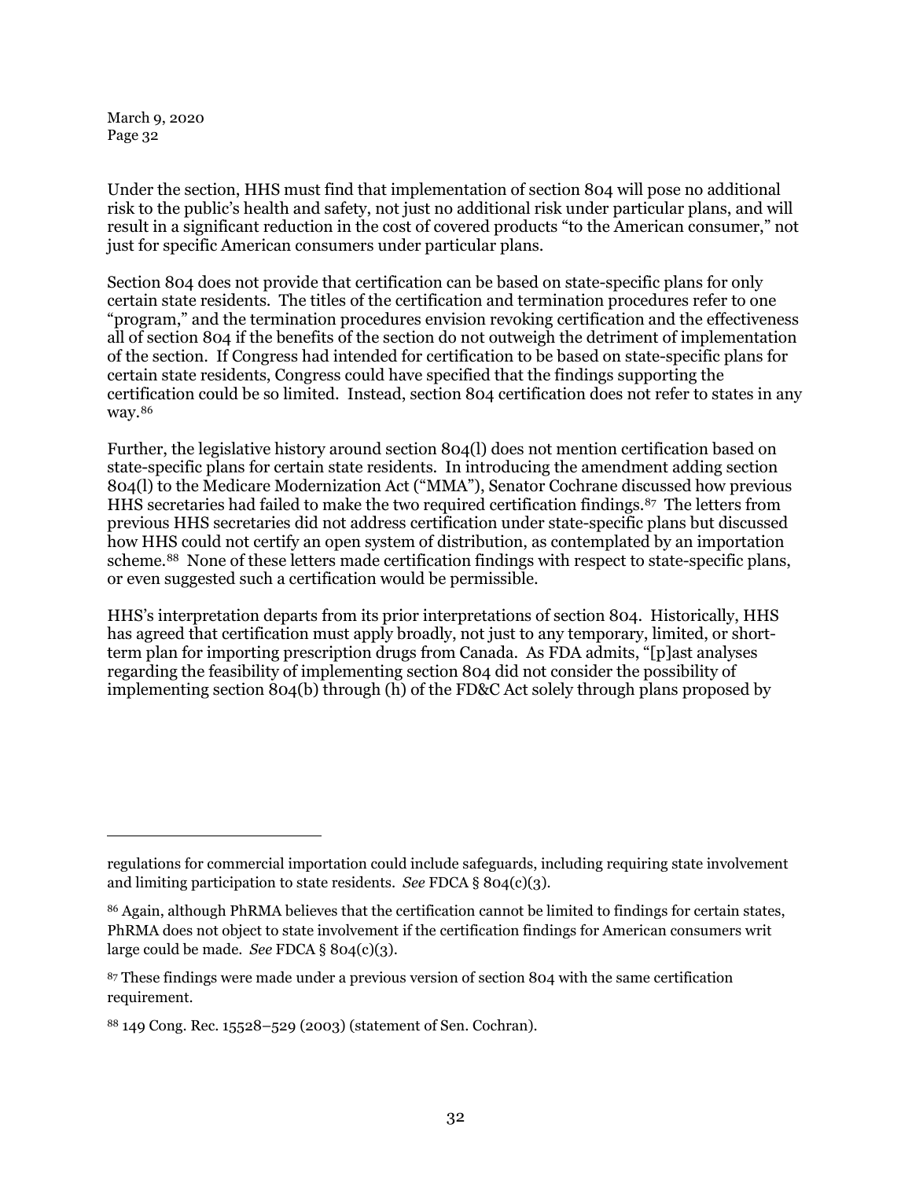Under the section, HHS must find that implementation of section 804 will pose no additional risk to the public's health and safety, not just no additional risk under particular plans, and will result in a significant reduction in the cost of covered products "to the American consumer," not just for specific American consumers under particular plans.

Section 804 does not provide that certification can be based on state-specific plans for only certain state residents. The titles of the certification and termination procedures refer to one "program," and the termination procedures envision revoking certification and the effectiveness all of section 804 if the benefits of the section do not outweigh the detriment of implementation of the section. If Congress had intended for certification to be based on state-specific plans for certain state residents, Congress could have specified that the findings supporting the certification could be so limited. Instead, section 804 certification does not refer to states in any way.[86]

Further, the legislative history around section 804(l) does not mention certification based on state-specific plans for certain state residents. In introducing the amendment adding section 804(l) to the Medicare Modernization Act ("MMA"), Senator Cochrane discussed how previous HHS secretaries had failed to make the two required certification findings.[87] The letters from previous HHS secretaries did not address certification under state-specific plans but discussed how HHS could not certify an open system of distribution, as contemplated by an importation scheme.[88] None of these letters made certification findings with respect to state-specific plans, or even suggested such a certification would be permissible.

HHS's interpretation departs from its prior interpretations of section 804. Historically, HHS has agreed that certification must apply broadly, not just to any temporary, limited, or short-term plan for importing prescription drugs from Canada. As FDA admits, "[p]ast analyses regarding the feasibility of implementing section 804 did not consider the possibility of implementing section 804(b) through (h) of the FD&C Act solely through plans proposed by

---

regulations for commercial importation could include safeguards, including requiring state involvement and limiting participation to state residents. *See* FDCA § 804(c)(3).

[86] Again, although PhRMA believes that the certification cannot be limited to findings for certain states, PhRMA does not object to state involvement if the certification findings for American consumers writ large could be made. *See* FDCA § 804(c)(3).

[87] These findings were made under a previous version of section 804 with the same certification requirement.

[88] 149 Cong. Rec. 15528–529 (2003) (statement of Sen. Cochran).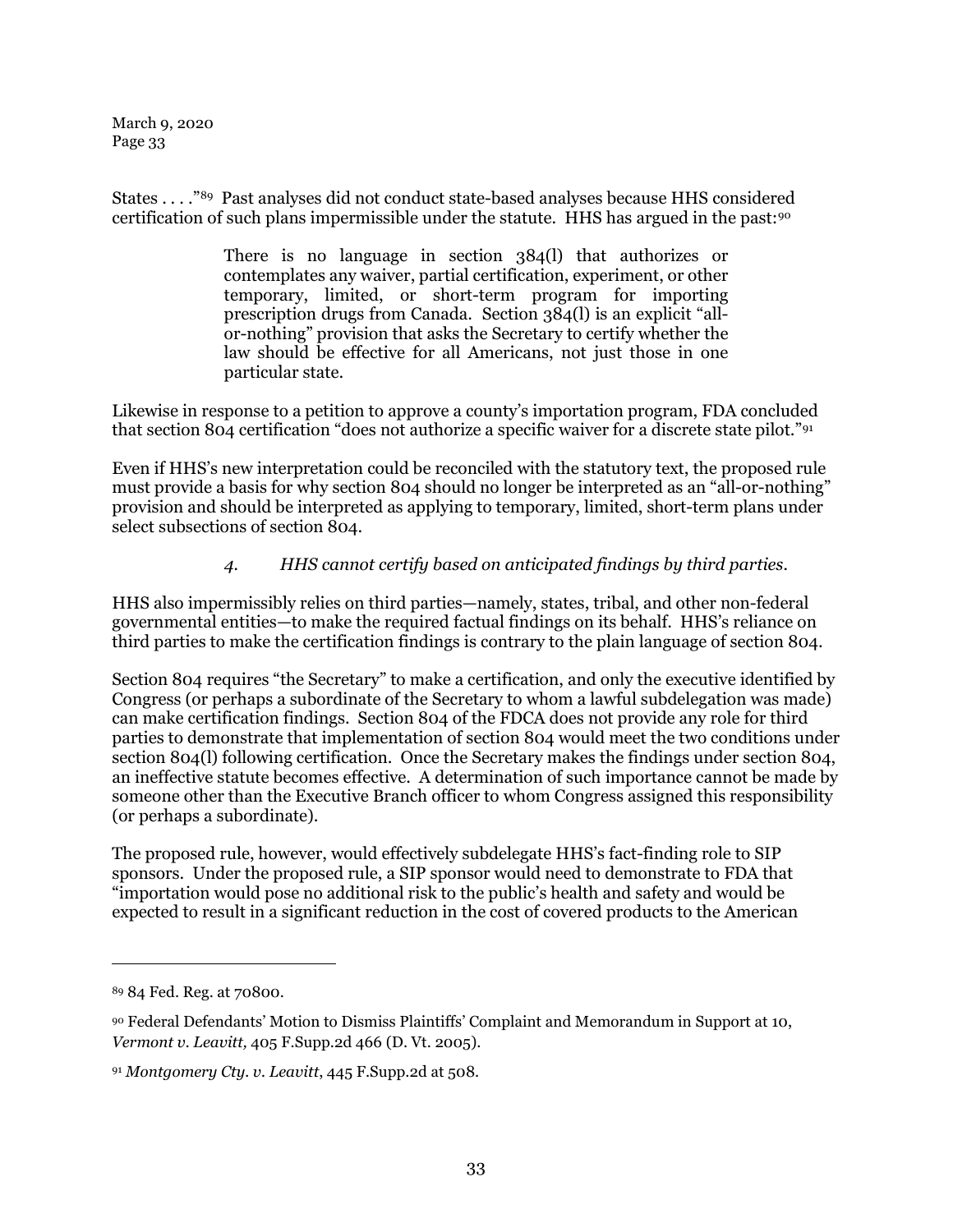States . . . ."[89] Past analyses did not conduct state-based analyses because HHS considered certification of such plans impermissible under the statute. HHS has argued in the past:[90]

> There is no language in section 384(l) that authorizes or contemplates any waiver, partial certification, experiment, or other temporary, limited, or short-term program for importing prescription drugs from Canada. Section 384(l) is an explicit "all-or-nothing" provision that asks the Secretary to certify whether the law should be effective for all Americans, not just those in one particular state.

Likewise in response to a petition to approve a county's importation program, FDA concluded that section 804 certification "does not authorize a specific waiver for a discrete state pilot."[91]

Even if HHS's new interpretation could be reconciled with the statutory text, the proposed rule must provide a basis for why section 804 should no longer be interpreted as an "all-or-nothing" provision and should be interpreted as applying to temporary, limited, short-term plans under select subsections of section 804.

#### *4. HHS cannot certify based on anticipated findings by third parties.*

HHS also impermissibly relies on third parties—namely, states, tribal, and other non-federal governmental entities—to make the required factual findings on its behalf. HHS's reliance on third parties to make the certification findings is contrary to the plain language of section 804.

Section 804 requires "the Secretary" to make a certification, and only the executive identified by Congress (or perhaps a subordinate of the Secretary to whom a lawful subdelegation was made) can make certification findings. Section 804 of the FDCA does not provide any role for third parties to demonstrate that implementation of section 804 would meet the two conditions under section 804(l) following certification. Once the Secretary makes the findings under section 804, an ineffective statute becomes effective. A determination of such importance cannot be made by someone other than the Executive Branch officer to whom Congress assigned this responsibility (or perhaps a subordinate).

The proposed rule, however, would effectively subdelegate HHS's fact-finding role to SIP sponsors. Under the proposed rule, a SIP sponsor would need to demonstrate to FDA that "importation would pose no additional risk to the public's health and safety and would be expected to result in a significant reduction in the cost of covered products to the American

---

[89] 84 Fed. Reg. at 70800.

[90] Federal Defendants' Motion to Dismiss Plaintiffs' Complaint and Memorandum in Support at 10, *Vermont v. Leavitt,* 405 F.Supp.2d 466 (D. Vt. 2005).

[91] *Montgomery Cty. v. Leavitt*, 445 F.Supp.2d at 508.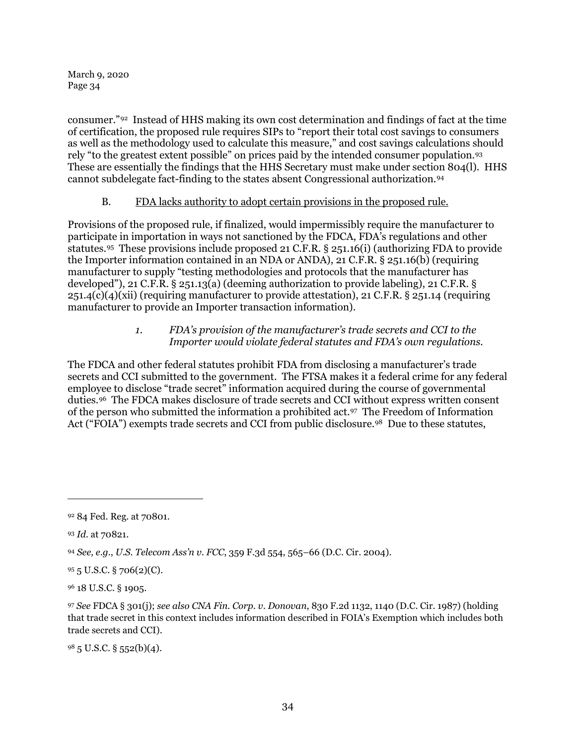consumer."[92] Instead of HHS making its own cost determination and findings of fact at the time of certification, the proposed rule requires SIPs to "report their total cost savings to consumers as well as the methodology used to calculate this measure," and cost savings calculations should rely "to the greatest extent possible" on prices paid by the intended consumer population.[93] These are essentially the findings that the HHS Secretary must make under section 804(l). HHS cannot subdelegate fact-finding to the states absent Congressional authorization.[94]

### B. <u>FDA lacks authority to adopt certain provisions in the proposed rule.</u>

Provisions of the proposed rule, if finalized, would impermissibly require the manufacturer to participate in importation in ways not sanctioned by the FDCA, FDA's regulations and other statutes.[95] These provisions include proposed 21 C.F.R. § 251.16(i) (authorizing FDA to provide the Importer information contained in an NDA or ANDA), 21 C.F.R. § 251.16(b) (requiring manufacturer to supply "testing methodologies and protocols that the manufacturer has developed"), 21 C.F.R. § 251.13(a) (deeming authorization to provide labeling), 21 C.F.R. § 251.4(c)(4)(xii) (requiring manufacturer to provide attestation), 21 C.F.R. § 251.14 (requiring manufacturer to provide an Importer transaction information).

#### *1. FDA's provision of the manufacturer's trade secrets and CCI to the Importer would violate federal statutes and FDA's own regulations.*

The FDCA and other federal statutes prohibit FDA from disclosing a manufacturer's trade secrets and CCI submitted to the government. The FTSA makes it a federal crime for any federal employee to disclose "trade secret" information acquired during the course of governmental duties.[96] The FDCA makes disclosure of trade secrets and CCI without express written consent of the person who submitted the information a prohibited act.[97] The Freedom of Information Act ("FOIA") exempts trade secrets and CCI from public disclosure.[98] Due to these statutes,

---

[92] 84 Fed. Reg. at 70801.

[93] *Id.* at 70821.

[94] *See, e.g.*, *U.S. Telecom Ass'n v. FCC*, 359 F.3d 554, 565–66 (D.C. Cir. 2004).

[95] 5 U.S.C. § 706(2)(C).

[96] 18 U.S.C. § 1905.

[97] *See* FDCA § 301(j); *see also CNA Fin. Corp. v. Donovan*, 830 F.2d 1132, 1140 (D.C. Cir. 1987) (holding that trade secret in this context includes information described in FOIA's Exemption which includes both trade secrets and CCI).

[98] 5 U.S.C. § 552(b)(4).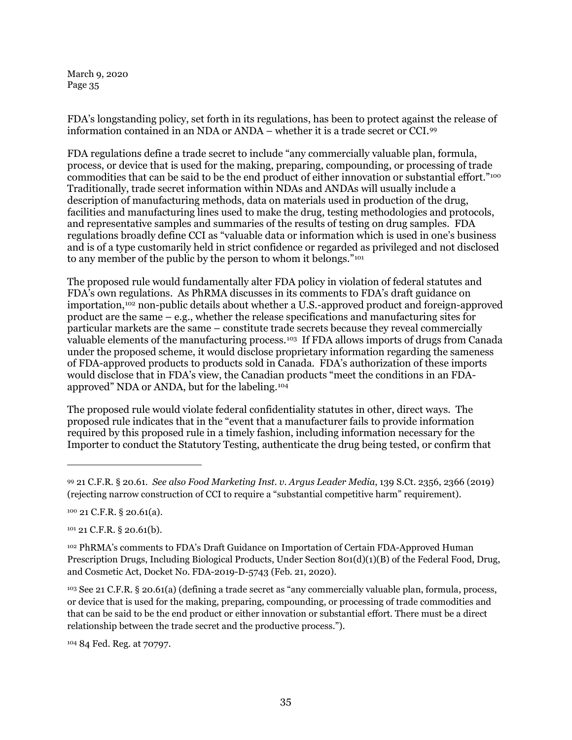FDA's longstanding policy, set forth in its regulations, has been to protect against the release of information contained in an NDA or ANDA – whether it is a trade secret or CCI.[99]

FDA regulations define a trade secret to include "any commercially valuable plan, formula, process, or device that is used for the making, preparing, compounding, or processing of trade commodities that can be said to be the end product of either innovation or substantial effort."[100] Traditionally, trade secret information within NDAs and ANDAs will usually include a description of manufacturing methods, data on materials used in production of the drug, facilities and manufacturing lines used to make the drug, testing methodologies and protocols, and representative samples and summaries of the results of testing on drug samples. FDA regulations broadly define CCI as "valuable data or information which is used in one's business and is of a type customarily held in strict confidence or regarded as privileged and not disclosed to any member of the public by the person to whom it belongs."[101]

The proposed rule would fundamentally alter FDA policy in violation of federal statutes and FDA's own regulations. As PhRMA discusses in its comments to FDA's draft guidance on importation,[102] non-public details about whether a U.S.-approved product and foreign-approved product are the same – e.g., whether the release specifications and manufacturing sites for particular markets are the same – constitute trade secrets because they reveal commercially valuable elements of the manufacturing process.[103] If FDA allows imports of drugs from Canada under the proposed scheme, it would disclose proprietary information regarding the sameness of FDA-approved products to products sold in Canada. FDA's authorization of these imports would disclose that in FDA's view, the Canadian products "meet the conditions in an FDA-approved" NDA or ANDA, but for the labeling.[104]

The proposed rule would violate federal confidentiality statutes in other, direct ways. The proposed rule indicates that in the "event that a manufacturer fails to provide information required by this proposed rule in a timely fashion, including information necessary for the Importer to conduct the Statutory Testing, authenticate the drug being tested, or confirm that

---

[99] 21 C.F.R. § 20.61. *See also Food Marketing Inst. v. Argus Leader Media*, 139 S.Ct. 2356, 2366 (2019) (rejecting narrow construction of CCI to require a "substantial competitive harm" requirement).

[100] 21 C.F.R. § 20.61(a).

[101] 21 C.F.R. § 20.61(b).

[102] PhRMA's comments to FDA's Draft Guidance on Importation of Certain FDA-Approved Human Prescription Drugs, Including Biological Products, Under Section 801(d)(1)(B) of the Federal Food, Drug, and Cosmetic Act, Docket No. FDA-2019-D-5743 (Feb. 21, 2020).

[103] See 21 C.F.R. § 20.61(a) (defining a trade secret as "any commercially valuable plan, formula, process, or device that is used for the making, preparing, compounding, or processing of trade commodities and that can be said to be the end product or either innovation or substantial effort. There must be a direct relationship between the trade secret and the productive process.").

[104] 84 Fed. Reg. at 70797.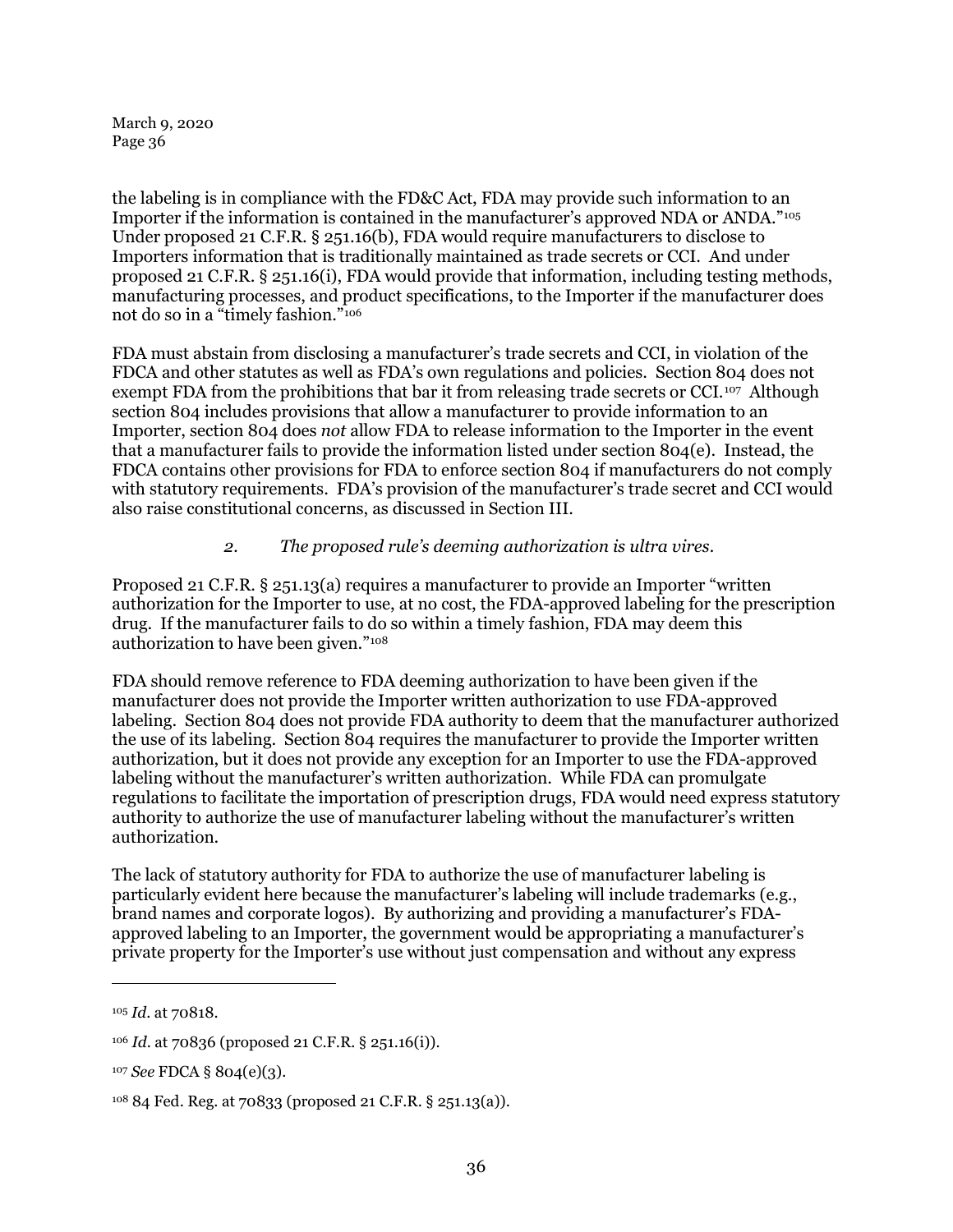the labeling is in compliance with the FD&C Act, FDA may provide such information to an Importer if the information is contained in the manufacturer's approved NDA or ANDA."[105] Under proposed 21 C.F.R. § 251.16(b), FDA would require manufacturers to disclose to Importers information that is traditionally maintained as trade secrets or CCI. And under proposed 21 C.F.R. § 251.16(i), FDA would provide that information, including testing methods, manufacturing processes, and product specifications, to the Importer if the manufacturer does not do so in a "timely fashion."[106]

FDA must abstain from disclosing a manufacturer's trade secrets and CCI, in violation of the FDCA and other statutes as well as FDA's own regulations and policies. Section 804 does not exempt FDA from the prohibitions that bar it from releasing trade secrets or CCI.[107] Although section 804 includes provisions that allow a manufacturer to provide information to an Importer, section 804 does *not* allow FDA to release information to the Importer in the event that a manufacturer fails to provide the information listed under section 804(e). Instead, the FDCA contains other provisions for FDA to enforce section 804 if manufacturers do not comply with statutory requirements. FDA's provision of the manufacturer's trade secret and CCI would also raise constitutional concerns, as discussed in Section III.

*2. The proposed rule's deeming authorization is ultra vires.*

Proposed 21 C.F.R. § 251.13(a) requires a manufacturer to provide an Importer "written authorization for the Importer to use, at no cost, the FDA-approved labeling for the prescription drug. If the manufacturer fails to do so within a timely fashion, FDA may deem this authorization to have been given."[108]

FDA should remove reference to FDA deeming authorization to have been given if the manufacturer does not provide the Importer written authorization to use FDA-approved labeling. Section 804 does not provide FDA authority to deem that the manufacturer authorized the use of its labeling. Section 804 requires the manufacturer to provide the Importer written authorization, but it does not provide any exception for an Importer to use the FDA-approved labeling without the manufacturer's written authorization. While FDA can promulgate regulations to facilitate the importation of prescription drugs, FDA would need express statutory authority to authorize the use of manufacturer labeling without the manufacturer's written authorization.

The lack of statutory authority for FDA to authorize the use of manufacturer labeling is particularly evident here because the manufacturer's labeling will include trademarks (e.g., brand names and corporate logos). By authorizing and providing a manufacturer's FDA-approved labeling to an Importer, the government would be appropriating a manufacturer's private property for the Importer's use without just compensation and without any express

---

[105] *Id*. at 70818.

[106] *Id*. at 70836 (proposed 21 C.F.R. § 251.16(i)).

[107] *See* FDCA § 804(e)(3).

[108] 84 Fed. Reg. at 70833 (proposed 21 C.F.R. § 251.13(a)).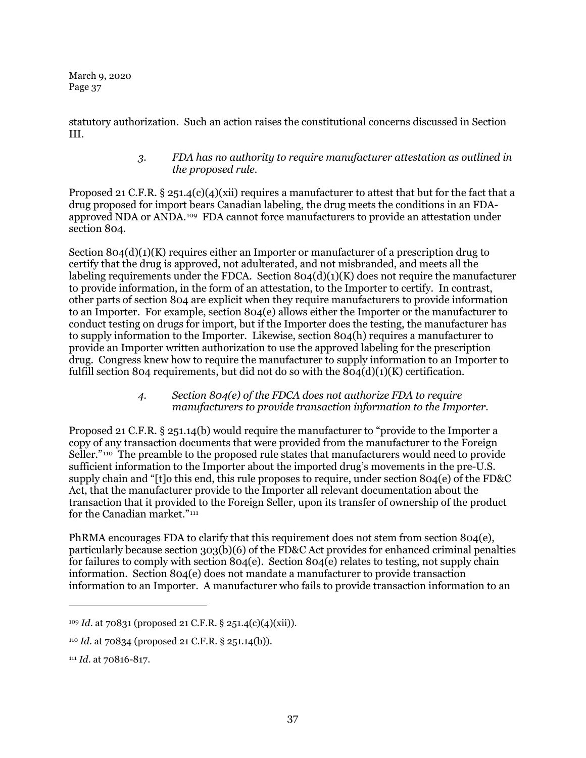statutory authorization. Such an action raises the constitutional concerns discussed in Section III.

### *3. FDA has no authority to require manufacturer attestation as outlined in the proposed rule.*

Proposed 21 C.F.R. § 251.4(c)(4)(xii) requires a manufacturer to attest that but for the fact that a drug proposed for import bears Canadian labeling, the drug meets the conditions in an FDA-approved NDA or ANDA.[109] FDA cannot force manufacturers to provide an attestation under section 804.

Section 804(d)(1)(K) requires either an Importer or manufacturer of a prescription drug to certify that the drug is approved, not adulterated, and not misbranded, and meets all the labeling requirements under the FDCA. Section 804(d)(1)(K) does not require the manufacturer to provide information, in the form of an attestation, to the Importer to certify. In contrast, other parts of section 804 are explicit when they require manufacturers to provide information to an Importer. For example, section 804(e) allows either the Importer or the manufacturer to conduct testing on drugs for import, but if the Importer does the testing, the manufacturer has to supply information to the Importer. Likewise, section 804(h) requires a manufacturer to provide an Importer written authorization to use the approved labeling for the prescription drug. Congress knew how to require the manufacturer to supply information to an Importer to fulfill section 804 requirements, but did not do so with the 804(d)(1)(K) certification.

### *4. Section 804(e) of the FDCA does not authorize FDA to require manufacturers to provide transaction information to the Importer.*

Proposed 21 C.F.R. § 251.14(b) would require the manufacturer to "provide to the Importer a copy of any transaction documents that were provided from the manufacturer to the Foreign Seller."[110] The preamble to the proposed rule states that manufacturers would need to provide sufficient information to the Importer about the imported drug's movements in the pre-U.S. supply chain and "[t]o this end, this rule proposes to require, under section 804(e) of the FD&C Act, that the manufacturer provide to the Importer all relevant documentation about the transaction that it provided to the Foreign Seller, upon its transfer of ownership of the product for the Canadian market."[111]

PhRMA encourages FDA to clarify that this requirement does not stem from section 804(e), particularly because section 303(b)(6) of the FD&C Act provides for enhanced criminal penalties for failures to comply with section 804(e). Section 804(e) relates to testing, not supply chain information. Section 804(e) does not mandate a manufacturer to provide transaction information to an Importer. A manufacturer who fails to provide transaction information to an

---

[109] *Id.* at 70831 (proposed 21 C.F.R. § 251.4(c)(4)(xii)).

[110] *Id.* at 70834 (proposed 21 C.F.R. § 251.14(b)).

[111] *Id.* at 70816-817.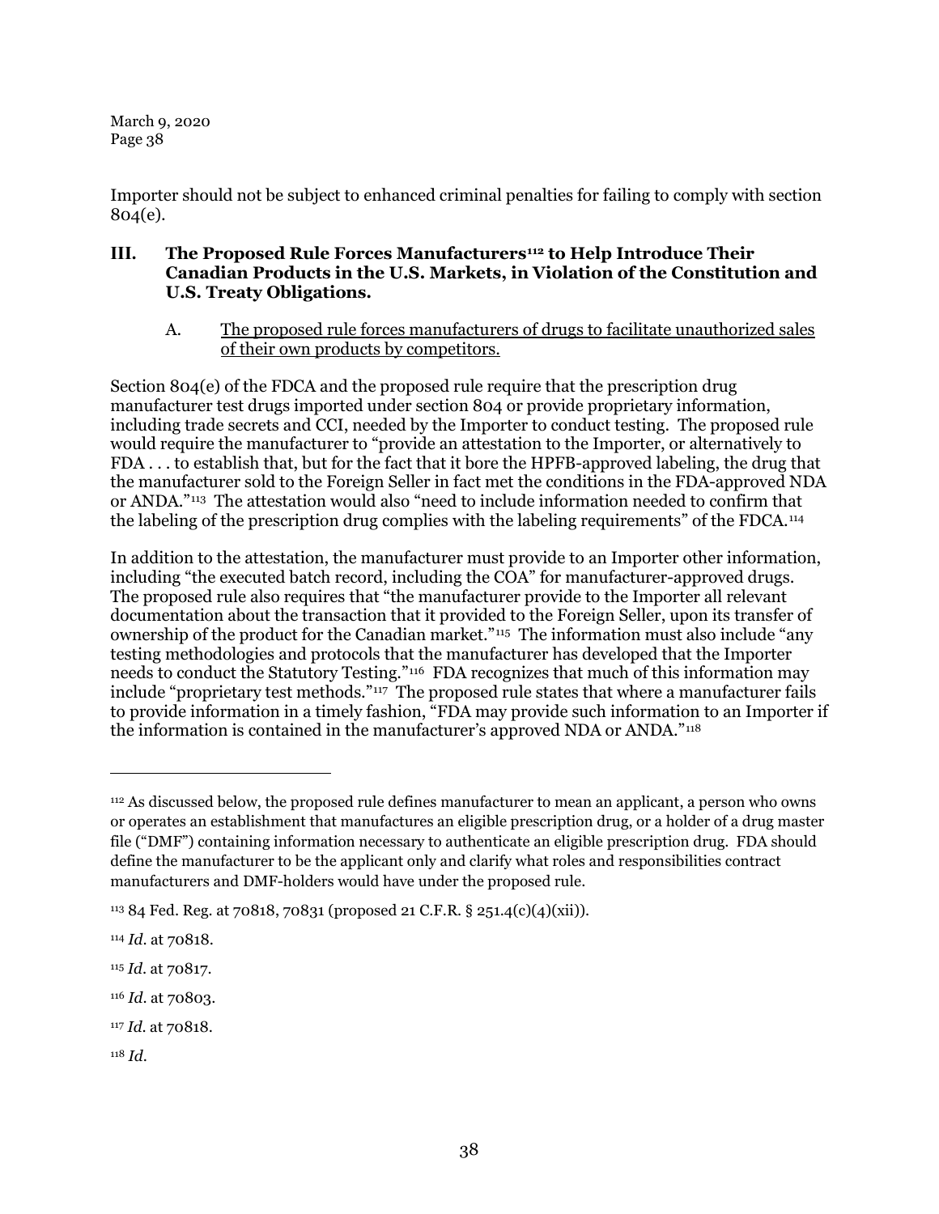Importer should not be subject to enhanced criminal penalties for failing to comply with section 804(e).

## III. The Proposed Rule Forces Manufacturers[112] to Help Introduce Their Canadian Products in the U.S. Markets, in Violation of the Constitution and U.S. Treaty Obligations.

### A. The proposed rule forces manufacturers of drugs to facilitate unauthorized sales of their own products by competitors.

Section 804(e) of the FDCA and the proposed rule require that the prescription drug manufacturer test drugs imported under section 804 or provide proprietary information, including trade secrets and CCI, needed by the Importer to conduct testing. The proposed rule would require the manufacturer to "provide an attestation to the Importer, or alternatively to FDA . . . to establish that, but for the fact that it bore the HPFB-approved labeling, the drug that the manufacturer sold to the Foreign Seller in fact met the conditions in the FDA-approved NDA or ANDA."[113] The attestation would also "need to include information needed to confirm that the labeling of the prescription drug complies with the labeling requirements" of the FDCA.[114]

In addition to the attestation, the manufacturer must provide to an Importer other information, including "the executed batch record, including the COA" for manufacturer-approved drugs. The proposed rule also requires that "the manufacturer provide to the Importer all relevant documentation about the transaction that it provided to the Foreign Seller, upon its transfer of ownership of the product for the Canadian market."[115] The information must also include "any testing methodologies and protocols that the manufacturer has developed that the Importer needs to conduct the Statutory Testing."[116] FDA recognizes that much of this information may include "proprietary test methods."[117] The proposed rule states that where a manufacturer fails to provide information in a timely fashion, "FDA may provide such information to an Importer if the information is contained in the manufacturer's approved NDA or ANDA."[118]

---

[112] As discussed below, the proposed rule defines manufacturer to mean an applicant, a person who owns or operates an establishment that manufactures an eligible prescription drug, or a holder of a drug master file ("DMF") containing information necessary to authenticate an eligible prescription drug. FDA should define the manufacturer to be the applicant only and clarify what roles and responsibilities contract manufacturers and DMF-holders would have under the proposed rule.

[113] 84 Fed. Reg. at 70818, 70831 (proposed 21 C.F.R. § 251.4(c)(4)(xii)).

[114] *Id.* at 70818.

[115] *Id.* at 70817.

[116] *Id.* at 70803.

[117] *Id.* at 70818.

[118] *Id.*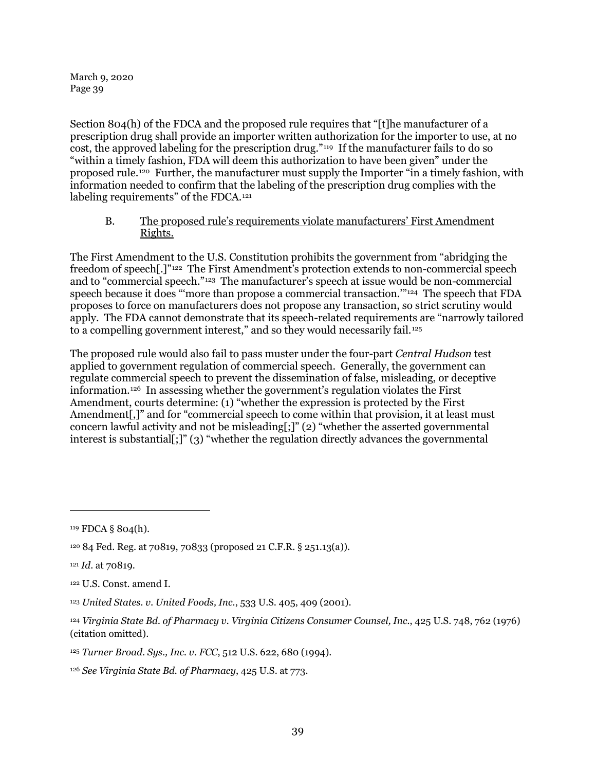Section 804(h) of the FDCA and the proposed rule requires that "[t]he manufacturer of a prescription drug shall provide an importer written authorization for the importer to use, at no cost, the approved labeling for the prescription drug."[119] If the manufacturer fails to do so "within a timely fashion, FDA will deem this authorization to have been given" under the proposed rule.[120] Further, the manufacturer must supply the Importer "in a timely fashion, with information needed to confirm that the labeling of the prescription drug complies with the labeling requirements" of the FDCA.[121]

### B. The proposed rule's requirements violate manufacturers' First Amendment Rights.

The First Amendment to the U.S. Constitution prohibits the government from "abridging the freedom of speech[.]"[122] The First Amendment's protection extends to non-commercial speech and to "commercial speech."[123] The manufacturer's speech at issue would be non-commercial speech because it does "'more than propose a commercial transaction.'"[124] The speech that FDA proposes to force on manufacturers does not propose any transaction, so strict scrutiny would apply. The FDA cannot demonstrate that its speech-related requirements are "narrowly tailored to a compelling government interest," and so they would necessarily fail.[125]

The proposed rule would also fail to pass muster under the four-part *Central Hudson* test applied to government regulation of commercial speech. Generally, the government can regulate commercial speech to prevent the dissemination of false, misleading, or deceptive information.[126] In assessing whether the government's regulation violates the First Amendment, courts determine: (1) "whether the expression is protected by the First Amendment[,]" and for "commercial speech to come within that provision, it at least must concern lawful activity and not be misleading[;]" (2) "whether the asserted governmental interest is substantial[;]" (3) "whether the regulation directly advances the governmental

---

[119] FDCA § 804(h).

[120] 84 Fed. Reg. at 70819, 70833 (proposed 21 C.F.R. § 251.13(a)).

[121] *Id*. at 70819.

[122] U.S. Const. amend I.

[123] *United States. v. United Foods, Inc.*, 533 U.S. 405, 409 (2001).

[124] *Virginia State Bd. of Pharmacy v. Virginia Citizens Consumer Counsel, Inc.*, 425 U.S. 748, 762 (1976) (citation omitted).

[125] *Turner Broad. Sys., Inc. v. FCC*, 512 U.S. 622, 680 (1994).

[126] *See Virginia State Bd. of Pharmacy*, 425 U.S. at 773.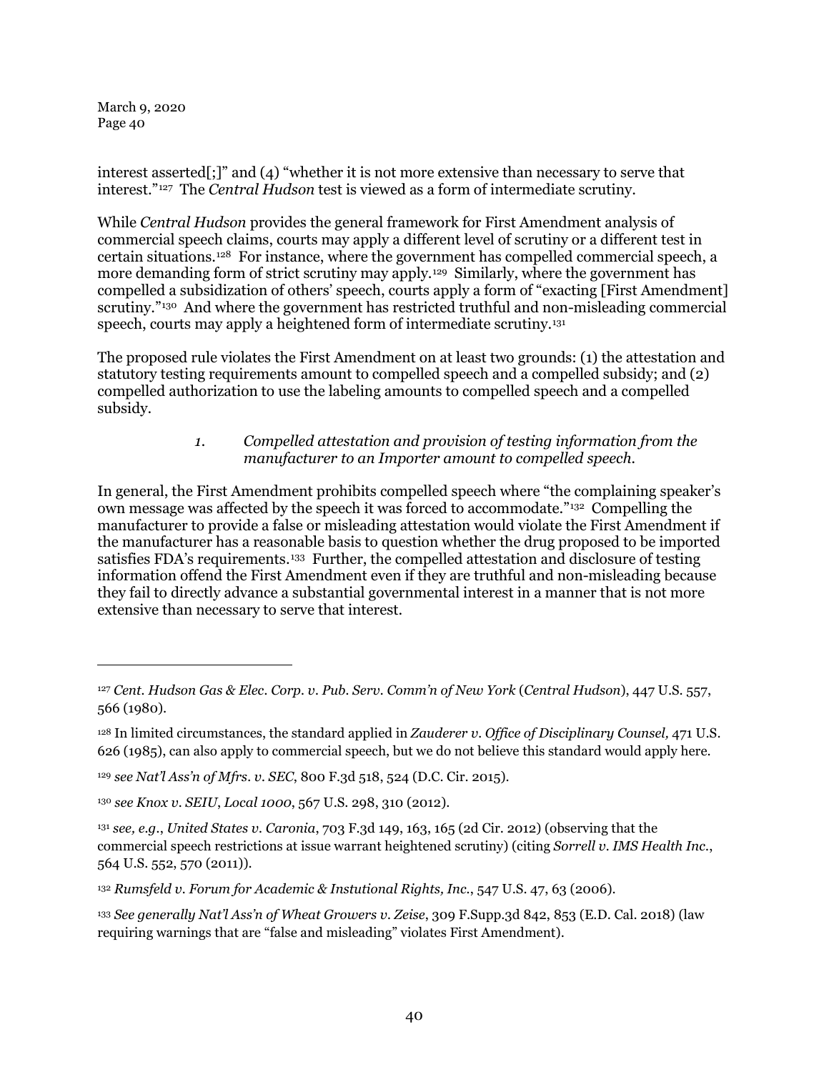interest asserted[;]" and (4) "whether it is not more extensive than necessary to serve that interest."[127] The *Central Hudson* test is viewed as a form of intermediate scrutiny.

While *Central Hudson* provides the general framework for First Amendment analysis of commercial speech claims, courts may apply a different level of scrutiny or a different test in certain situations.[128] For instance, where the government has compelled commercial speech, a more demanding form of strict scrutiny may apply.[129] Similarly, where the government has compelled a subsidization of others' speech, courts apply a form of "exacting [First Amendment] scrutiny."[130] And where the government has restricted truthful and non-misleading commercial speech, courts may apply a heightened form of intermediate scrutiny.[131]

The proposed rule violates the First Amendment on at least two grounds: (1) the attestation and statutory testing requirements amount to compelled speech and a compelled subsidy; and (2) compelled authorization to use the labeling amounts to compelled speech and a compelled subsidy.

*1. Compelled attestation and provision of testing information from the manufacturer to an Importer amount to compelled speech.*

In general, the First Amendment prohibits compelled speech where "the complaining speaker's own message was affected by the speech it was forced to accommodate."[132] Compelling the manufacturer to provide a false or misleading attestation would violate the First Amendment if the manufacturer has a reasonable basis to question whether the drug proposed to be imported satisfies FDA's requirements.[133] Further, the compelled attestation and disclosure of testing information offend the First Amendment even if they are truthful and non-misleading because they fail to directly advance a substantial governmental interest in a manner that is not more extensive than necessary to serve that interest.

---

[127] *Cent. Hudson Gas & Elec. Corp. v. Pub. Serv. Comm'n of New York* (*Central Hudson*), 447 U.S. 557, 566 (1980).

[128] In limited circumstances, the standard applied in *Zauderer v. Office of Disciplinary Counsel,* 471 U.S. 626 (1985), can also apply to commercial speech, but we do not believe this standard would apply here.

[129] *see Nat'l Ass'n of Mfrs. v. SEC*, 800 F.3d 518, 524 (D.C. Cir. 2015).

[130] *see Knox v. SEIU, Local 1000*, 567 U.S. 298, 310 (2012).

[131] *see, e.g.*, *United States v. Caronia*, 703 F.3d 149, 163, 165 (2d Cir. 2012) (observing that the commercial speech restrictions at issue warrant heightened scrutiny) (citing *Sorrell v. IMS Health Inc.*, 564 U.S. 552, 570 (2011)).

[132] *Rumsfeld v. Forum for Academic & Instutional Rights, Inc.*, 547 U.S. 47, 63 (2006).

[133] *See generally Nat'l Ass'n of Wheat Growers v. Zeise*, 309 F.Supp.3d 842, 853 (E.D. Cal. 2018) (law requiring warnings that are "false and misleading" violates First Amendment).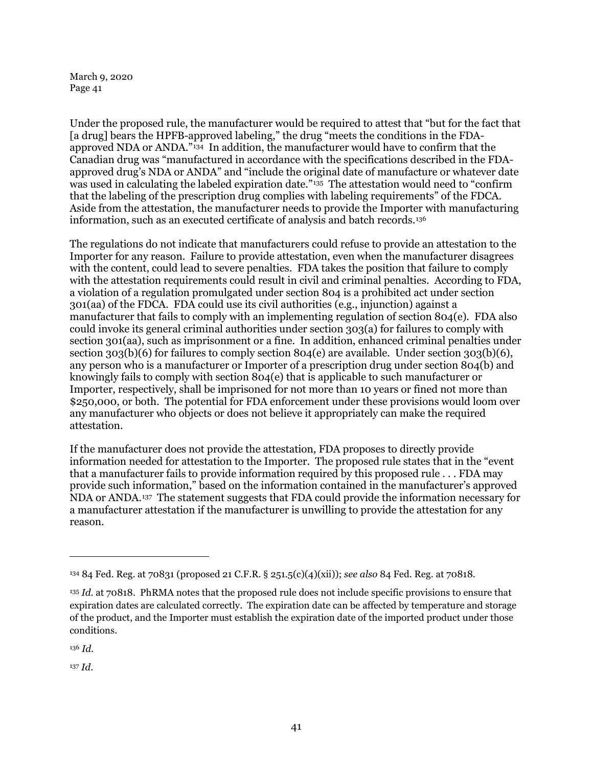Under the proposed rule, the manufacturer would be required to attest that "but for the fact that [a drug] bears the HPFB-approved labeling," the drug "meets the conditions in the FDA-approved NDA or ANDA."[134] In addition, the manufacturer would have to confirm that the Canadian drug was "manufactured in accordance with the specifications described in the FDA-approved drug's NDA or ANDA" and "include the original date of manufacture or whatever date was used in calculating the labeled expiration date."[135] The attestation would need to "confirm that the labeling of the prescription drug complies with labeling requirements" of the FDCA. Aside from the attestation, the manufacturer needs to provide the Importer with manufacturing information, such as an executed certificate of analysis and batch records.[136]

The regulations do not indicate that manufacturers could refuse to provide an attestation to the Importer for any reason. Failure to provide attestation, even when the manufacturer disagrees with the content, could lead to severe penalties. FDA takes the position that failure to comply with the attestation requirements could result in civil and criminal penalties. According to FDA, a violation of a regulation promulgated under section 804 is a prohibited act under section 301(aa) of the FDCA. FDA could use its civil authorities (e.g., injunction) against a manufacturer that fails to comply with an implementing regulation of section 804(e). FDA also could invoke its general criminal authorities under section 303(a) for failures to comply with section 301(aa), such as imprisonment or a fine. In addition, enhanced criminal penalties under section 303(b)(6) for failures to comply section 804(e) are available. Under section 303(b)(6), any person who is a manufacturer or Importer of a prescription drug under section 804(b) and knowingly fails to comply with section 804(e) that is applicable to such manufacturer or Importer, respectively, shall be imprisoned for not more than 10 years or fined not more than $250,000, or both. The potential for FDA enforcement under these provisions would loom over any manufacturer who objects or does not believe it appropriately can make the required attestation.

If the manufacturer does not provide the attestation, FDA proposes to directly provide information needed for attestation to the Importer. The proposed rule states that in the "event that a manufacturer fails to provide information required by this proposed rule . . . FDA may provide such information," based on the information contained in the manufacturer's approved NDA or ANDA.[137] The statement suggests that FDA could provide the information necessary for a manufacturer attestation if the manufacturer is unwilling to provide the attestation for any reason.

---

[134] 84 Fed. Reg. at 70831 (proposed 21 C.F.R. § 251.5(c)(4)(xii)); *see also* 84 Fed. Reg. at 70818.

[135] *Id.* at 70818. PhRMA notes that the proposed rule does not include specific provisions to ensure that expiration dates are calculated correctly. The expiration date can be affected by temperature and storage of the product, and the Importer must establish the expiration date of the imported product under those conditions.

[136] *Id.*

[137] *Id.*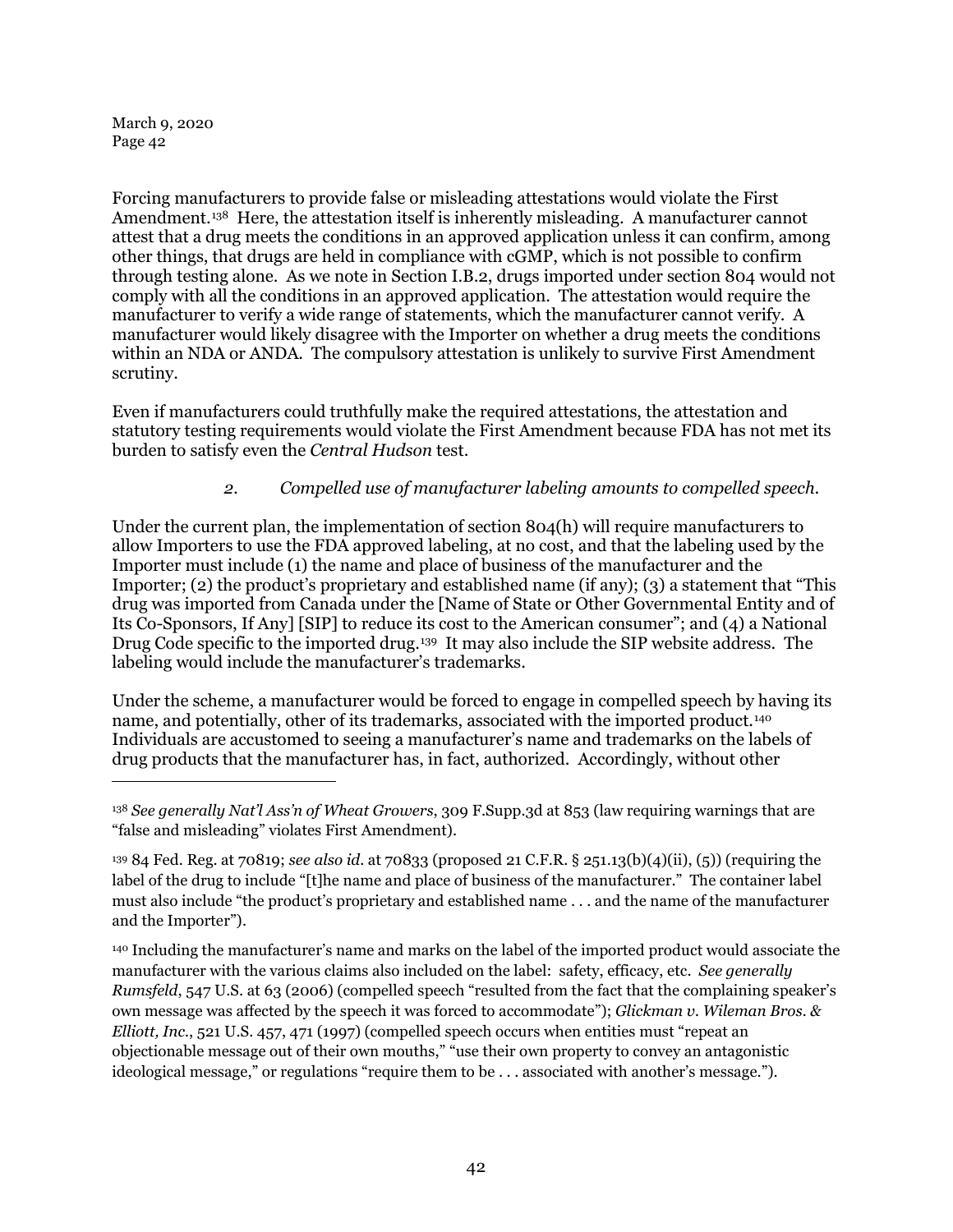Forcing manufacturers to provide false or misleading attestations would violate the First Amendment.[138] Here, the attestation itself is inherently misleading. A manufacturer cannot attest that a drug meets the conditions in an approved application unless it can confirm, among other things, that drugs are held in compliance with cGMP, which is not possible to confirm through testing alone. As we note in Section I.B.2, drugs imported under section 804 would not comply with all the conditions in an approved application. The attestation would require the manufacturer to verify a wide range of statements, which the manufacturer cannot verify. A manufacturer would likely disagree with the Importer on whether a drug meets the conditions within an NDA or ANDA. The compulsory attestation is unlikely to survive First Amendment scrutiny.

Even if manufacturers could truthfully make the required attestations, the attestation and statutory testing requirements would violate the First Amendment because FDA has not met its burden to satisfy even the *Central Hudson* test.

*2. Compelled use of manufacturer labeling amounts to compelled speech.*

Under the current plan, the implementation of section 804(h) will require manufacturers to allow Importers to use the FDA approved labeling, at no cost, and that the labeling used by the Importer must include (1) the name and place of business of the manufacturer and the Importer; (2) the product's proprietary and established name (if any); (3) a statement that "This drug was imported from Canada under the [Name of State or Other Governmental Entity and of Its Co-Sponsors, If Any] [SIP] to reduce its cost to the American consumer"; and (4) a National Drug Code specific to the imported drug.[139] It may also include the SIP website address. The labeling would include the manufacturer's trademarks.

Under the scheme, a manufacturer would be forced to engage in compelled speech by having its name, and potentially, other of its trademarks, associated with the imported product.[140] Individuals are accustomed to seeing a manufacturer's name and trademarks on the labels of drug products that the manufacturer has, in fact, authorized. Accordingly, without other

---

[138] *See generally Nat'l Ass'n of Wheat Growers*, 309 F.Supp.3d at 853 (law requiring warnings that are "false and misleading" violates First Amendment).

[139] 84 Fed. Reg. at 70819; *see also id.* at 70833 (proposed 21 C.F.R. § 251.13(b)(4)(ii), (5)) (requiring the label of the drug to include "[t]he name and place of business of the manufacturer." The container label must also include "the product's proprietary and established name . . . and the name of the manufacturer and the Importer").

[140] Including the manufacturer's name and marks on the label of the imported product would associate the manufacturer with the various claims also included on the label: safety, efficacy, etc. *See generally Rumsfeld*, 547 U.S. at 63 (2006) (compelled speech "resulted from the fact that the complaining speaker's own message was affected by the speech it was forced to accommodate"); *Glickman v. Wileman Bros. & Elliott, Inc.*, 521 U.S. 457, 471 (1997) (compelled speech occurs when entities must "repeat an objectionable message out of their own mouths," "use their own property to convey an antagonistic ideological message," or regulations "require them to be . . . associated with another's message.").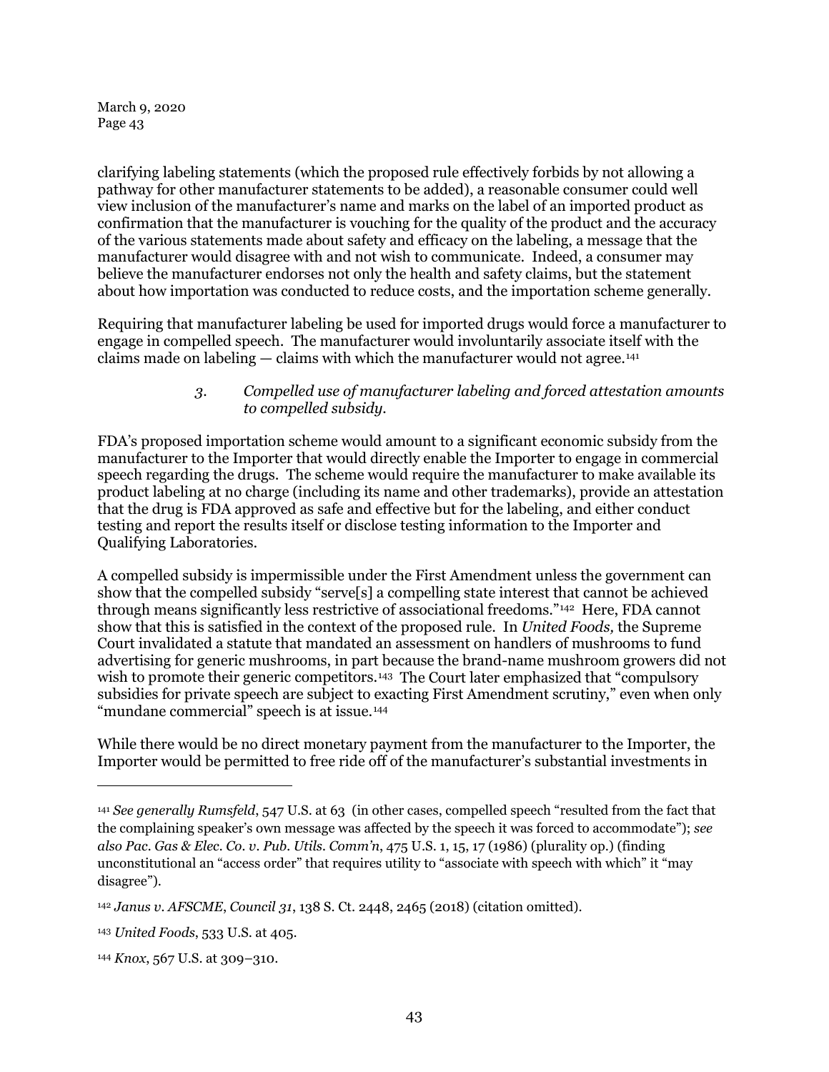clarifying labeling statements (which the proposed rule effectively forbids by not allowing a pathway for other manufacturer statements to be added), a reasonable consumer could well view inclusion of the manufacturer's name and marks on the label of an imported product as confirmation that the manufacturer is vouching for the quality of the product and the accuracy of the various statements made about safety and efficacy on the labeling, a message that the manufacturer would disagree with and not wish to communicate. Indeed, a consumer may believe the manufacturer endorses not only the health and safety claims, but the statement about how importation was conducted to reduce costs, and the importation scheme generally.

Requiring that manufacturer labeling be used for imported drugs would force a manufacturer to engage in compelled speech. The manufacturer would involuntarily associate itself with the claims made on labeling — claims with which the manufacturer would not agree.[141]

> *3. Compelled use of manufacturer labeling and forced attestation amounts to compelled subsidy.*

FDA's proposed importation scheme would amount to a significant economic subsidy from the manufacturer to the Importer that would directly enable the Importer to engage in commercial speech regarding the drugs. The scheme would require the manufacturer to make available its product labeling at no charge (including its name and other trademarks), provide an attestation that the drug is FDA approved as safe and effective but for the labeling, and either conduct testing and report the results itself or disclose testing information to the Importer and Qualifying Laboratories.

A compelled subsidy is impermissible under the First Amendment unless the government can show that the compelled subsidy "serve[s] a compelling state interest that cannot be achieved through means significantly less restrictive of associational freedoms."[142] Here, FDA cannot show that this is satisfied in the context of the proposed rule. In *United Foods,* the Supreme Court invalidated a statute that mandated an assessment on handlers of mushrooms to fund advertising for generic mushrooms, in part because the brand-name mushroom growers did not wish to promote their generic competitors.[143] The Court later emphasized that "compulsory subsidies for private speech are subject to exacting First Amendment scrutiny," even when only "mundane commercial" speech is at issue.[144]

While there would be no direct monetary payment from the manufacturer to the Importer, the Importer would be permitted to free ride off of the manufacturer's substantial investments in

---

[141] *See generally Rumsfeld*, 547 U.S. at 63 (in other cases, compelled speech "resulted from the fact that the complaining speaker's own message was affected by the speech it was forced to accommodate"); *see also Pac. Gas & Elec. Co. v. Pub. Utils. Comm'n*, 475 U.S. 1, 15, 17 (1986) (plurality op.) (finding unconstitutional an "access order" that requires utility to "associate with speech with which" it "may disagree").

[142] *Janus v. AFSCME, Council 31*, 138 S. Ct. 2448, 2465 (2018) (citation omitted).

[143] *United Foods*, 533 U.S. at 405.

[144] *Knox*, 567 U.S. at 309–310.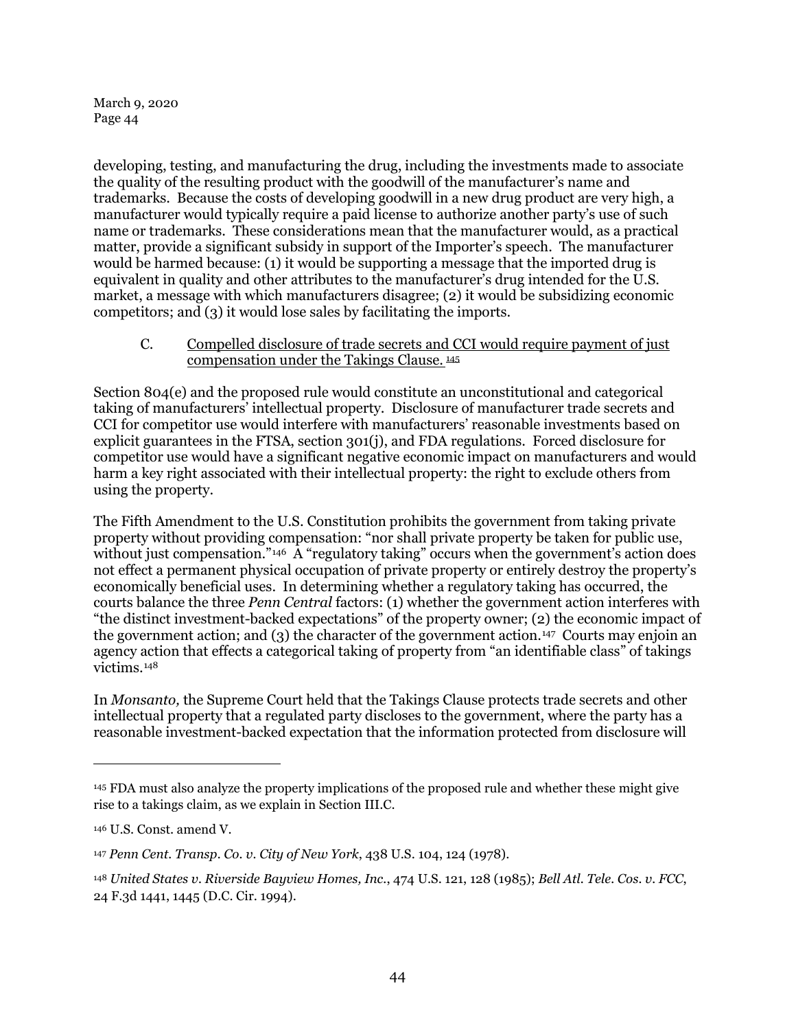developing, testing, and manufacturing the drug, including the investments made to associate the quality of the resulting product with the goodwill of the manufacturer's name and trademarks. Because the costs of developing goodwill in a new drug product are very high, a manufacturer would typically require a paid license to authorize another party's use of such name or trademarks. These considerations mean that the manufacturer would, as a practical matter, provide a significant subsidy in support of the Importer's speech. The manufacturer would be harmed because: (1) it would be supporting a message that the imported drug is equivalent in quality and other attributes to the manufacturer's drug intended for the U.S. market, a message with which manufacturers disagree; (2) it would be subsidizing economic competitors; and (3) it would lose sales by facilitating the imports.

C. Compelled disclosure of trade secrets and CCI would require payment of just compensation under the Takings Clause.[145]

Section 804(e) and the proposed rule would constitute an unconstitutional and categorical taking of manufacturers' intellectual property. Disclosure of manufacturer trade secrets and CCI for competitor use would interfere with manufacturers' reasonable investments based on explicit guarantees in the FTSA, section 301(j), and FDA regulations. Forced disclosure for competitor use would have a significant negative economic impact on manufacturers and would harm a key right associated with their intellectual property: the right to exclude others from using the property.

The Fifth Amendment to the U.S. Constitution prohibits the government from taking private property without providing compensation: "nor shall private property be taken for public use, without just compensation."[146] A "regulatory taking" occurs when the government's action does not effect a permanent physical occupation of private property or entirely destroy the property's economically beneficial uses. In determining whether a regulatory taking has occurred, the courts balance the three *Penn Central* factors: (1) whether the government action interferes with "the distinct investment-backed expectations" of the property owner; (2) the economic impact of the government action; and (3) the character of the government action.[147] Courts may enjoin an agency action that effects a categorical taking of property from "an identifiable class" of takings victims.[148]

In *Monsanto,* the Supreme Court held that the Takings Clause protects trade secrets and other intellectual property that a regulated party discloses to the government, where the party has a reasonable investment-backed expectation that the information protected from disclosure will

---

[145] FDA must also analyze the property implications of the proposed rule and whether these might give rise to a takings claim, as we explain in Section III.C.

[146] U.S. Const. amend V.

[147] *Penn Cent. Transp. Co. v. City of New York*, 438 U.S. 104, 124 (1978).

[148] *United States v. Riverside Bayview Homes, Inc.*, 474 U.S. 121, 128 (1985); *Bell Atl. Tele. Cos. v. FCC*, 24 F.3d 1441, 1445 (D.C. Cir. 1994).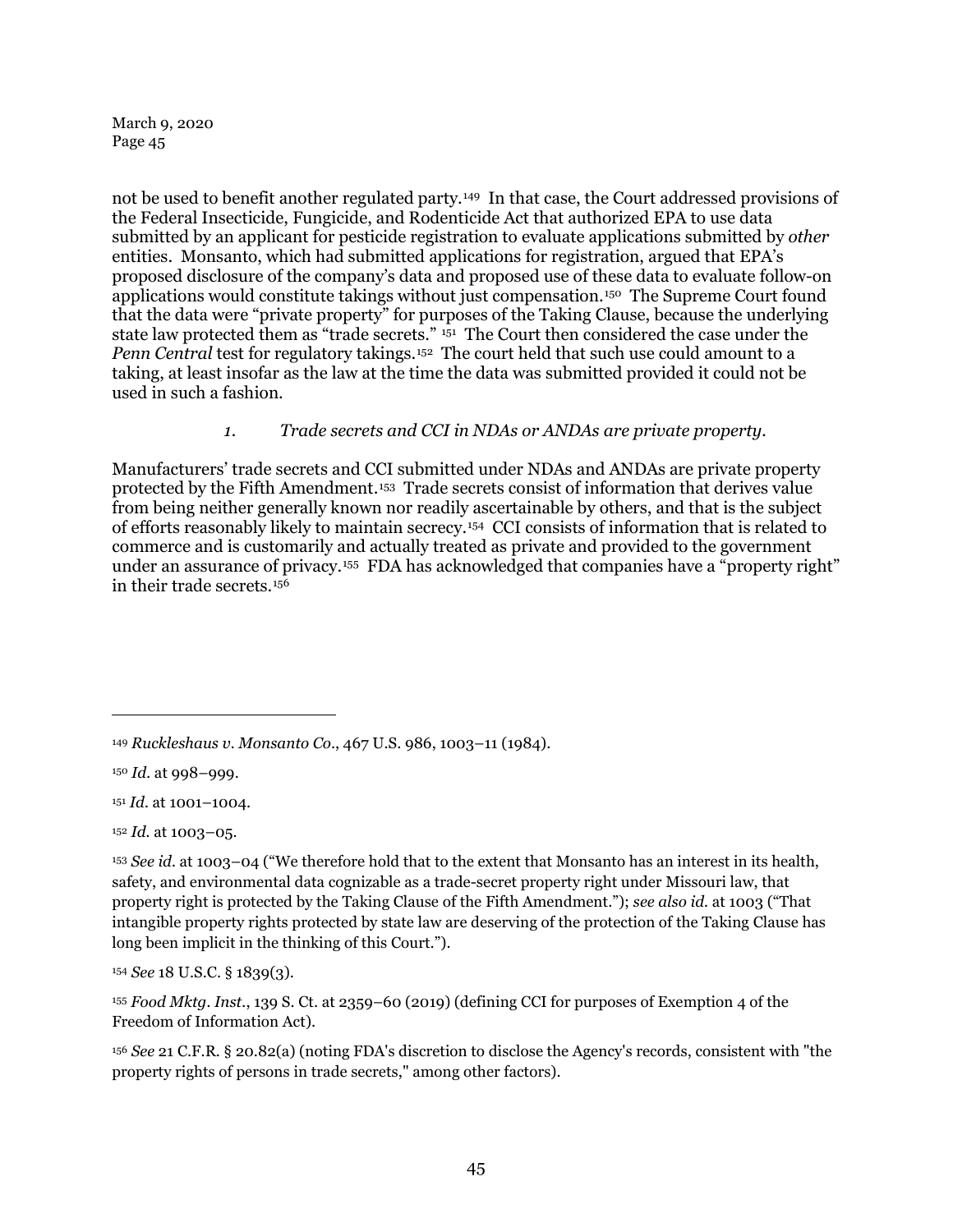not be used to benefit another regulated party.[149] In that case, the Court addressed provisions of the Federal Insecticide, Fungicide, and Rodenticide Act that authorized EPA to use data submitted by an applicant for pesticide registration to evaluate applications submitted by *other* entities. Monsanto, which had submitted applications for registration, argued that EPA's proposed disclosure of the company's data and proposed use of these data to evaluate follow-on applications would constitute takings without just compensation.[150] The Supreme Court found that the data were "private property" for purposes of the Taking Clause, because the underlying state law protected them as "trade secrets." [151] The Court then considered the case under the *Penn Central* test for regulatory takings.[152] The court held that such use could amount to a taking, at least insofar as the law at the time the data was submitted provided it could not be used in such a fashion.

*1. Trade secrets and CCI in NDAs or ANDAs are private property.*

Manufacturers' trade secrets and CCI submitted under NDAs and ANDAs are private property protected by the Fifth Amendment.[153] Trade secrets consist of information that derives value from being neither generally known nor readily ascertainable by others, and that is the subject of efforts reasonably likely to maintain secrecy.[154] CCI consists of information that is related to commerce and is customarily and actually treated as private and provided to the government under an assurance of privacy.[155] FDA has acknowledged that companies have a "property right" in their trade secrets.[156]

---

[149] *Ruckleshaus v. Monsanto Co.*, 467 U.S. 986, 1003–11 (1984).

[150] *Id.* at 998–999.

[151] *Id.* at 1001–1004.

[152] *Id.* at 1003–05.

[153] *See id.* at 1003–04 ("We therefore hold that to the extent that Monsanto has an interest in its health, safety, and environmental data cognizable as a trade-secret property right under Missouri law, that property right is protected by the Taking Clause of the Fifth Amendment."); *see also id.* at 1003 ("That intangible property rights protected by state law are deserving of the protection of the Taking Clause has long been implicit in the thinking of this Court.").

[154] *See* 18 U.S.C. § 1839(3).

[155] *Food Mktg. Inst.*, 139 S. Ct. at 2359–60 (2019) (defining CCI for purposes of Exemption 4 of the Freedom of Information Act).

[156] *See* 21 C.F.R. § 20.82(a) (noting FDA's discretion to disclose the Agency's records, consistent with "the property rights of persons in trade secrets," among other factors).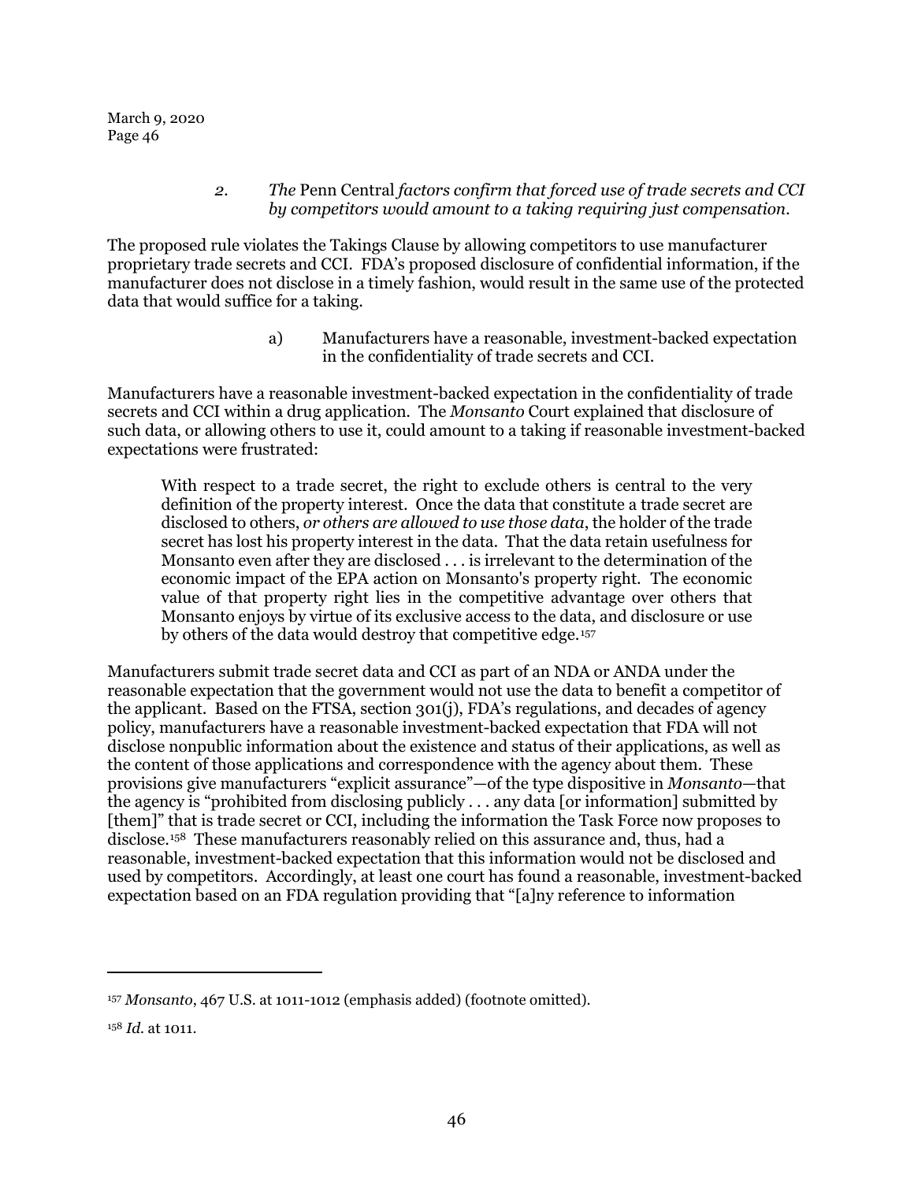### 2. *The* Penn Central *factors confirm that forced use of trade secrets and CCI by competitors would amount to a taking requiring just compensation.*

The proposed rule violates the Takings Clause by allowing competitors to use manufacturer proprietary trade secrets and CCI. FDA's proposed disclosure of confidential information, if the manufacturer does not disclose in a timely fashion, would result in the same use of the protected data that would suffice for a taking.

#### a) Manufacturers have a reasonable, investment-backed expectation in the confidentiality of trade secrets and CCI.

Manufacturers have a reasonable investment-backed expectation in the confidentiality of trade secrets and CCI within a drug application. The *Monsanto* Court explained that disclosure of such data, or allowing others to use it, could amount to a taking if reasonable investment-backed expectations were frustrated:

> With respect to a trade secret, the right to exclude others is central to the very definition of the property interest. Once the data that constitute a trade secret are disclosed to others, *or others are allowed to use those data*, the holder of the trade secret has lost his property interest in the data. That the data retain usefulness for Monsanto even after they are disclosed . . . is irrelevant to the determination of the economic impact of the EPA action on Monsanto's property right. The economic value of that property right lies in the competitive advantage over others that Monsanto enjoys by virtue of its exclusive access to the data, and disclosure or use by others of the data would destroy that competitive edge.[157]

Manufacturers submit trade secret data and CCI as part of an NDA or ANDA under the reasonable expectation that the government would not use the data to benefit a competitor of the applicant. Based on the FTSA, section 301(j), FDA's regulations, and decades of agency policy, manufacturers have a reasonable investment-backed expectation that FDA will not disclose nonpublic information about the existence and status of their applications, as well as the content of those applications and correspondence with the agency about them. These provisions give manufacturers "explicit assurance"—of the type dispositive in *Monsanto*—that the agency is "prohibited from disclosing publicly . . . any data [or information] submitted by [them]" that is trade secret or CCI, including the information the Task Force now proposes to disclose.[158] These manufacturers reasonably relied on this assurance and, thus, had a reasonable, investment-backed expectation that this information would not be disclosed and used by competitors. Accordingly, at least one court has found a reasonable, investment-backed expectation based on an FDA regulation providing that "[a]ny reference to information

---

[157] *Monsanto*, 467 U.S. at 1011-1012 (emphasis added) (footnote omitted).

[158] *Id.* at 1011.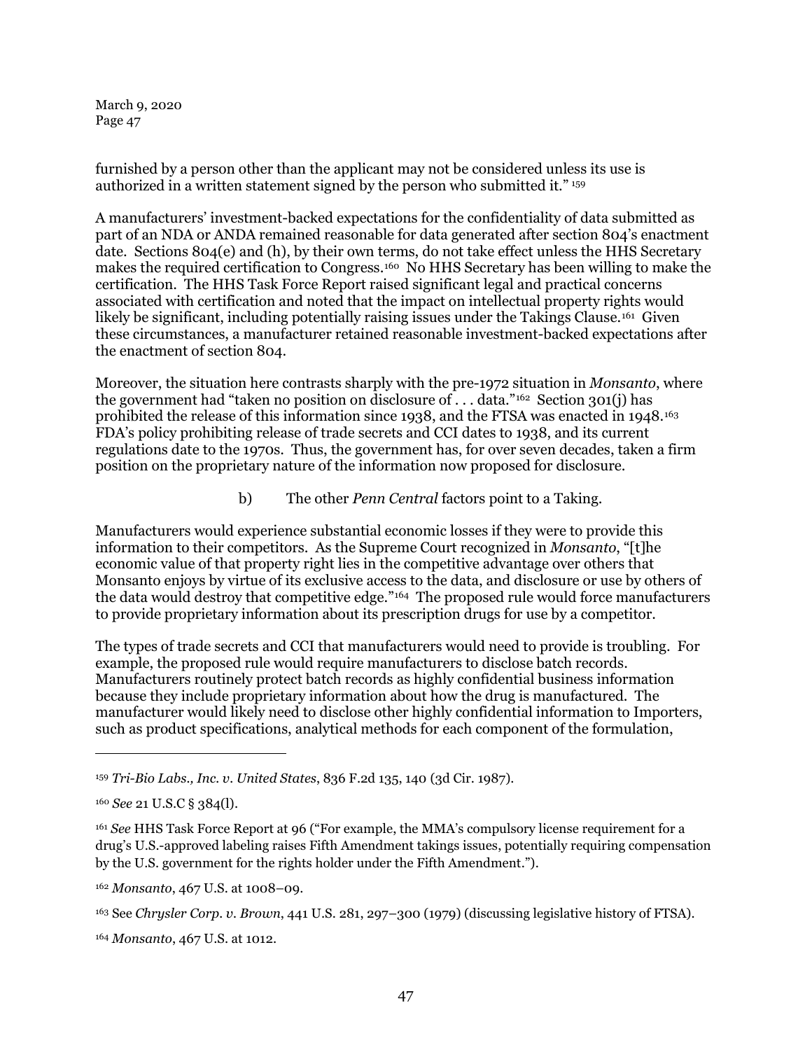furnished by a person other than the applicant may not be considered unless its use is authorized in a written statement signed by the person who submitted it." [159]

A manufacturers' investment-backed expectations for the confidentiality of data submitted as part of an NDA or ANDA remained reasonable for data generated after section 804's enactment date. Sections 804(e) and (h), by their own terms, do not take effect unless the HHS Secretary makes the required certification to Congress.[160] No HHS Secretary has been willing to make the certification. The HHS Task Force Report raised significant legal and practical concerns associated with certification and noted that the impact on intellectual property rights would likely be significant, including potentially raising issues under the Takings Clause.[161] Given these circumstances, a manufacturer retained reasonable investment-backed expectations after the enactment of section 804.

Moreover, the situation here contrasts sharply with the pre-1972 situation in *Monsanto*, where the government had "taken no position on disclosure of . . . data."[162] Section 301(j) has prohibited the release of this information since 1938, and the FTSA was enacted in 1948.[163] FDA's policy prohibiting release of trade secrets and CCI dates to 1938, and its current regulations date to the 1970s. Thus, the government has, for over seven decades, taken a firm position on the proprietary nature of the information now proposed for disclosure.

b) The other *Penn Central* factors point to a Taking.

Manufacturers would experience substantial economic losses if they were to provide this information to their competitors. As the Supreme Court recognized in *Monsanto*, "[t]he economic value of that property right lies in the competitive advantage over others that Monsanto enjoys by virtue of its exclusive access to the data, and disclosure or use by others of the data would destroy that competitive edge."[164] The proposed rule would force manufacturers to provide proprietary information about its prescription drugs for use by a competitor.

The types of trade secrets and CCI that manufacturers would need to provide is troubling. For example, the proposed rule would require manufacturers to disclose batch records. Manufacturers routinely protect batch records as highly confidential business information because they include proprietary information about how the drug is manufactured. The manufacturer would likely need to disclose other highly confidential information to Importers, such as product specifications, analytical methods for each component of the formulation,

---

[159] *Tri-Bio Labs., Inc. v. United States*, 836 F.2d 135, 140 (3d Cir. 1987).

[160] *See* 21 U.S.C § 384(l).

[161] *See* HHS Task Force Report at 96 ("For example, the MMA's compulsory license requirement for a drug's U.S.-approved labeling raises Fifth Amendment takings issues, potentially requiring compensation by the U.S. government for the rights holder under the Fifth Amendment.").

[162] *Monsanto*, 467 U.S. at 1008–09.

[163] See *Chrysler Corp. v. Brown*, 441 U.S. 281, 297–300 (1979) (discussing legislative history of FTSA).

[164] *Monsanto*, 467 U.S. at 1012.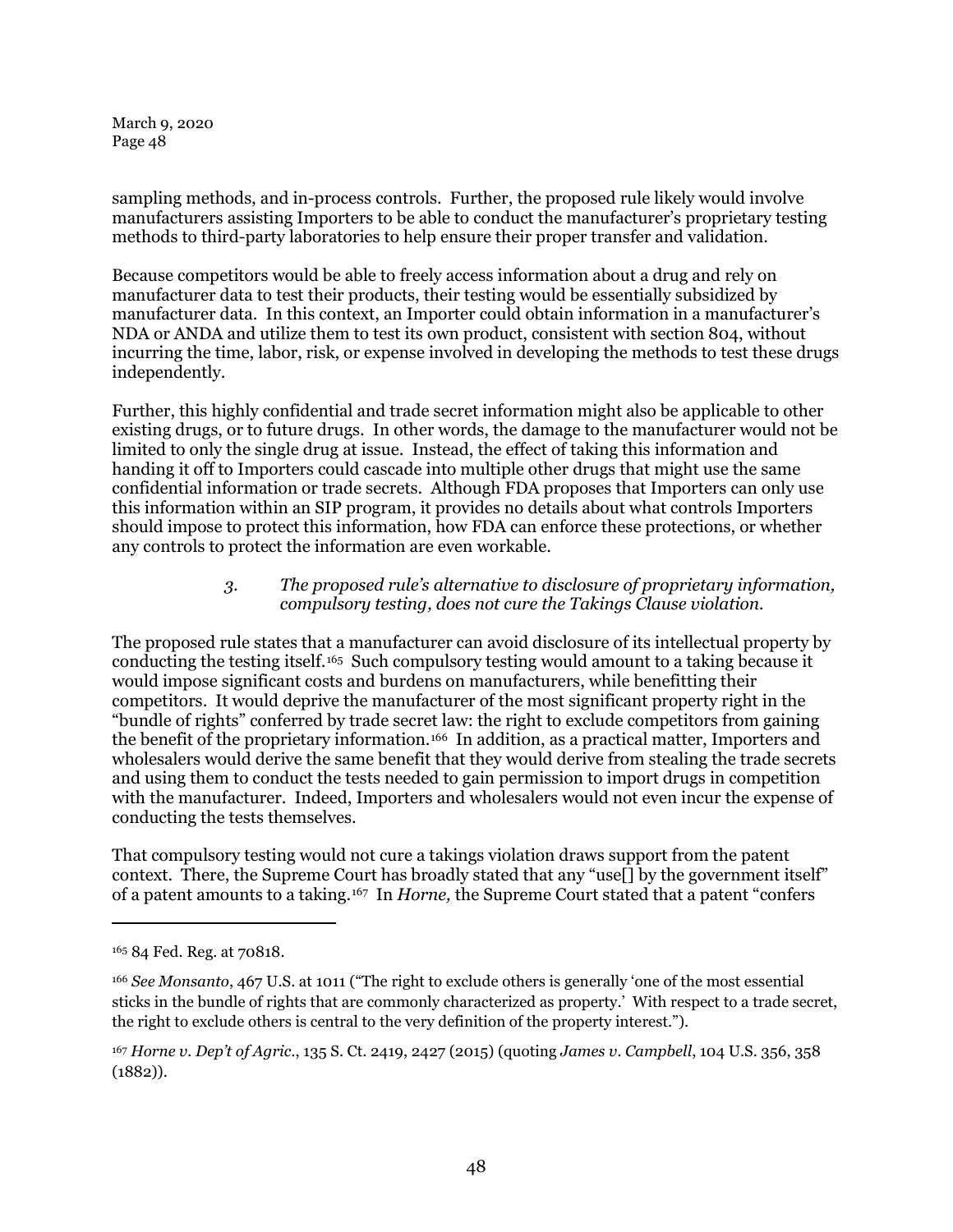sampling methods, and in-process controls. Further, the proposed rule likely would involve manufacturers assisting Importers to be able to conduct the manufacturer's proprietary testing methods to third-party laboratories to help ensure their proper transfer and validation.

Because competitors would be able to freely access information about a drug and rely on manufacturer data to test their products, their testing would be essentially subsidized by manufacturer data. In this context, an Importer could obtain information in a manufacturer's NDA or ANDA and utilize them to test its own product, consistent with section 804, without incurring the time, labor, risk, or expense involved in developing the methods to test these drugs independently.

Further, this highly confidential and trade secret information might also be applicable to other existing drugs, or to future drugs. In other words, the damage to the manufacturer would not be limited to only the single drug at issue. Instead, the effect of taking this information and handing it off to Importers could cascade into multiple other drugs that might use the same confidential information or trade secrets. Although FDA proposes that Importers can only use this information within an SIP program, it provides no details about what controls Importers should impose to protect this information, how FDA can enforce these protections, or whether any controls to protect the information are even workable.

> *3. The proposed rule's alternative to disclosure of proprietary information, compulsory testing, does not cure the Takings Clause violation.*

The proposed rule states that a manufacturer can avoid disclosure of its intellectual property by conducting the testing itself.[165] Such compulsory testing would amount to a taking because it would impose significant costs and burdens on manufacturers, while benefitting their competitors. It would deprive the manufacturer of the most significant property right in the "bundle of rights" conferred by trade secret law: the right to exclude competitors from gaining the benefit of the proprietary information.[166] In addition, as a practical matter, Importers and wholesalers would derive the same benefit that they would derive from stealing the trade secrets and using them to conduct the tests needed to gain permission to import drugs in competition with the manufacturer. Indeed, Importers and wholesalers would not even incur the expense of conducting the tests themselves.

That compulsory testing would not cure a takings violation draws support from the patent context. There, the Supreme Court has broadly stated that any "use[] by the government itself" of a patent amounts to a taking.[167] In *Horne,* the Supreme Court stated that a patent "confers

---

[165] 84 Fed. Reg. at 70818.

[166] *See Monsanto*, 467 U.S. at 1011 ("The right to exclude others is generally 'one of the most essential sticks in the bundle of rights that are commonly characterized as property.' With respect to a trade secret, the right to exclude others is central to the very definition of the property interest.").

[167] *Horne v. Dep't of Agric.*, 135 S. Ct. 2419, 2427 (2015) (quoting *James v. Campbell*, 104 U.S. 356, 358 (1882)).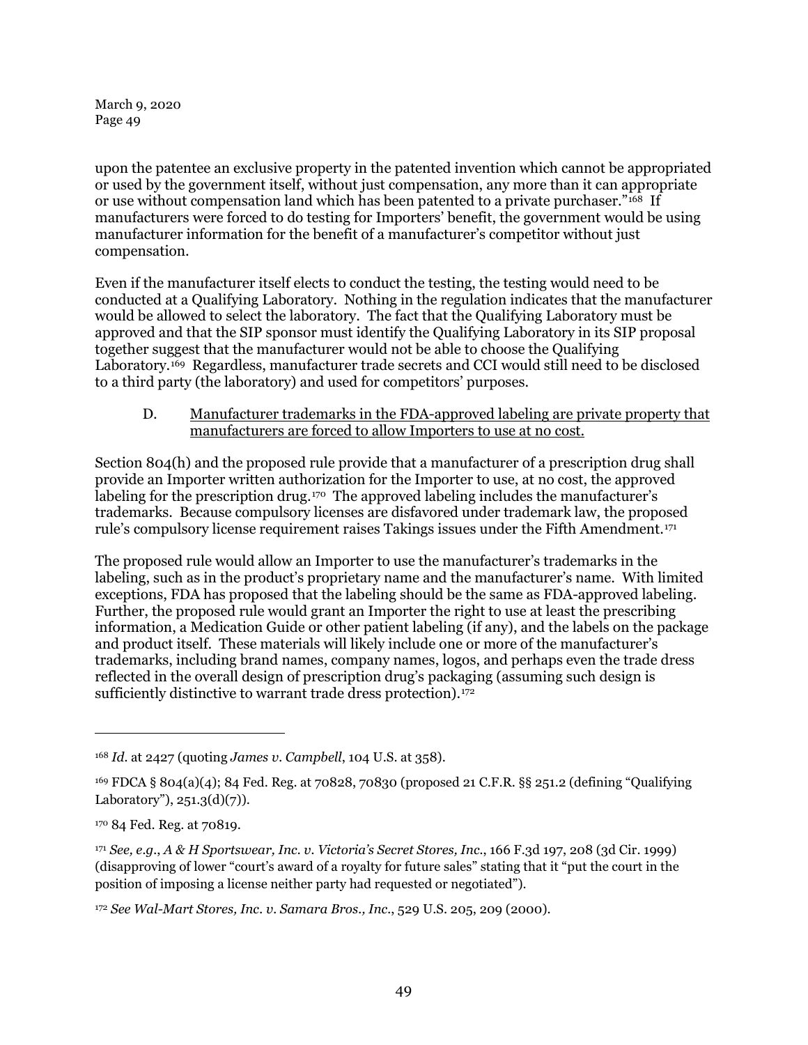upon the patentee an exclusive property in the patented invention which cannot be appropriated or used by the government itself, without just compensation, any more than it can appropriate or use without compensation land which has been patented to a private purchaser."[168] If manufacturers were forced to do testing for Importers' benefit, the government would be using manufacturer information for the benefit of a manufacturer's competitor without just compensation.

Even if the manufacturer itself elects to conduct the testing, the testing would need to be conducted at a Qualifying Laboratory. Nothing in the regulation indicates that the manufacturer would be allowed to select the laboratory. The fact that the Qualifying Laboratory must be approved and that the SIP sponsor must identify the Qualifying Laboratory in its SIP proposal together suggest that the manufacturer would not be able to choose the Qualifying Laboratory.[169] Regardless, manufacturer trade secrets and CCI would still need to be disclosed to a third party (the laboratory) and used for competitors' purposes.

D. Manufacturer trademarks in the FDA-approved labeling are private property that manufacturers are forced to allow Importers to use at no cost.

Section 804(h) and the proposed rule provide that a manufacturer of a prescription drug shall provide an Importer written authorization for the Importer to use, at no cost, the approved labeling for the prescription drug.[170] The approved labeling includes the manufacturer's trademarks. Because compulsory licenses are disfavored under trademark law, the proposed rule's compulsory license requirement raises Takings issues under the Fifth Amendment.[171]

The proposed rule would allow an Importer to use the manufacturer's trademarks in the labeling, such as in the product's proprietary name and the manufacturer's name. With limited exceptions, FDA has proposed that the labeling should be the same as FDA-approved labeling. Further, the proposed rule would grant an Importer the right to use at least the prescribing information, a Medication Guide or other patient labeling (if any), and the labels on the package and product itself. These materials will likely include one or more of the manufacturer's trademarks, including brand names, company names, logos, and perhaps even the trade dress reflected in the overall design of prescription drug's packaging (assuming such design is sufficiently distinctive to warrant trade dress protection).[172]

---

[168] *Id.* at 2427 (quoting *James v. Campbell*, 104 U.S. at 358).

[169] FDCA § 804(a)(4); 84 Fed. Reg. at 70828, 70830 (proposed 21 C.F.R. §§ 251.2 (defining "Qualifying Laboratory"), 251.3(d)(7)).

[170] 84 Fed. Reg. at 70819.

[171] *See, e.g.*, *A & H Sportswear, Inc. v. Victoria's Secret Stores, Inc.*, 166 F.3d 197, 208 (3d Cir. 1999) (disapproving of lower "court's award of a royalty for future sales" stating that it "put the court in the position of imposing a license neither party had requested or negotiated").

[172] *See Wal-Mart Stores, Inc. v. Samara Bros., Inc.*, 529 U.S. 205, 209 (2000).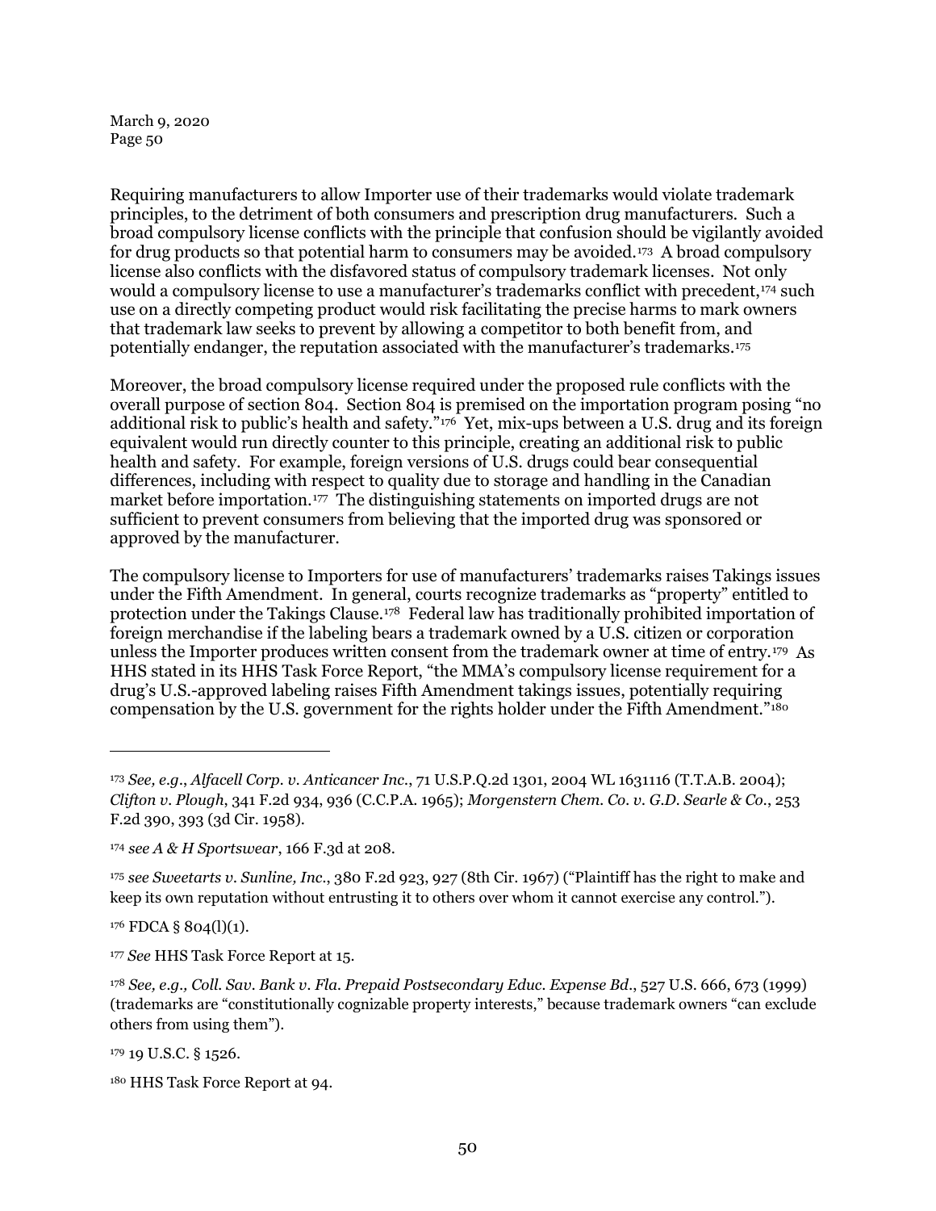Requiring manufacturers to allow Importer use of their trademarks would violate trademark principles, to the detriment of both consumers and prescription drug manufacturers. Such a broad compulsory license conflicts with the principle that confusion should be vigilantly avoided for drug products so that potential harm to consumers may be avoided.[173] A broad compulsory license also conflicts with the disfavored status of compulsory trademark licenses. Not only would a compulsory license to use a manufacturer's trademarks conflict with precedent,[174] such use on a directly competing product would risk facilitating the precise harms to mark owners that trademark law seeks to prevent by allowing a competitor to both benefit from, and potentially endanger, the reputation associated with the manufacturer's trademarks.[175]

Moreover, the broad compulsory license required under the proposed rule conflicts with the overall purpose of section 804. Section 804 is premised on the importation program posing "no additional risk to public's health and safety."[176] Yet, mix-ups between a U.S. drug and its foreign equivalent would run directly counter to this principle, creating an additional risk to public health and safety. For example, foreign versions of U.S. drugs could bear consequential differences, including with respect to quality due to storage and handling in the Canadian market before importation.[177] The distinguishing statements on imported drugs are not sufficient to prevent consumers from believing that the imported drug was sponsored or approved by the manufacturer.

The compulsory license to Importers for use of manufacturers' trademarks raises Takings issues under the Fifth Amendment. In general, courts recognize trademarks as "property" entitled to protection under the Takings Clause.[178] Federal law has traditionally prohibited importation of foreign merchandise if the labeling bears a trademark owned by a U.S. citizen or corporation unless the Importer produces written consent from the trademark owner at time of entry.[179] As HHS stated in its HHS Task Force Report, "the MMA's compulsory license requirement for a drug's U.S.-approved labeling raises Fifth Amendment takings issues, potentially requiring compensation by the U.S. government for the rights holder under the Fifth Amendment."[180]

---

[173] *See, e.g.*, *Alfacell Corp. v. Anticancer Inc.*, 71 U.S.P.Q.2d 1301, 2004 WL 1631116 (T.T.A.B. 2004); *Clifton v. Plough*, 341 F.2d 934, 936 (C.C.P.A. 1965); *Morgenstern Chem. Co. v. G.D. Searle & Co.*, 253 F.2d 390, 393 (3d Cir. 1958).

[174] *see A & H Sportswear*, 166 F.3d at 208.

[175] *see Sweetarts v. Sunline, Inc.*, 380 F.2d 923, 927 (8th Cir. 1967) ("Plaintiff has the right to make and keep its own reputation without entrusting it to others over whom it cannot exercise any control.").

[176] FDCA § 804(l)(1).

[177] *See* HHS Task Force Report at 15.

[178] *See, e.g., Coll. Sav. Bank v. Fla. Prepaid Postsecondary Educ. Expense Bd.*, 527 U.S. 666, 673 (1999) (trademarks are "constitutionally cognizable property interests," because trademark owners "can exclude others from using them").

[179] 19 U.S.C. § 1526.

[180] HHS Task Force Report at 94.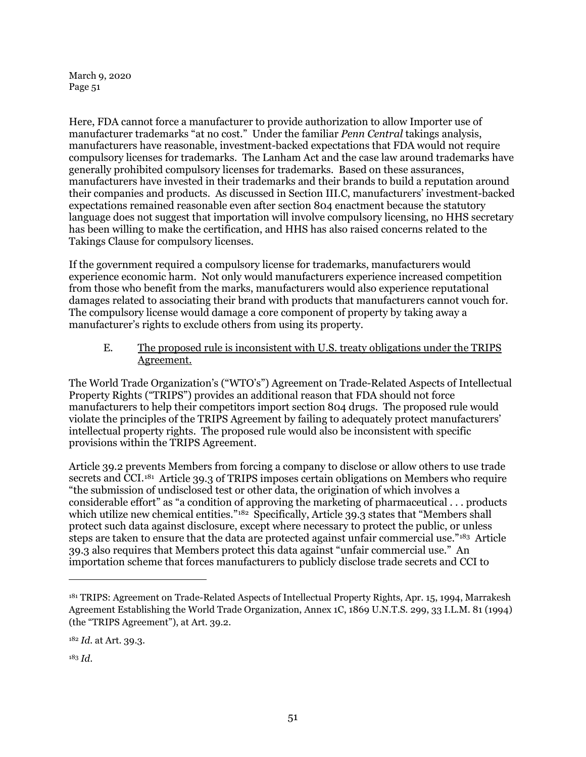Here, FDA cannot force a manufacturer to provide authorization to allow Importer use of manufacturer trademarks "at no cost." Under the familiar *Penn Central* takings analysis, manufacturers have reasonable, investment-backed expectations that FDA would not require compulsory licenses for trademarks. The Lanham Act and the case law around trademarks have generally prohibited compulsory licenses for trademarks. Based on these assurances, manufacturers have invested in their trademarks and their brands to build a reputation around their companies and products. As discussed in Section III.C, manufacturers' investment-backed expectations remained reasonable even after section 804 enactment because the statutory language does not suggest that importation will involve compulsory licensing, no HHS secretary has been willing to make the certification, and HHS has also raised concerns related to the Takings Clause for compulsory licenses.

If the government required a compulsory license for trademarks, manufacturers would experience economic harm. Not only would manufacturers experience increased competition from those who benefit from the marks, manufacturers would also experience reputational damages related to associating their brand with products that manufacturers cannot vouch for. The compulsory license would damage a core component of property by taking away a manufacturer's rights to exclude others from using its property.

### E. <u>The proposed rule is inconsistent with U.S. treaty obligations under the TRIPS Agreement.</u>

The World Trade Organization's ("WTO's") Agreement on Trade-Related Aspects of Intellectual Property Rights ("TRIPS") provides an additional reason that FDA should not force manufacturers to help their competitors import section 804 drugs. The proposed rule would violate the principles of the TRIPS Agreement by failing to adequately protect manufacturers' intellectual property rights. The proposed rule would also be inconsistent with specific provisions within the TRIPS Agreement.

Article 39.2 prevents Members from forcing a company to disclose or allow others to use trade secrets and CCI.[181] Article 39.3 of TRIPS imposes certain obligations on Members who require "the submission of undisclosed test or other data, the origination of which involves a considerable effort" as "a condition of approving the marketing of pharmaceutical . . . products which utilize new chemical entities."[182] Specifically, Article 39.3 states that "Members shall protect such data against disclosure, except where necessary to protect the public, or unless steps are taken to ensure that the data are protected against unfair commercial use."[183] Article 39.3 also requires that Members protect this data against "unfair commercial use." An importation scheme that forces manufacturers to publicly disclose trade secrets and CCI to

---

[181] TRIPS: Agreement on Trade-Related Aspects of Intellectual Property Rights, Apr. 15, 1994, Marrakesh Agreement Establishing the World Trade Organization, Annex 1C, 1869 U.N.T.S. 299, 33 I.L.M. 81 (1994) (the "TRIPS Agreement"), at Art. 39.2.

[182] *Id.* at Art. 39.3.

[183] *Id.*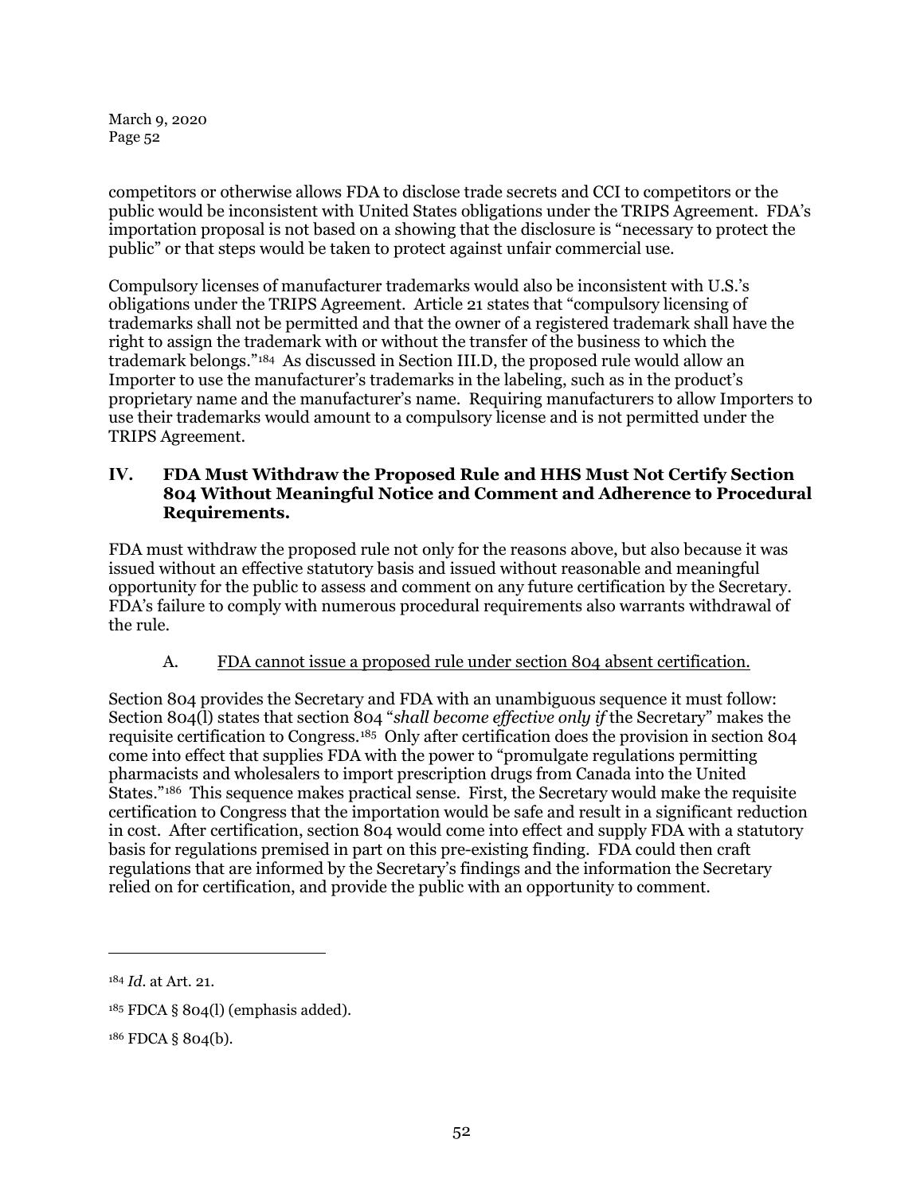competitors or otherwise allows FDA to disclose trade secrets and CCI to competitors or the public would be inconsistent with United States obligations under the TRIPS Agreement. FDA's importation proposal is not based on a showing that the disclosure is "necessary to protect the public" or that steps would be taken to protect against unfair commercial use.

Compulsory licenses of manufacturer trademarks would also be inconsistent with U.S.'s obligations under the TRIPS Agreement. Article 21 states that "compulsory licensing of trademarks shall not be permitted and that the owner of a registered trademark shall have the right to assign the trademark with or without the transfer of the business to which the trademark belongs."[184] As discussed in Section III.D, the proposed rule would allow an Importer to use the manufacturer's trademarks in the labeling, such as in the product's proprietary name and the manufacturer's name. Requiring manufacturers to allow Importers to use their trademarks would amount to a compulsory license and is not permitted under the TRIPS Agreement.

## IV. FDA Must Withdraw the Proposed Rule and HHS Must Not Certify Section 804 Without Meaningful Notice and Comment and Adherence to Procedural Requirements.

FDA must withdraw the proposed rule not only for the reasons above, but also because it was issued without an effective statutory basis and issued without reasonable and meaningful opportunity for the public to assess and comment on any future certification by the Secretary. FDA's failure to comply with numerous procedural requirements also warrants withdrawal of the rule.

### A. FDA cannot issue a proposed rule under section 804 absent certification.

Section 804 provides the Secretary and FDA with an unambiguous sequence it must follow: Section 804(l) states that section 804 "*shall become effective only if* the Secretary" makes the requisite certification to Congress.[185] Only after certification does the provision in section 804 come into effect that supplies FDA with the power to "promulgate regulations permitting pharmacists and wholesalers to import prescription drugs from Canada into the United States."[186] This sequence makes practical sense. First, the Secretary would make the requisite certification to Congress that the importation would be safe and result in a significant reduction in cost. After certification, section 804 would come into effect and supply FDA with a statutory basis for regulations premised in part on this pre-existing finding. FDA could then craft regulations that are informed by the Secretary's findings and the information the Secretary relied on for certification, and provide the public with an opportunity to comment.

---

[184] *Id.* at Art. 21.

[185] FDCA § 804(l) (emphasis added).

[186] FDCA § 804(b).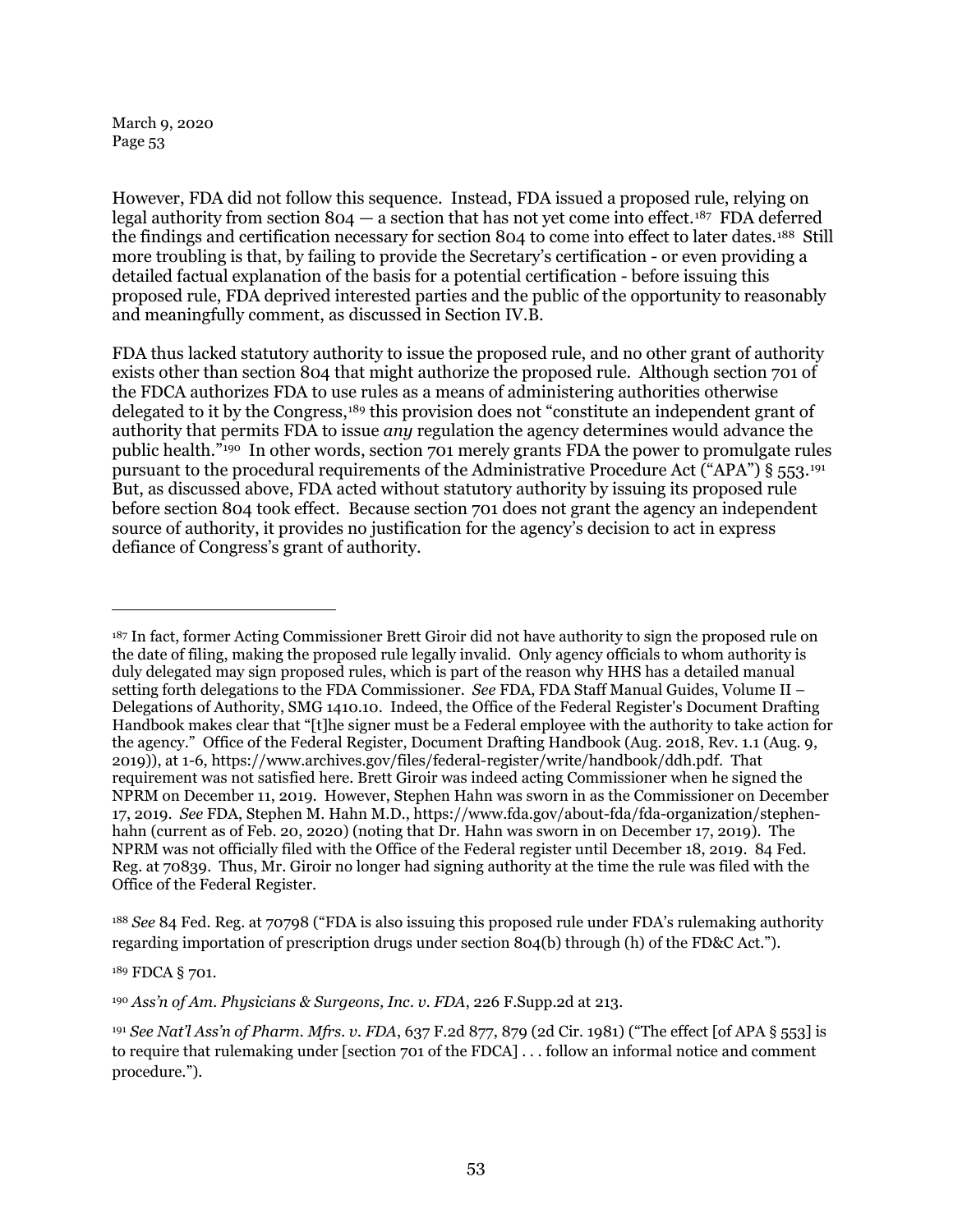However, FDA did not follow this sequence. Instead, FDA issued a proposed rule, relying on legal authority from section 804 — a section that has not yet come into effect.[187] FDA deferred the findings and certification necessary for section 804 to come into effect to later dates.[188] Still more troubling is that, by failing to provide the Secretary's certification - or even providing a detailed factual explanation of the basis for a potential certification - before issuing this proposed rule, FDA deprived interested parties and the public of the opportunity to reasonably and meaningfully comment, as discussed in Section IV.B.

FDA thus lacked statutory authority to issue the proposed rule, and no other grant of authority exists other than section 804 that might authorize the proposed rule. Although section 701 of the FDCA authorizes FDA to use rules as a means of administering authorities otherwise delegated to it by the Congress,[189] this provision does not "constitute an independent grant of authority that permits FDA to issue *any* regulation the agency determines would advance the public health."[190] In other words, section 701 merely grants FDA the power to promulgate rules pursuant to the procedural requirements of the Administrative Procedure Act ("APA") § 553.[191] But, as discussed above, FDA acted without statutory authority by issuing its proposed rule before section 804 took effect. Because section 701 does not grant the agency an independent source of authority, it provides no justification for the agency's decision to act in express defiance of Congress's grant of authority.

---

[187] In fact, former Acting Commissioner Brett Giroir did not have authority to sign the proposed rule on the date of filing, making the proposed rule legally invalid. Only agency officials to whom authority is duly delegated may sign proposed rules, which is part of the reason why HHS has a detailed manual setting forth delegations to the FDA Commissioner. *See* FDA, FDA Staff Manual Guides, Volume II – Delegations of Authority, SMG 1410.10. Indeed, the Office of the Federal Register's Document Drafting Handbook makes clear that "[t]he signer must be a Federal employee with the authority to take action for the agency." Office of the Federal Register, Document Drafting Handbook (Aug. 2018, Rev. 1.1 (Aug. 9, 2019)), at 1-6, https://www.archives.gov/files/federal-register/write/handbook/ddh.pdf. That requirement was not satisfied here. Brett Giroir was indeed acting Commissioner when he signed the NPRM on December 11, 2019. However, Stephen Hahn was sworn in as the Commissioner on December 17, 2019. *See* FDA, Stephen M. Hahn M.D., https://www.fda.gov/about-fda/fda-organization/stephen-hahn (current as of Feb. 20, 2020) (noting that Dr. Hahn was sworn in on December 17, 2019). The NPRM was not officially filed with the Office of the Federal register until December 18, 2019. 84 Fed. Reg. at 70839. Thus, Mr. Giroir no longer had signing authority at the time the rule was filed with the Office of the Federal Register.

[188] *See* 84 Fed. Reg. at 70798 ("FDA is also issuing this proposed rule under FDA's rulemaking authority regarding importation of prescription drugs under section 804(b) through (h) of the FD&C Act.").

[189] FDCA § 701.

[190] *Ass'n of Am. Physicians & Surgeons, Inc. v. FDA*, 226 F.Supp.2d at 213.

[191] *See Nat'l Ass'n of Pharm. Mfrs. v. FDA*, 637 F.2d 877, 879 (2d Cir. 1981) ("The effect [of APA § 553] is to require that rulemaking under [section 701 of the FDCA] . . . follow an informal notice and comment procedure.").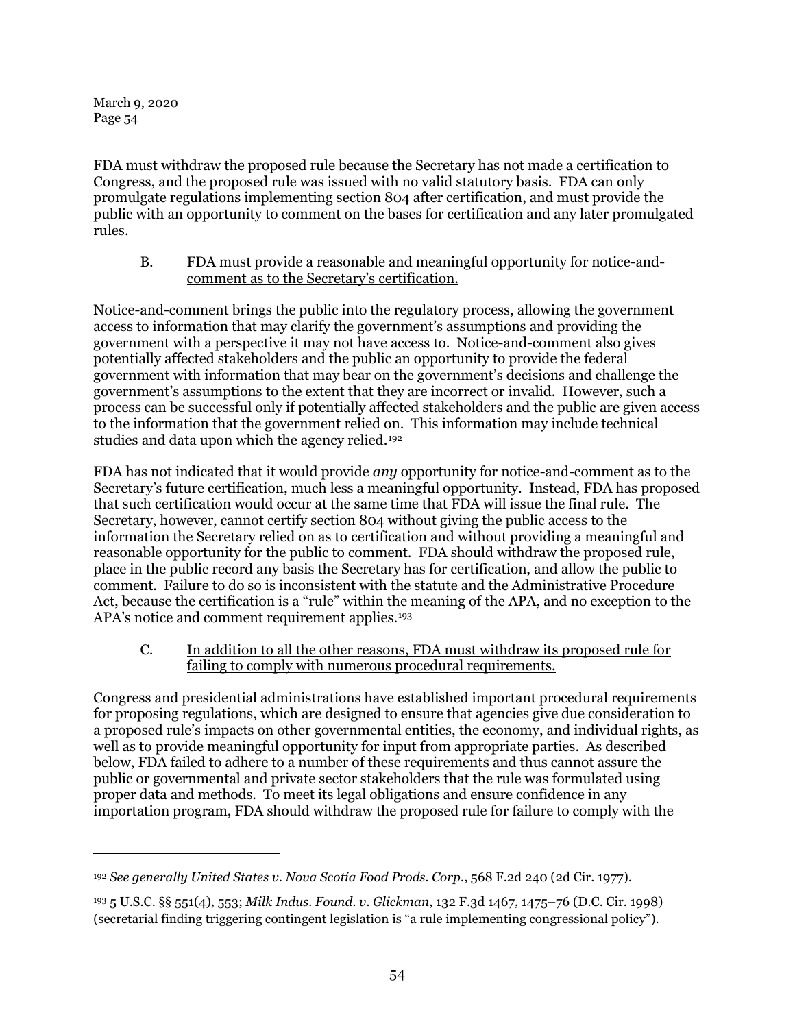FDA must withdraw the proposed rule because the Secretary has not made a certification to Congress, and the proposed rule was issued with no valid statutory basis. FDA can only promulgate regulations implementing section 804 after certification, and must provide the public with an opportunity to comment on the bases for certification and any later promulgated rules.

### B. FDA must provide a reasonable and meaningful opportunity for notice-and-comment as to the Secretary's certification.

Notice-and-comment brings the public into the regulatory process, allowing the government access to information that may clarify the government's assumptions and providing the government with a perspective it may not have access to. Notice-and-comment also gives potentially affected stakeholders and the public an opportunity to provide the federal government with information that may bear on the government's decisions and challenge the government's assumptions to the extent that they are incorrect or invalid. However, such a process can be successful only if potentially affected stakeholders and the public are given access to the information that the government relied on. This information may include technical studies and data upon which the agency relied.[192]

FDA has not indicated that it would provide *any* opportunity for notice-and-comment as to the Secretary's future certification, much less a meaningful opportunity. Instead, FDA has proposed that such certification would occur at the same time that FDA will issue the final rule. The Secretary, however, cannot certify section 804 without giving the public access to the information the Secretary relied on as to certification and without providing a meaningful and reasonable opportunity for the public to comment. FDA should withdraw the proposed rule, place in the public record any basis the Secretary has for certification, and allow the public to comment. Failure to do so is inconsistent with the statute and the Administrative Procedure Act, because the certification is a "rule" within the meaning of the APA, and no exception to the APA's notice and comment requirement applies.[193]

### C. In addition to all the other reasons, FDA must withdraw its proposed rule for failing to comply with numerous procedural requirements.

Congress and presidential administrations have established important procedural requirements for proposing regulations, which are designed to ensure that agencies give due consideration to a proposed rule's impacts on other governmental entities, the economy, and individual rights, as well as to provide meaningful opportunity for input from appropriate parties. As described below, FDA failed to adhere to a number of these requirements and thus cannot assure the public or governmental and private sector stakeholders that the rule was formulated using proper data and methods. To meet its legal obligations and ensure confidence in any importation program, FDA should withdraw the proposed rule for failure to comply with the

---

[192] *See generally United States v. Nova Scotia Food Prods. Corp.*, 568 F.2d 240 (2d Cir. 1977).

[193] 5 U.S.C. §§ 551(4), 553; *Milk Indus. Found. v. Glickman*, 132 F.3d 1467, 1475–76 (D.C. Cir. 1998) (secretarial finding triggering contingent legislation is "a rule implementing congressional policy").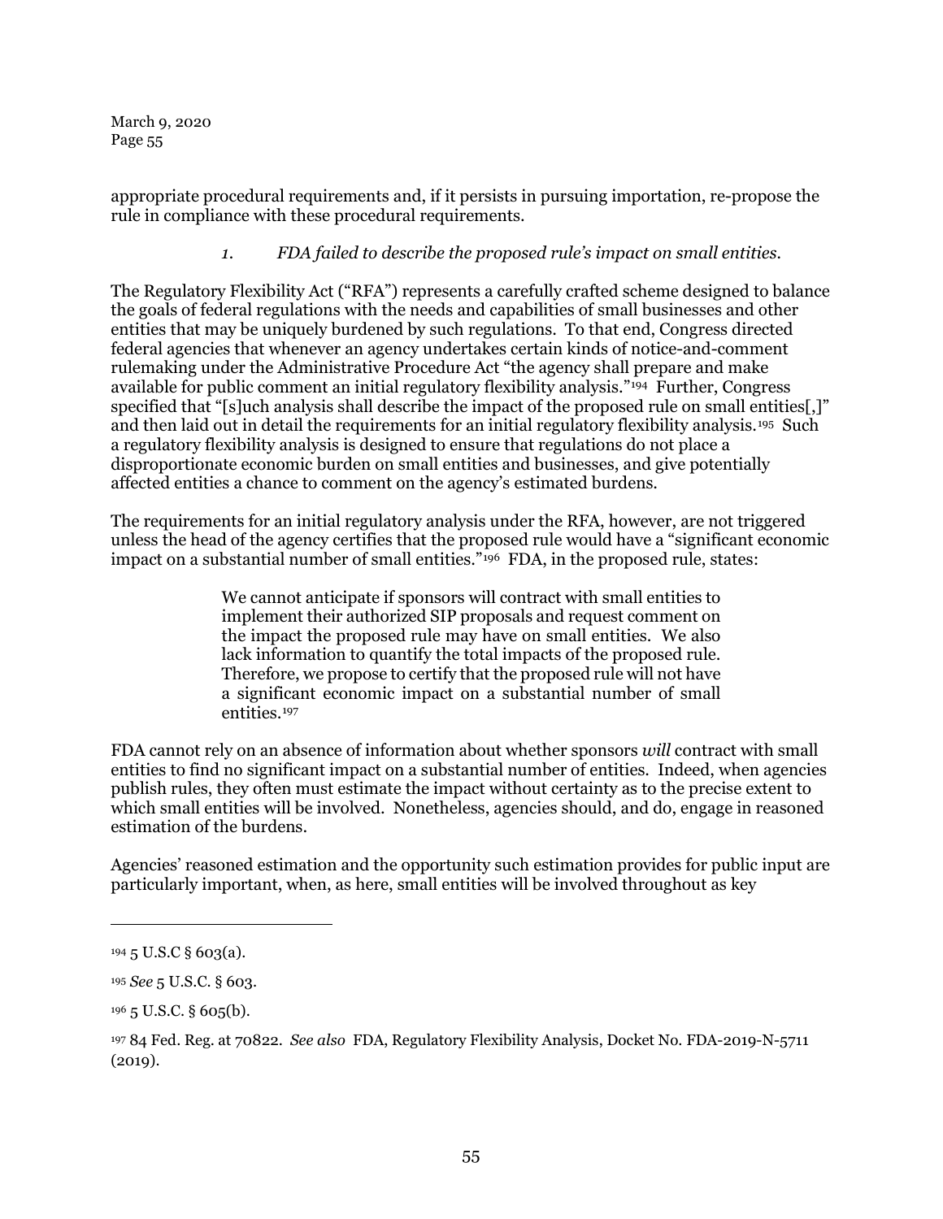appropriate procedural requirements and, if it persists in pursuing importation, re-propose the rule in compliance with these procedural requirements.

### *1. FDA failed to describe the proposed rule's impact on small entities.*

The Regulatory Flexibility Act ("RFA") represents a carefully crafted scheme designed to balance the goals of federal regulations with the needs and capabilities of small businesses and other entities that may be uniquely burdened by such regulations. To that end, Congress directed federal agencies that whenever an agency undertakes certain kinds of notice-and-comment rulemaking under the Administrative Procedure Act "the agency shall prepare and make available for public comment an initial regulatory flexibility analysis."[194] Further, Congress specified that "[s]uch analysis shall describe the impact of the proposed rule on small entities[,]" and then laid out in detail the requirements for an initial regulatory flexibility analysis.[195] Such a regulatory flexibility analysis is designed to ensure that regulations do not place a disproportionate economic burden on small entities and businesses, and give potentially affected entities a chance to comment on the agency's estimated burdens.

The requirements for an initial regulatory analysis under the RFA, however, are not triggered unless the head of the agency certifies that the proposed rule would have a "significant economic impact on a substantial number of small entities."[196] FDA, in the proposed rule, states:

> We cannot anticipate if sponsors will contract with small entities to implement their authorized SIP proposals and request comment on the impact the proposed rule may have on small entities. We also lack information to quantify the total impacts of the proposed rule. Therefore, we propose to certify that the proposed rule will not have a significant economic impact on a substantial number of small entities.[197]

FDA cannot rely on an absence of information about whether sponsors *will* contract with small entities to find no significant impact on a substantial number of entities. Indeed, when agencies publish rules, they often must estimate the impact without certainty as to the precise extent to which small entities will be involved. Nonetheless, agencies should, and do, engage in reasoned estimation of the burdens.

Agencies' reasoned estimation and the opportunity such estimation provides for public input are particularly important, when, as here, small entities will be involved throughout as key

---

[194] 5 U.S.C § 603(a).

[195] *See* 5 U.S.C. § 603.

[196] 5 U.S.C. § 605(b).

[197] 84 Fed. Reg. at 70822. *See also* FDA, Regulatory Flexibility Analysis, Docket No. FDA-2019-N-5711 (2019).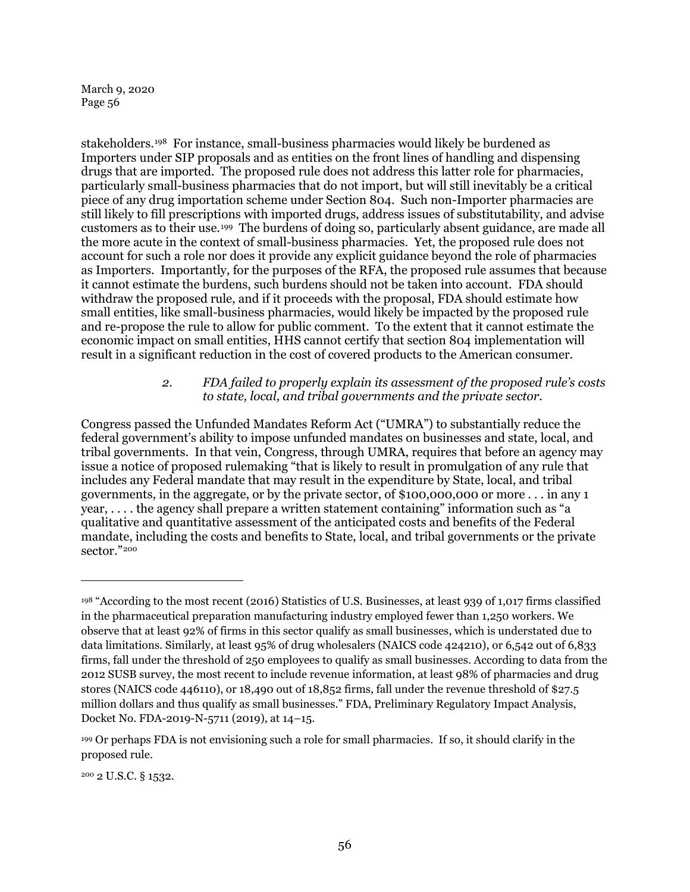stakeholders.[198] For instance, small-business pharmacies would likely be burdened as Importers under SIP proposals and as entities on the front lines of handling and dispensing drugs that are imported. The proposed rule does not address this latter role for pharmacies, particularly small-business pharmacies that do not import, but will still inevitably be a critical piece of any drug importation scheme under Section 804. Such non-Importer pharmacies are still likely to fill prescriptions with imported drugs, address issues of substitutability, and advise customers as to their use.[199] The burdens of doing so, particularly absent guidance, are made all the more acute in the context of small-business pharmacies. Yet, the proposed rule does not account for such a role nor does it provide any explicit guidance beyond the role of pharmacies as Importers. Importantly, for the purposes of the RFA, the proposed rule assumes that because it cannot estimate the burdens, such burdens should not be taken into account. FDA should withdraw the proposed rule, and if it proceeds with the proposal, FDA should estimate how small entities, like small-business pharmacies, would likely be impacted by the proposed rule and re-propose the rule to allow for public comment. To the extent that it cannot estimate the economic impact on small entities, HHS cannot certify that section 804 implementation will result in a significant reduction in the cost of covered products to the American consumer.

> *2. FDA failed to properly explain its assessment of the proposed rule's costs to state, local, and tribal governments and the private sector.*

Congress passed the Unfunded Mandates Reform Act ("UMRA") to substantially reduce the federal government's ability to impose unfunded mandates on businesses and state, local, and tribal governments. In that vein, Congress, through UMRA, requires that before an agency may issue a notice of proposed rulemaking "that is likely to result in promulgation of any rule that includes any Federal mandate that may result in the expenditure by State, local, and tribal governments, in the aggregate, or by the private sector, of $100,000,000 or more . . . in any 1 year, . . . . the agency shall prepare a written statement containing" information such as "a qualitative and quantitative assessment of the anticipated costs and benefits of the Federal mandate, including the costs and benefits to State, local, and tribal governments or the private sector."[200]

---

[198] "According to the most recent (2016) Statistics of U.S. Businesses, at least 939 of 1,017 firms classified in the pharmaceutical preparation manufacturing industry employed fewer than 1,250 workers. We observe that at least 92% of firms in this sector qualify as small businesses, which is understated due to data limitations. Similarly, at least 95% of drug wholesalers (NAICS code 424210), or 6,542 out of 6,833 firms, fall under the threshold of 250 employees to qualify as small businesses. According to data from the 2012 SUSB survey, the most recent to include revenue information, at least 98% of pharmacies and drug stores (NAICS code 446110), or 18,490 out of 18,852 firms, fall under the revenue threshold of $27.5 million dollars and thus qualify as small businesses." FDA, Preliminary Regulatory Impact Analysis, Docket No. FDA-2019-N-5711 (2019), at 14–15.

[199] Or perhaps FDA is not envisioning such a role for small pharmacies. If so, it should clarify in the proposed rule.

[200] 2 U.S.C. § 1532.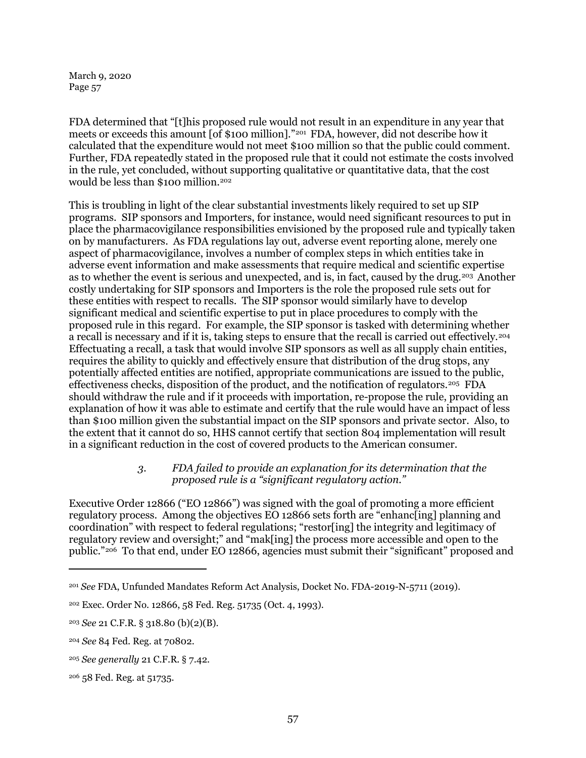FDA determined that "[t]his proposed rule would not result in an expenditure in any year that meets or exceeds this amount [of $100 million]."[201] FDA, however, did not describe how it calculated that the expenditure would not meet $100 million so that the public could comment. Further, FDA repeatedly stated in the proposed rule that it could not estimate the costs involved in the rule, yet concluded, without supporting qualitative or quantitative data, that the cost would be less than $100 million.[202]

This is troubling in light of the clear substantial investments likely required to set up SIP programs. SIP sponsors and Importers, for instance, would need significant resources to put in place the pharmacovigilance responsibilities envisioned by the proposed rule and typically taken on by manufacturers. As FDA regulations lay out, adverse event reporting alone, merely one aspect of pharmacovigilance, involves a number of complex steps in which entities take in adverse event information and make assessments that require medical and scientific expertise as to whether the event is serious and unexpected, and is, in fact, caused by the drug.[203] Another costly undertaking for SIP sponsors and Importers is the role the proposed rule sets out for these entities with respect to recalls. The SIP sponsor would similarly have to develop significant medical and scientific expertise to put in place procedures to comply with the proposed rule in this regard. For example, the SIP sponsor is tasked with determining whether a recall is necessary and if it is, taking steps to ensure that the recall is carried out effectively.[204] Effectuating a recall, a task that would involve SIP sponsors as well as all supply chain entities, requires the ability to quickly and effectively ensure that distribution of the drug stops, any potentially affected entities are notified, appropriate communications are issued to the public, effectiveness checks, disposition of the product, and the notification of regulators.[205] FDA should withdraw the rule and if it proceeds with importation, re-propose the rule, providing an explanation of how it was able to estimate and certify that the rule would have an impact of less than $100 million given the substantial impact on the SIP sponsors and private sector. Also, to the extent that it cannot do so, HHS cannot certify that section 804 implementation will result in a significant reduction in the cost of covered products to the American consumer.

### *3. FDA failed to provide an explanation for its determination that the proposed rule is a "significant regulatory action."*

Executive Order 12866 ("EO 12866") was signed with the goal of promoting a more efficient regulatory process. Among the objectives EO 12866 sets forth are "enhanc[ing] planning and coordination" with respect to federal regulations; "restor[ing] the integrity and legitimacy of regulatory review and oversight;" and "mak[ing] the process more accessible and open to the public."[206] To that end, under EO 12866, agencies must submit their "significant" proposed and

---

[201] *See* FDA, Unfunded Mandates Reform Act Analysis, Docket No. FDA-2019-N-5711 (2019).

[202] Exec. Order No. 12866, 58 Fed. Reg. 51735 (Oct. 4, 1993).

[203] *See* 21 C.F.R. § 318.80 (b)(2)(B).

[204] *See* 84 Fed. Reg. at 70802.

[205] *See generally* 21 C.F.R. § 7.42.

[206] 58 Fed. Reg. at 51735.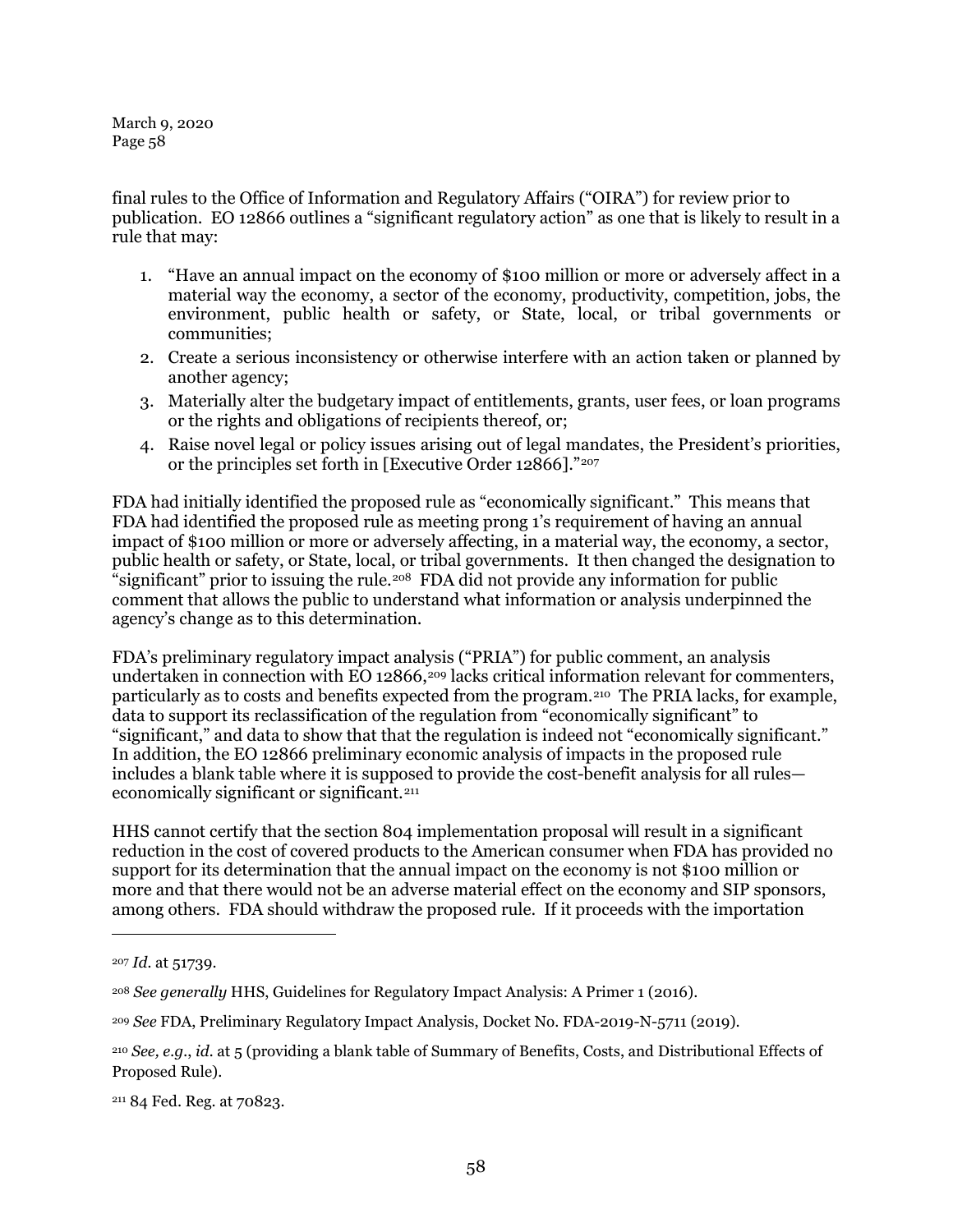final rules to the Office of Information and Regulatory Affairs ("OIRA") for review prior to publication. EO 12866 outlines a "significant regulatory action" as one that is likely to result in a rule that may:

1. "Have an annual impact on the economy of $100 million or more or adversely affect in a material way the economy, a sector of the economy, productivity, competition, jobs, the environment, public health or safety, or State, local, or tribal governments or communities;
2. Create a serious inconsistency or otherwise interfere with an action taken or planned by another agency;
3. Materially alter the budgetary impact of entitlements, grants, user fees, or loan programs or the rights and obligations of recipients thereof, or;
4. Raise novel legal or policy issues arising out of legal mandates, the President's priorities, or the principles set forth in [Executive Order 12866]."[207]

FDA had initially identified the proposed rule as "economically significant." This means that FDA had identified the proposed rule as meeting prong 1's requirement of having an annual impact of $100 million or more or adversely affecting, in a material way, the economy, a sector, public health or safety, or State, local, or tribal governments. It then changed the designation to "significant" prior to issuing the rule.[208] FDA did not provide any information for public comment that allows the public to understand what information or analysis underpinned the agency's change as to this determination.

FDA's preliminary regulatory impact analysis ("PRIA") for public comment, an analysis undertaken in connection with EO 12866,[209] lacks critical information relevant for commenters, particularly as to costs and benefits expected from the program.[210] The PRIA lacks, for example, data to support its reclassification of the regulation from "economically significant" to "significant," and data to show that that the regulation is indeed not "economically significant." In addition, the EO 12866 preliminary economic analysis of impacts in the proposed rule includes a blank table where it is supposed to provide the cost-benefit analysis for all rules—economically significant or significant.[211]

HHS cannot certify that the section 804 implementation proposal will result in a significant reduction in the cost of covered products to the American consumer when FDA has provided no support for its determination that the annual impact on the economy is not $100 million or more and that there would not be an adverse material effect on the economy and SIP sponsors, among others. FDA should withdraw the proposed rule. If it proceeds with the importation

---

[207] *Id.* at 51739.

[208] *See generally* HHS, Guidelines for Regulatory Impact Analysis: A Primer 1 (2016).

[209] *See* FDA, Preliminary Regulatory Impact Analysis, Docket No. FDA-2019-N-5711 (2019).

[210] *See, e.g.*, *id.* at 5 (providing a blank table of Summary of Benefits, Costs, and Distributional Effects of Proposed Rule).

[211] 84 Fed. Reg. at 70823.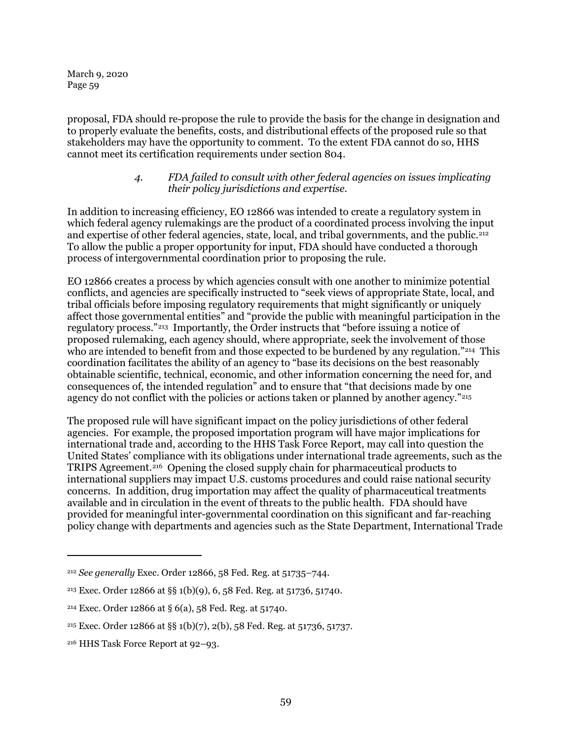proposal, FDA should re-propose the rule to provide the basis for the change in designation and to properly evaluate the benefits, costs, and distributional effects of the proposed rule so that stakeholders may have the opportunity to comment. To the extent FDA cannot do so, HHS cannot meet its certification requirements under section 804.

#### *4. FDA failed to consult with other federal agencies on issues implicating their policy jurisdictions and expertise.*

In addition to increasing efficiency, EO 12866 was intended to create a regulatory system in which federal agency rulemakings are the product of a coordinated process involving the input and expertise of other federal agencies, state, local, and tribal governments, and the public.[212] To allow the public a proper opportunity for input, FDA should have conducted a thorough process of intergovernmental coordination prior to proposing the rule.

EO 12866 creates a process by which agencies consult with one another to minimize potential conflicts, and agencies are specifically instructed to "seek views of appropriate State, local, and tribal officials before imposing regulatory requirements that might significantly or uniquely affect those governmental entities" and "provide the public with meaningful participation in the regulatory process."[213] Importantly, the Order instructs that "before issuing a notice of proposed rulemaking, each agency should, where appropriate, seek the involvement of those who are intended to benefit from and those expected to be burdened by any regulation."[214] This coordination facilitates the ability of an agency to "base its decisions on the best reasonably obtainable scientific, technical, economic, and other information concerning the need for, and consequences of, the intended regulation" and to ensure that "that decisions made by one agency do not conflict with the policies or actions taken or planned by another agency."[215]

The proposed rule will have significant impact on the policy jurisdictions of other federal agencies. For example, the proposed importation program will have major implications for international trade and, according to the HHS Task Force Report, may call into question the United States' compliance with its obligations under international trade agreements, such as the TRIPS Agreement.[216] Opening the closed supply chain for pharmaceutical products to international suppliers may impact U.S. customs procedures and could raise national security concerns. In addition, drug importation may affect the quality of pharmaceutical treatments available and in circulation in the event of threats to the public health. FDA should have provided for meaningful inter-governmental coordination on this significant and far-reaching policy change with departments and agencies such as the State Department, International Trade

---

[212] *See generally* Exec. Order 12866, 58 Fed. Reg. at 51735–744.

[213] Exec. Order 12866 at §§ 1(b)(9), 6, 58 Fed. Reg. at 51736, 51740.

[214] Exec. Order 12866 at § 6(a), 58 Fed. Reg. at 51740.

[215] Exec. Order 12866 at §§ 1(b)(7), 2(b), 58 Fed. Reg. at 51736, 51737.

[216] HHS Task Force Report at 92–93.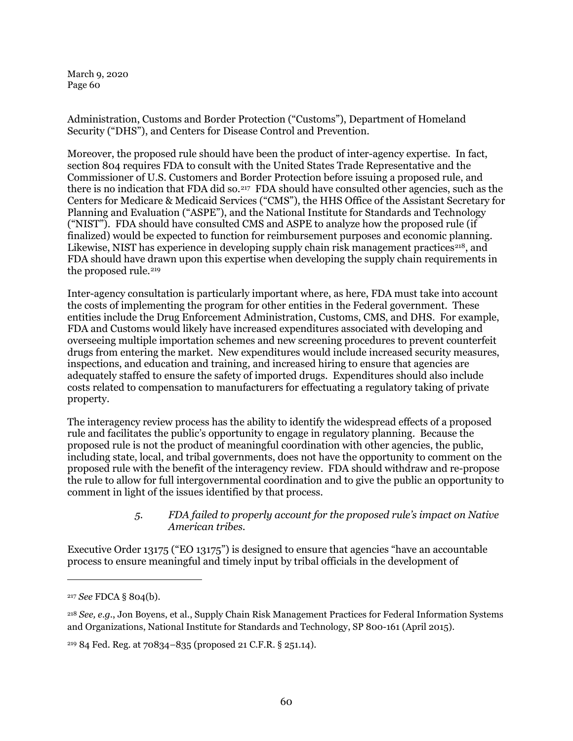Administration, Customs and Border Protection ("Customs"), Department of Homeland Security ("DHS"), and Centers for Disease Control and Prevention.

Moreover, the proposed rule should have been the product of inter-agency expertise. In fact, section 804 requires FDA to consult with the United States Trade Representative and the Commissioner of U.S. Customers and Border Protection before issuing a proposed rule, and there is no indication that FDA did so.[217] FDA should have consulted other agencies, such as the Centers for Medicare & Medicaid Services ("CMS"), the HHS Office of the Assistant Secretary for Planning and Evaluation ("ASPE"), and the National Institute for Standards and Technology ("NIST"). FDA should have consulted CMS and ASPE to analyze how the proposed rule (if finalized) would be expected to function for reimbursement purposes and economic planning. Likewise, NIST has experience in developing supply chain risk management practices[218], and FDA should have drawn upon this expertise when developing the supply chain requirements in the proposed rule.[219]

Inter-agency consultation is particularly important where, as here, FDA must take into account the costs of implementing the program for other entities in the Federal government. These entities include the Drug Enforcement Administration, Customs, CMS, and DHS. For example, FDA and Customs would likely have increased expenditures associated with developing and overseeing multiple importation schemes and new screening procedures to prevent counterfeit drugs from entering the market. New expenditures would include increased security measures, inspections, and education and training, and increased hiring to ensure that agencies are adequately staffed to ensure the safety of imported drugs. Expenditures should also include costs related to compensation to manufacturers for effectuating a regulatory taking of private property.

The interagency review process has the ability to identify the widespread effects of a proposed rule and facilitates the public's opportunity to engage in regulatory planning. Because the proposed rule is not the product of meaningful coordination with other agencies, the public, including state, local, and tribal governments, does not have the opportunity to comment on the proposed rule with the benefit of the interagency review. FDA should withdraw and re-propose the rule to allow for full intergovernmental coordination and to give the public an opportunity to comment in light of the issues identified by that process.

> *5. FDA failed to properly account for the proposed rule's impact on Native American tribes.*

Executive Order 13175 ("EO 13175") is designed to ensure that agencies "have an accountable process to ensure meaningful and timely input by tribal officials in the development of

---

[217] *See* FDCA § 804(b).

[218] *See, e.g.*, Jon Boyens, et al., Supply Chain Risk Management Practices for Federal Information Systems and Organizations, National Institute for Standards and Technology, SP 800-161 (April 2015).

[219] 84 Fed. Reg. at 70834–835 (proposed 21 C.F.R. § 251.14).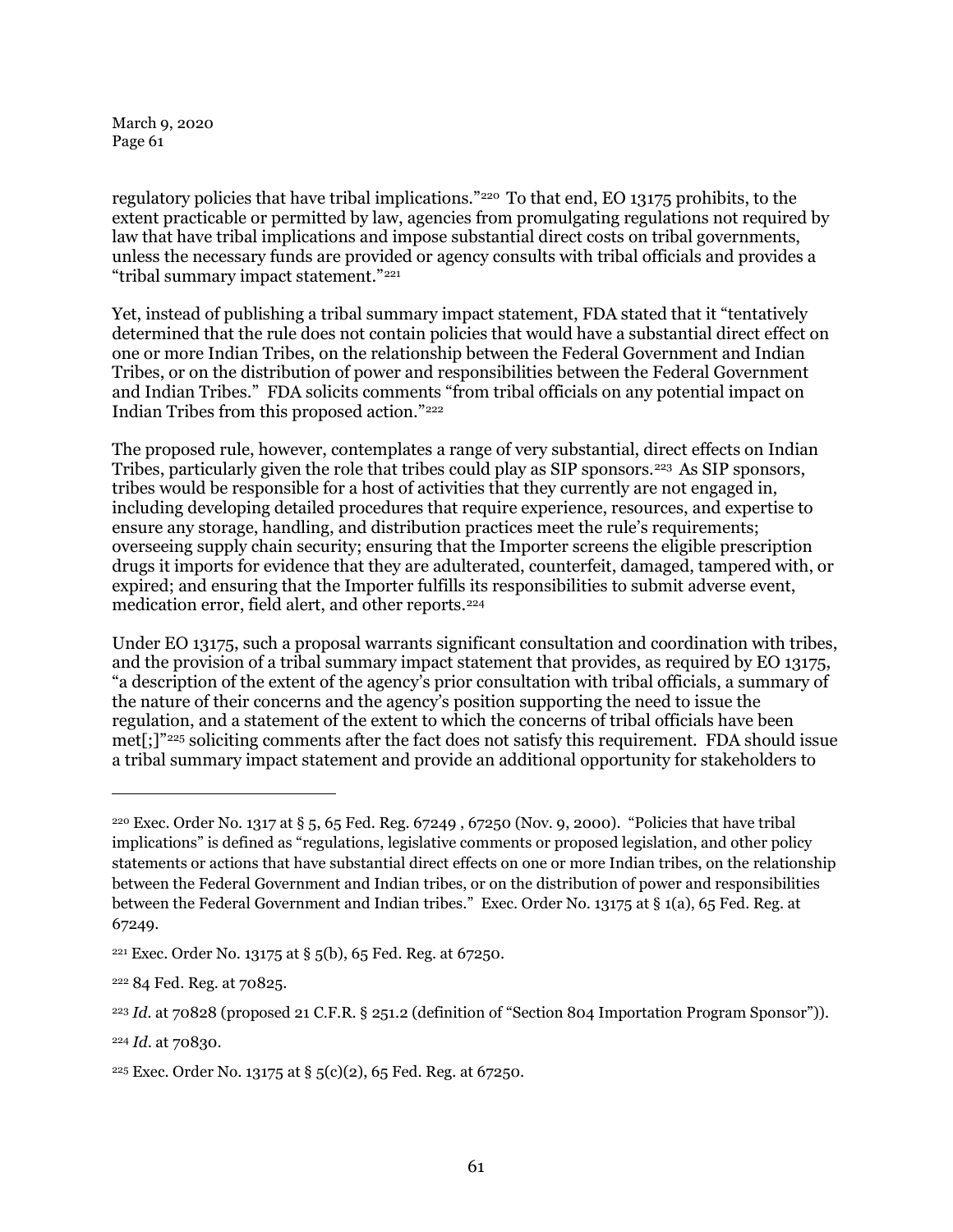regulatory policies that have tribal implications."[220] To that end, EO 13175 prohibits, to the extent practicable or permitted by law, agencies from promulgating regulations not required by law that have tribal implications and impose substantial direct costs on tribal governments, unless the necessary funds are provided or agency consults with tribal officials and provides a "tribal summary impact statement."[221]

Yet, instead of publishing a tribal summary impact statement, FDA stated that it "tentatively determined that the rule does not contain policies that would have a substantial direct effect on one or more Indian Tribes, on the relationship between the Federal Government and Indian Tribes, or on the distribution of power and responsibilities between the Federal Government and Indian Tribes." FDA solicits comments "from tribal officials on any potential impact on Indian Tribes from this proposed action."[222]

The proposed rule, however, contemplates a range of very substantial, direct effects on Indian Tribes, particularly given the role that tribes could play as SIP sponsors.[223] As SIP sponsors, tribes would be responsible for a host of activities that they currently are not engaged in, including developing detailed procedures that require experience, resources, and expertise to ensure any storage, handling, and distribution practices meet the rule's requirements; overseeing supply chain security; ensuring that the Importer screens the eligible prescription drugs it imports for evidence that they are adulterated, counterfeit, damaged, tampered with, or expired; and ensuring that the Importer fulfills its responsibilities to submit adverse event, medication error, field alert, and other reports.[224]

Under EO 13175, such a proposal warrants significant consultation and coordination with tribes, and the provision of a tribal summary impact statement that provides, as required by EO 13175, "a description of the extent of the agency's prior consultation with tribal officials, a summary of the nature of their concerns and the agency's position supporting the need to issue the regulation, and a statement of the extent to which the concerns of tribal officials have been met[;]"[225] soliciting comments after the fact does not satisfy this requirement. FDA should issue a tribal summary impact statement and provide an additional opportunity for stakeholders to

---

[220] Exec. Order No. 1317 at § 5, 65 Fed. Reg. 67249 , 67250 (Nov. 9, 2000). "Policies that have tribal implications" is defined as "regulations, legislative comments or proposed legislation, and other policy statements or actions that have substantial direct effects on one or more Indian tribes, on the relationship between the Federal Government and Indian tribes, or on the distribution of power and responsibilities between the Federal Government and Indian tribes." Exec. Order No. 13175 at § 1(a), 65 Fed. Reg. at 67249.

[221] Exec. Order No. 13175 at § 5(b), 65 Fed. Reg. at 67250.

[222] 84 Fed. Reg. at 70825.

[223] *Id.* at 70828 (proposed 21 C.F.R. § 251.2 (definition of "Section 804 Importation Program Sponsor")).

[224] *Id.* at 70830.

[225] Exec. Order No. 13175 at § 5(c)(2), 65 Fed. Reg. at 67250.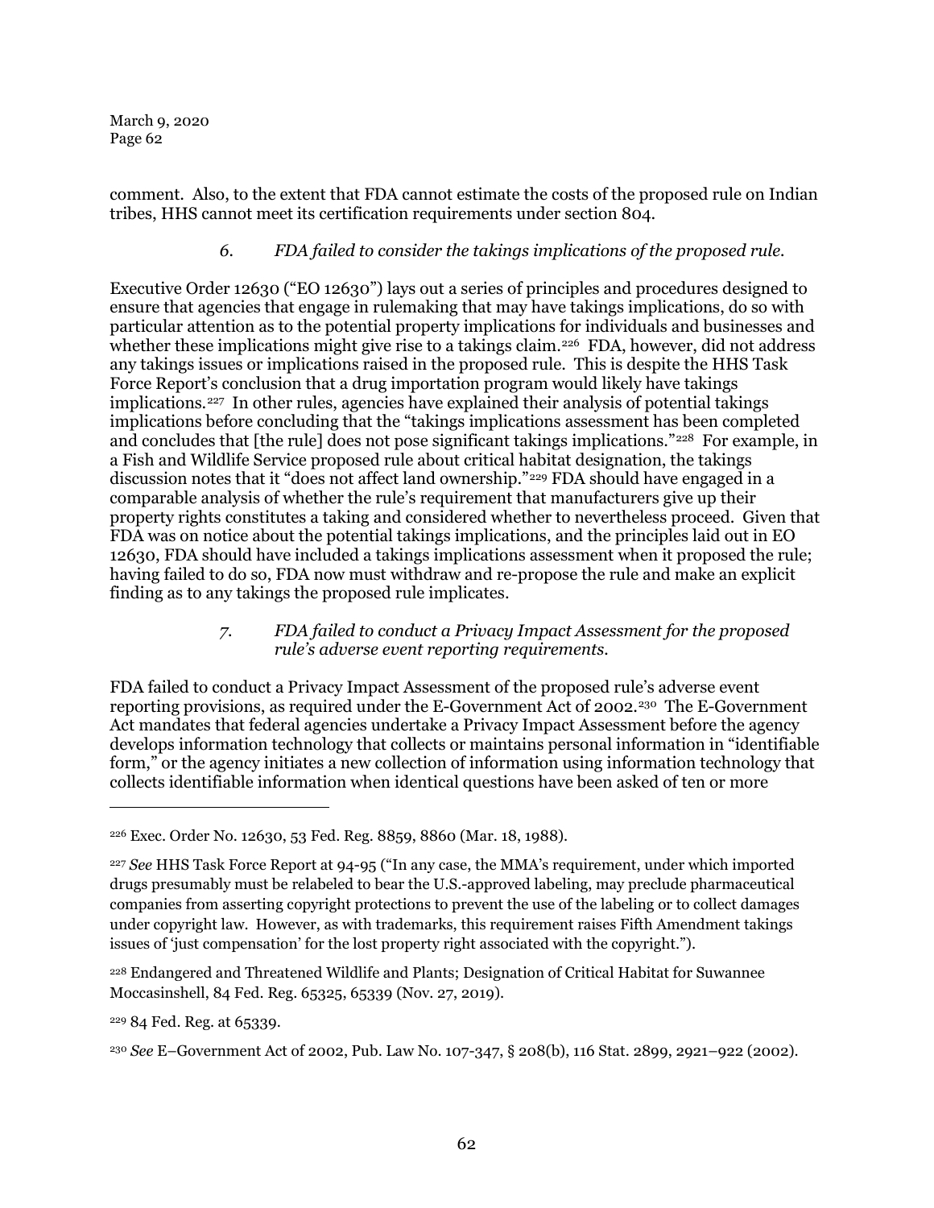comment. Also, to the extent that FDA cannot estimate the costs of the proposed rule on Indian tribes, HHS cannot meet its certification requirements under section 804.

### *6. FDA failed to consider the takings implications of the proposed rule.*

Executive Order 12630 ("EO 12630") lays out a series of principles and procedures designed to ensure that agencies that engage in rulemaking that may have takings implications, do so with particular attention as to the potential property implications for individuals and businesses and whether these implications might give rise to a takings claim.[226] FDA, however, did not address any takings issues or implications raised in the proposed rule. This is despite the HHS Task Force Report's conclusion that a drug importation program would likely have takings implications.[227] In other rules, agencies have explained their analysis of potential takings implications before concluding that the "takings implications assessment has been completed and concludes that [the rule] does not pose significant takings implications."[228] For example, in a Fish and Wildlife Service proposed rule about critical habitat designation, the takings discussion notes that it "does not affect land ownership."[229] FDA should have engaged in a comparable analysis of whether the rule's requirement that manufacturers give up their property rights constitutes a taking and considered whether to nevertheless proceed. Given that FDA was on notice about the potential takings implications, and the principles laid out in EO 12630, FDA should have included a takings implications assessment when it proposed the rule; having failed to do so, FDA now must withdraw and re-propose the rule and make an explicit finding as to any takings the proposed rule implicates.

### *7. FDA failed to conduct a Privacy Impact Assessment for the proposed rule's adverse event reporting requirements.*

FDA failed to conduct a Privacy Impact Assessment of the proposed rule's adverse event reporting provisions, as required under the E-Government Act of 2002.[230] The E-Government Act mandates that federal agencies undertake a Privacy Impact Assessment before the agency develops information technology that collects or maintains personal information in "identifiable form," or the agency initiates a new collection of information using information technology that collects identifiable information when identical questions have been asked of ten or more

---

[226] Exec. Order No. 12630, 53 Fed. Reg. 8859, 8860 (Mar. 18, 1988).

[227] *See* HHS Task Force Report at 94-95 ("In any case, the MMA's requirement, under which imported drugs presumably must be relabeled to bear the U.S.-approved labeling, may preclude pharmaceutical companies from asserting copyright protections to prevent the use of the labeling or to collect damages under copyright law. However, as with trademarks, this requirement raises Fifth Amendment takings issues of 'just compensation' for the lost property right associated with the copyright.").

[228] Endangered and Threatened Wildlife and Plants; Designation of Critical Habitat for Suwannee Moccasinshell, 84 Fed. Reg. 65325, 65339 (Nov. 27, 2019).

[229] 84 Fed. Reg. at 65339.

[230] *See* E–Government Act of 2002, Pub. Law No. 107-347, § 208(b), 116 Stat. 2899, 2921–922 (2002).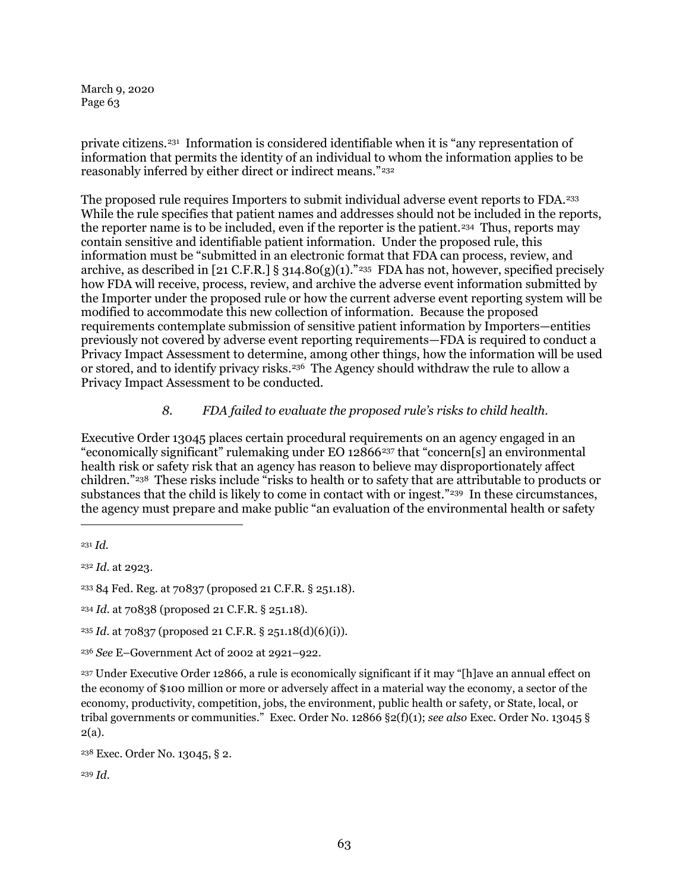private citizens.[231] Information is considered identifiable when it is "any representation of information that permits the identity of an individual to whom the information applies to be reasonably inferred by either direct or indirect means."[232]

The proposed rule requires Importers to submit individual adverse event reports to FDA.[233] While the rule specifies that patient names and addresses should not be included in the reports, the reporter name is to be included, even if the reporter is the patient.[234] Thus, reports may contain sensitive and identifiable patient information. Under the proposed rule, this information must be "submitted in an electronic format that FDA can process, review, and archive, as described in [21 C.F.R.] § 314.80(g)(1)."[235] FDA has not, however, specified precisely how FDA will receive, process, review, and archive the adverse event information submitted by the Importer under the proposed rule or how the current adverse event reporting system will be modified to accommodate this new collection of information. Because the proposed requirements contemplate submission of sensitive patient information by Importers—entities previously not covered by adverse event reporting requirements—FDA is required to conduct a Privacy Impact Assessment to determine, among other things, how the information will be used or stored, and to identify privacy risks.[236] The Agency should withdraw the rule to allow a Privacy Impact Assessment to be conducted.

*8. FDA failed to evaluate the proposed rule's risks to child health.*

Executive Order 13045 places certain procedural requirements on an agency engaged in an "economically significant" rulemaking under EO 12866[237] that "concern[s] an environmental health risk or safety risk that an agency has reason to believe may disproportionately affect children."[238] These risks include "risks to health or to safety that are attributable to products or substances that the child is likely to come in contact with or ingest."[239] In these circumstances, the agency must prepare and make public "an evaluation of the environmental health or safety

---

[231] *Id.*

[232] *Id.* at 2923.

[233] 84 Fed. Reg. at 70837 (proposed 21 C.F.R. § 251.18).

[234] *Id.* at 70838 (proposed 21 C.F.R. § 251.18).

[235] *Id.* at 70837 (proposed 21 C.F.R. § 251.18(d)(6)(i)).

[236] *See* E–Government Act of 2002 at 2921–922.

[237] Under Executive Order 12866, a rule is economically significant if it may "[h]ave an annual effect on the economy of $100 million or more or adversely affect in a material way the economy, a sector of the economy, productivity, competition, jobs, the environment, public health or safety, or State, local, or tribal governments or communities." Exec. Order No. 12866 §2(f)(1); *see also* Exec. Order No. 13045 § 2(a).

[238] Exec. Order No. 13045, § 2.

[239] *Id.*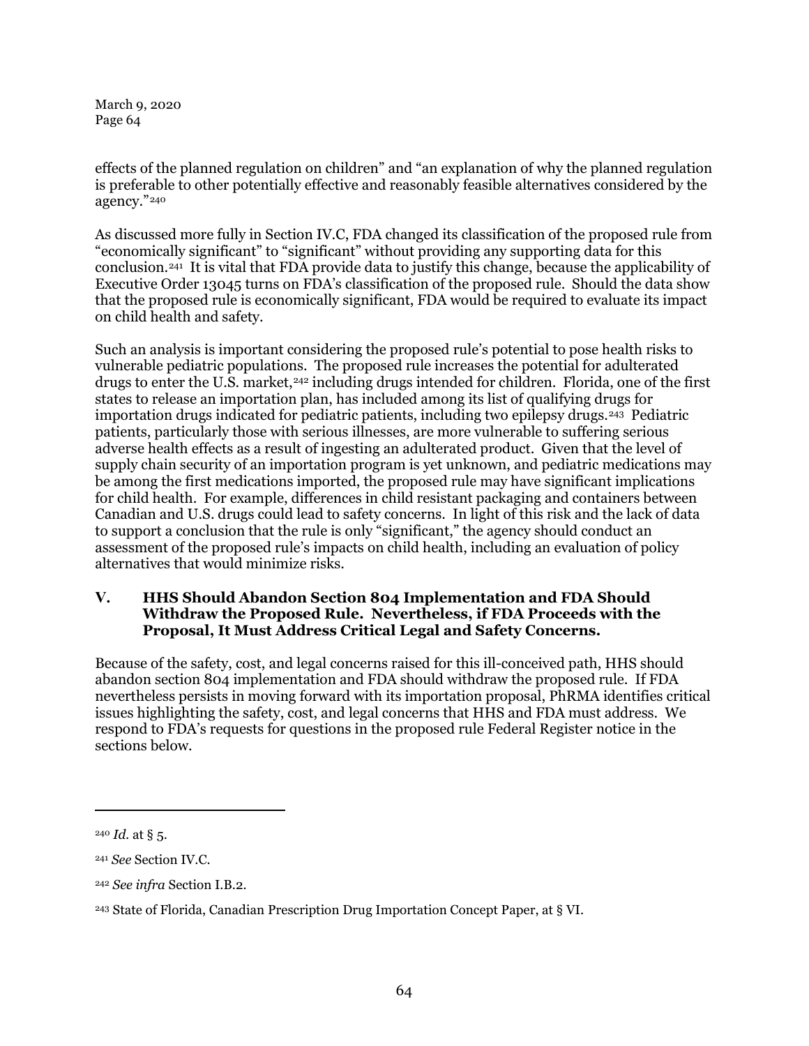effects of the planned regulation on children" and "an explanation of why the planned regulation is preferable to other potentially effective and reasonably feasible alternatives considered by the agency."[240]

As discussed more fully in Section IV.C, FDA changed its classification of the proposed rule from "economically significant" to "significant" without providing any supporting data for this conclusion.[241] It is vital that FDA provide data to justify this change, because the applicability of Executive Order 13045 turns on FDA's classification of the proposed rule. Should the data show that the proposed rule is economically significant, FDA would be required to evaluate its impact on child health and safety.

Such an analysis is important considering the proposed rule's potential to pose health risks to vulnerable pediatric populations. The proposed rule increases the potential for adulterated drugs to enter the U.S. market,[242] including drugs intended for children. Florida, one of the first states to release an importation plan, has included among its list of qualifying drugs for importation drugs indicated for pediatric patients, including two epilepsy drugs.[243] Pediatric patients, particularly those with serious illnesses, are more vulnerable to suffering serious adverse health effects as a result of ingesting an adulterated product. Given that the level of supply chain security of an importation program is yet unknown, and pediatric medications may be among the first medications imported, the proposed rule may have significant implications for child health. For example, differences in child resistant packaging and containers between Canadian and U.S. drugs could lead to safety concerns. In light of this risk and the lack of data to support a conclusion that the rule is only "significant," the agency should conduct an assessment of the proposed rule's impacts on child health, including an evaluation of policy alternatives that would minimize risks.

## V. HHS Should Abandon Section 804 Implementation and FDA Should Withdraw the Proposed Rule. Nevertheless, if FDA Proceeds with the Proposal, It Must Address Critical Legal and Safety Concerns.

Because of the safety, cost, and legal concerns raised for this ill-conceived path, HHS should abandon section 804 implementation and FDA should withdraw the proposed rule. If FDA nevertheless persists in moving forward with its importation proposal, PhRMA identifies critical issues highlighting the safety, cost, and legal concerns that HHS and FDA must address. We respond to FDA's requests for questions in the proposed rule Federal Register notice in the sections below.

---

[240] *Id.* at § 5.

[241] *See* Section IV.C.

[242] *See infra* Section I.B.2.

[243] State of Florida, Canadian Prescription Drug Importation Concept Paper, at § VI.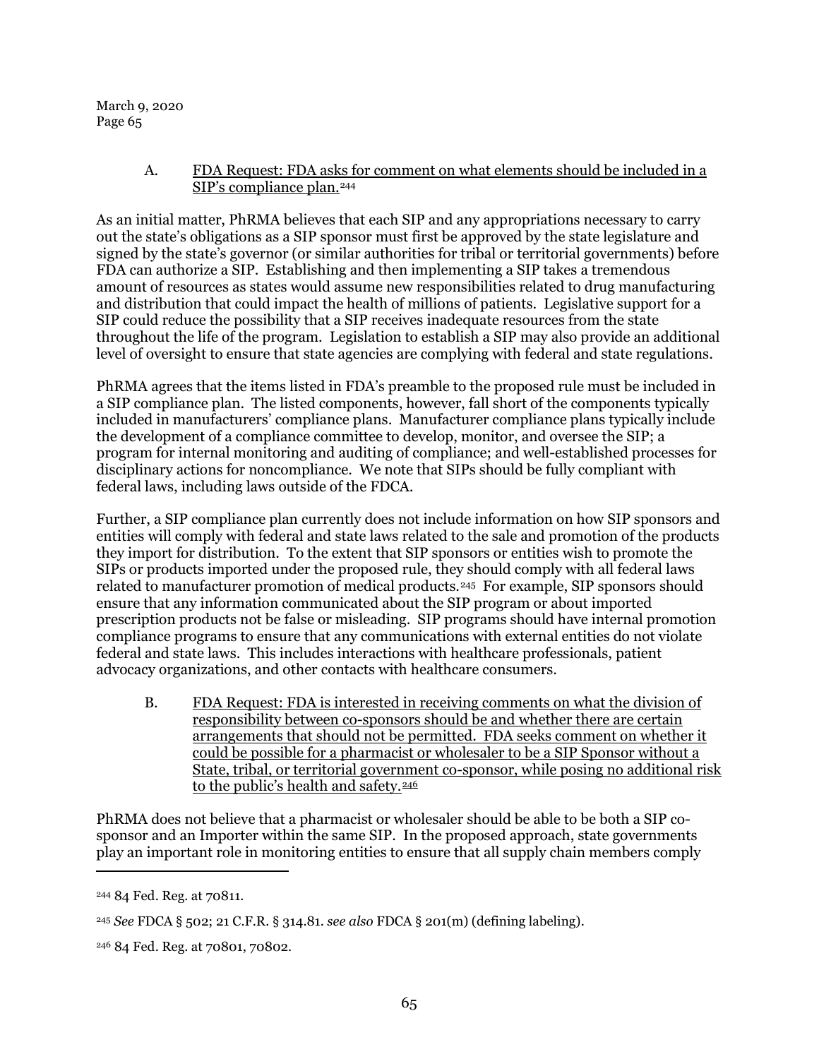A. FDA Request: FDA asks for comment on what elements should be included in a SIP's compliance plan.[244]

As an initial matter, PhRMA believes that each SIP and any appropriations necessary to carry out the state's obligations as a SIP sponsor must first be approved by the state legislature and signed by the state's governor (or similar authorities for tribal or territorial governments) before FDA can authorize a SIP. Establishing and then implementing a SIP takes a tremendous amount of resources as states would assume new responsibilities related to drug manufacturing and distribution that could impact the health of millions of patients. Legislative support for a SIP could reduce the possibility that a SIP receives inadequate resources from the state throughout the life of the program. Legislation to establish a SIP may also provide an additional level of oversight to ensure that state agencies are complying with federal and state regulations.

PhRMA agrees that the items listed in FDA's preamble to the proposed rule must be included in a SIP compliance plan. The listed components, however, fall short of the components typically included in manufacturers' compliance plans. Manufacturer compliance plans typically include the development of a compliance committee to develop, monitor, and oversee the SIP; a program for internal monitoring and auditing of compliance; and well-established processes for disciplinary actions for noncompliance. We note that SIPs should be fully compliant with federal laws, including laws outside of the FDCA.

Further, a SIP compliance plan currently does not include information on how SIP sponsors and entities will comply with federal and state laws related to the sale and promotion of the products they import for distribution. To the extent that SIP sponsors or entities wish to promote the SIPs or products imported under the proposed rule, they should comply with all federal laws related to manufacturer promotion of medical products.[245] For example, SIP sponsors should ensure that any information communicated about the SIP program or about imported prescription products not be false or misleading. SIP programs should have internal promotion compliance programs to ensure that any communications with external entities do not violate federal and state laws. This includes interactions with healthcare professionals, patient advocacy organizations, and other contacts with healthcare consumers.

B. FDA Request: FDA is interested in receiving comments on what the division of responsibility between co-sponsors should be and whether there are certain arrangements that should not be permitted. FDA seeks comment on whether it could be possible for a pharmacist or wholesaler to be a SIP Sponsor without a State, tribal, or territorial government co-sponsor, while posing no additional risk to the public's health and safety.[246]

PhRMA does not believe that a pharmacist or wholesaler should be able to be both a SIP co-sponsor and an Importer within the same SIP. In the proposed approach, state governments play an important role in monitoring entities to ensure that all supply chain members comply

---

[244] 84 Fed. Reg. at 70811.

[245] *See* FDCA § 502; 21 C.F.R. § 314.81. *see also* FDCA § 201(m) (defining labeling).

[246] 84 Fed. Reg. at 70801, 70802.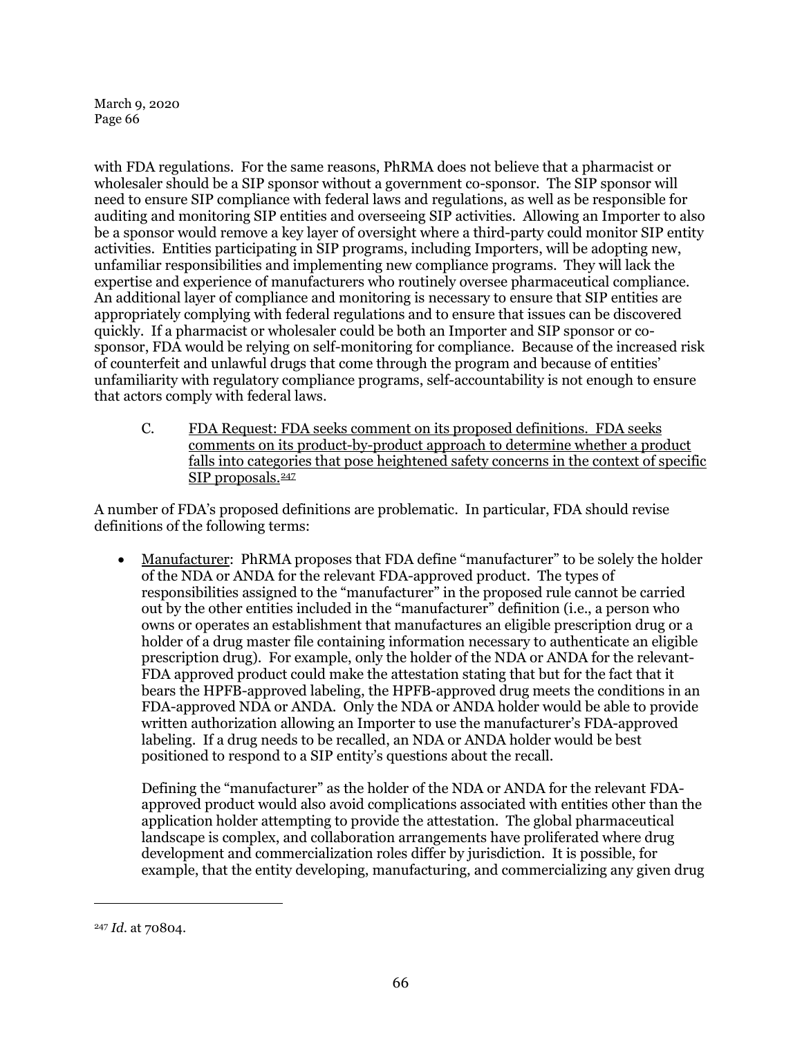with FDA regulations. For the same reasons, PhRMA does not believe that a pharmacist or wholesaler should be a SIP sponsor without a government co-sponsor. The SIP sponsor will need to ensure SIP compliance with federal laws and regulations, as well as be responsible for auditing and monitoring SIP entities and overseeing SIP activities. Allowing an Importer to also be a sponsor would remove a key layer of oversight where a third-party could monitor SIP entity activities. Entities participating in SIP programs, including Importers, will be adopting new, unfamiliar responsibilities and implementing new compliance programs. They will lack the expertise and experience of manufacturers who routinely oversee pharmaceutical compliance. An additional layer of compliance and monitoring is necessary to ensure that SIP entities are appropriately complying with federal regulations and to ensure that issues can be discovered quickly. If a pharmacist or wholesaler could be both an Importer and SIP sponsor or co-sponsor, FDA would be relying on self-monitoring for compliance. Because of the increased risk of counterfeit and unlawful drugs that come through the program and because of entities' unfamiliarity with regulatory compliance programs, self-accountability is not enough to ensure that actors comply with federal laws.

C. <u>FDA Request: FDA seeks comment on its proposed definitions. FDA seeks comments on its product-by-product approach to determine whether a product falls into categories that pose heightened safety concerns in the context of specific SIP proposals.</u>[247]

A number of FDA's proposed definitions are problematic. In particular, FDA should revise definitions of the following terms:

- <u>Manufacturer</u>: PhRMA proposes that FDA define "manufacturer" to be solely the holder of the NDA or ANDA for the relevant FDA-approved product. The types of responsibilities assigned to the "manufacturer" in the proposed rule cannot be carried out by the other entities included in the "manufacturer" definition (i.e., a person who owns or operates an establishment that manufactures an eligible prescription drug or a holder of a drug master file containing information necessary to authenticate an eligible prescription drug). For example, only the holder of the NDA or ANDA for the relevant-FDA approved product could make the attestation stating that but for the fact that it bears the HPFB-approved labeling, the HPFB-approved drug meets the conditions in an FDA-approved NDA or ANDA. Only the NDA or ANDA holder would be able to provide written authorization allowing an Importer to use the manufacturer's FDA-approved labeling. If a drug needs to be recalled, an NDA or ANDA holder would be best positioned to respond to a SIP entity's questions about the recall.

  Defining the "manufacturer" as the holder of the NDA or ANDA for the relevant FDA-approved product would also avoid complications associated with entities other than the application holder attempting to provide the attestation. The global pharmaceutical landscape is complex, and collaboration arrangements have proliferated where drug development and commercialization roles differ by jurisdiction. It is possible, for example, that the entity developing, manufacturing, and commercializing any given drug

---

[247] *Id*. at 70804.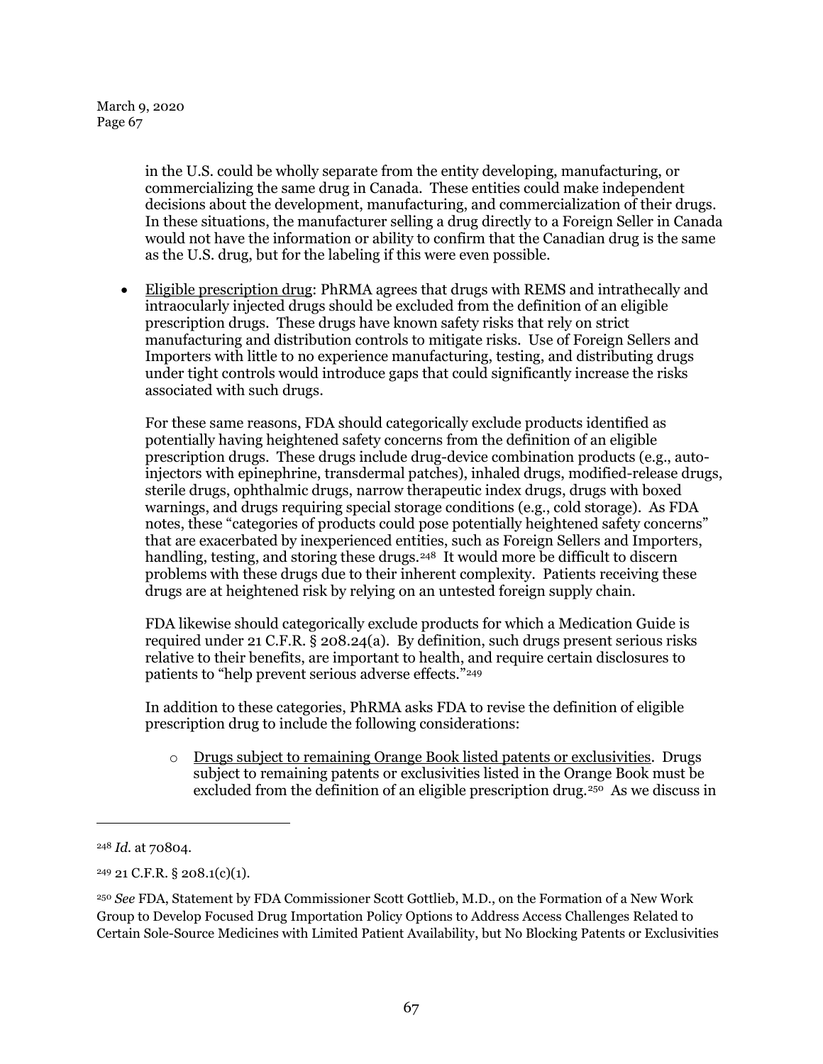in the U.S. could be wholly separate from the entity developing, manufacturing, or commercializing the same drug in Canada. These entities could make independent decisions about the development, manufacturing, and commercialization of their drugs. In these situations, the manufacturer selling a drug directly to a Foreign Seller in Canada would not have the information or ability to confirm that the Canadian drug is the same as the U.S. drug, but for the labeling if this were even possible.

- Eligible prescription drug: PhRMA agrees that drugs with REMS and intrathecally and intraocularly injected drugs should be excluded from the definition of an eligible prescription drugs. These drugs have known safety risks that rely on strict manufacturing and distribution controls to mitigate risks. Use of Foreign Sellers and Importers with little to no experience manufacturing, testing, and distributing drugs under tight controls would introduce gaps that could significantly increase the risks associated with such drugs.

  For these same reasons, FDA should categorically exclude products identified as potentially having heightened safety concerns from the definition of an eligible prescription drugs. These drugs include drug-device combination products (e.g., auto-injectors with epinephrine, transdermal patches), inhaled drugs, modified-release drugs, sterile drugs, ophthalmic drugs, narrow therapeutic index drugs, drugs with boxed warnings, and drugs requiring special storage conditions (e.g., cold storage). As FDA notes, these "categories of products could pose potentially heightened safety concerns" that are exacerbated by inexperienced entities, such as Foreign Sellers and Importers, handling, testing, and storing these drugs.[248] It would more be difficult to discern problems with these drugs due to their inherent complexity. Patients receiving these drugs are at heightened risk by relying on an untested foreign supply chain.

  FDA likewise should categorically exclude products for which a Medication Guide is required under 21 C.F.R. § 208.24(a). By definition, such drugs present serious risks relative to their benefits, are important to health, and require certain disclosures to patients to "help prevent serious adverse effects."[249]

  In addition to these categories, PhRMA asks FDA to revise the definition of eligible prescription drug to include the following considerations:

  - Drugs subject to remaining Orange Book listed patents or exclusivities. Drugs subject to remaining patents or exclusivities listed in the Orange Book must be excluded from the definition of an eligible prescription drug.[250] As we discuss in

---

[248] *Id.* at 70804.

[249] 21 C.F.R. § 208.1(c)(1).

[250] *See* FDA, Statement by FDA Commissioner Scott Gottlieb, M.D., on the Formation of a New Work Group to Develop Focused Drug Importation Policy Options to Address Access Challenges Related to Certain Sole-Source Medicines with Limited Patient Availability, but No Blocking Patents or Exclusivities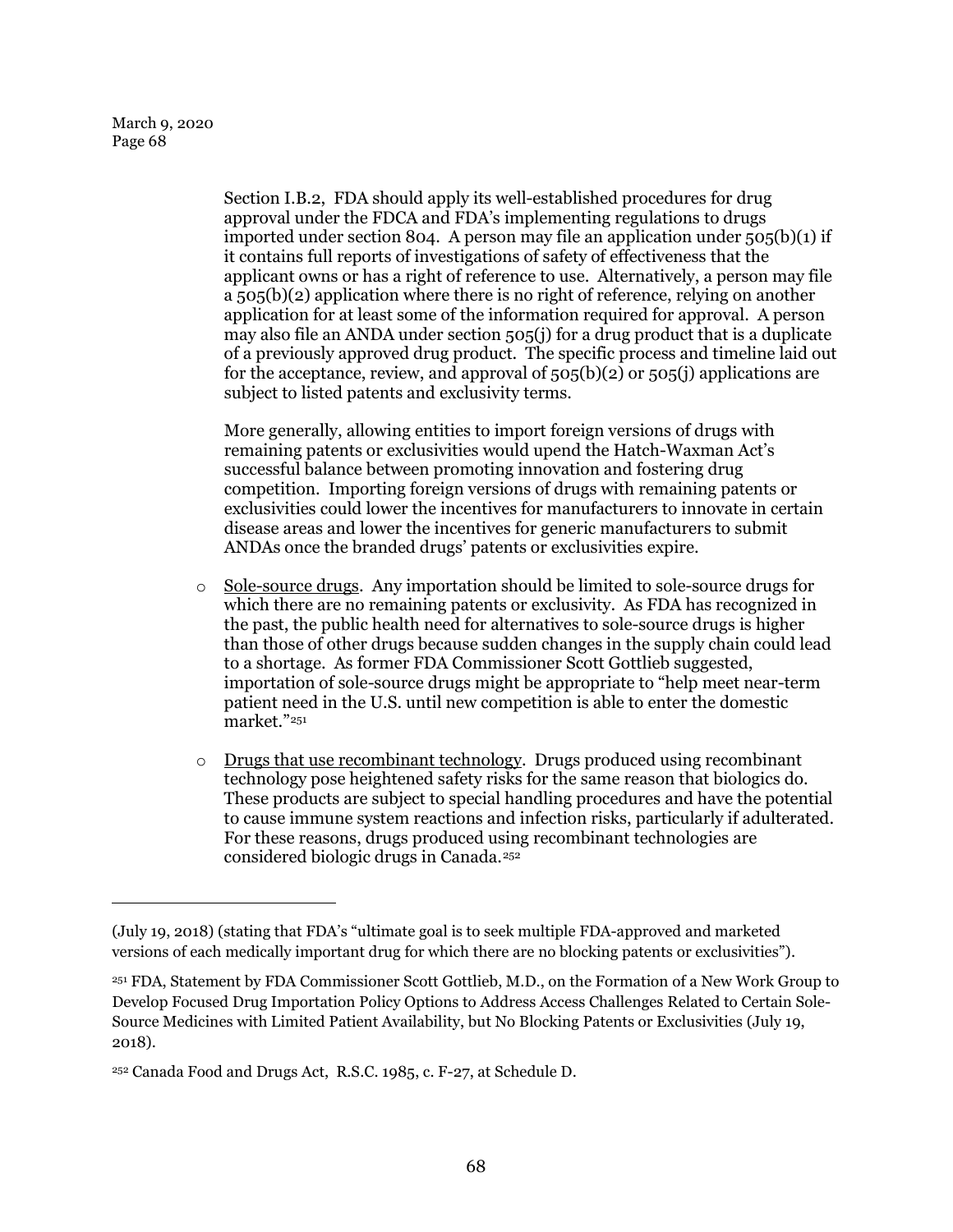Section I.B.2, FDA should apply its well-established procedures for drug approval under the FDCA and FDA's implementing regulations to drugs imported under section 804. A person may file an application under 505(b)(1) if it contains full reports of investigations of safety of effectiveness that the applicant owns or has a right of reference to use. Alternatively, a person may file a 505(b)(2) application where there is no right of reference, relying on another application for at least some of the information required for approval. A person may also file an ANDA under section 505(j) for a drug product that is a duplicate of a previously approved drug product. The specific process and timeline laid out for the acceptance, review, and approval of 505(b)(2) or 505(j) applications are subject to listed patents and exclusivity terms.

More generally, allowing entities to import foreign versions of drugs with remaining patents or exclusivities would upend the Hatch-Waxman Act's successful balance between promoting innovation and fostering drug competition. Importing foreign versions of drugs with remaining patents or exclusivities could lower the incentives for manufacturers to innovate in certain disease areas and lower the incentives for generic manufacturers to submit ANDAs once the branded drugs' patents or exclusivities expire.

- Sole-source drugs. Any importation should be limited to sole-source drugs for which there are no remaining patents or exclusivity. As FDA has recognized in the past, the public health need for alternatives to sole-source drugs is higher than those of other drugs because sudden changes in the supply chain could lead to a shortage. As former FDA Commissioner Scott Gottlieb suggested, importation of sole-source drugs might be appropriate to "help meet near-term patient need in the U.S. until new competition is able to enter the domestic market."[251]

- Drugs that use recombinant technology. Drugs produced using recombinant technology pose heightened safety risks for the same reason that biologics do. These products are subject to special handling procedures and have the potential to cause immune system reactions and infection risks, particularly if adulterated. For these reasons, drugs produced using recombinant technologies are considered biologic drugs in Canada.[252]

---

(July 19, 2018) (stating that FDA's "ultimate goal is to seek multiple FDA-approved and marketed versions of each medically important drug for which there are no blocking patents or exclusivities").

[251] FDA, Statement by FDA Commissioner Scott Gottlieb, M.D., on the Formation of a New Work Group to Develop Focused Drug Importation Policy Options to Address Access Challenges Related to Certain Sole-Source Medicines with Limited Patient Availability, but No Blocking Patents or Exclusivities (July 19, 2018).

[252] Canada Food and Drugs Act, R.S.C. 1985, c. F-27, at Schedule D.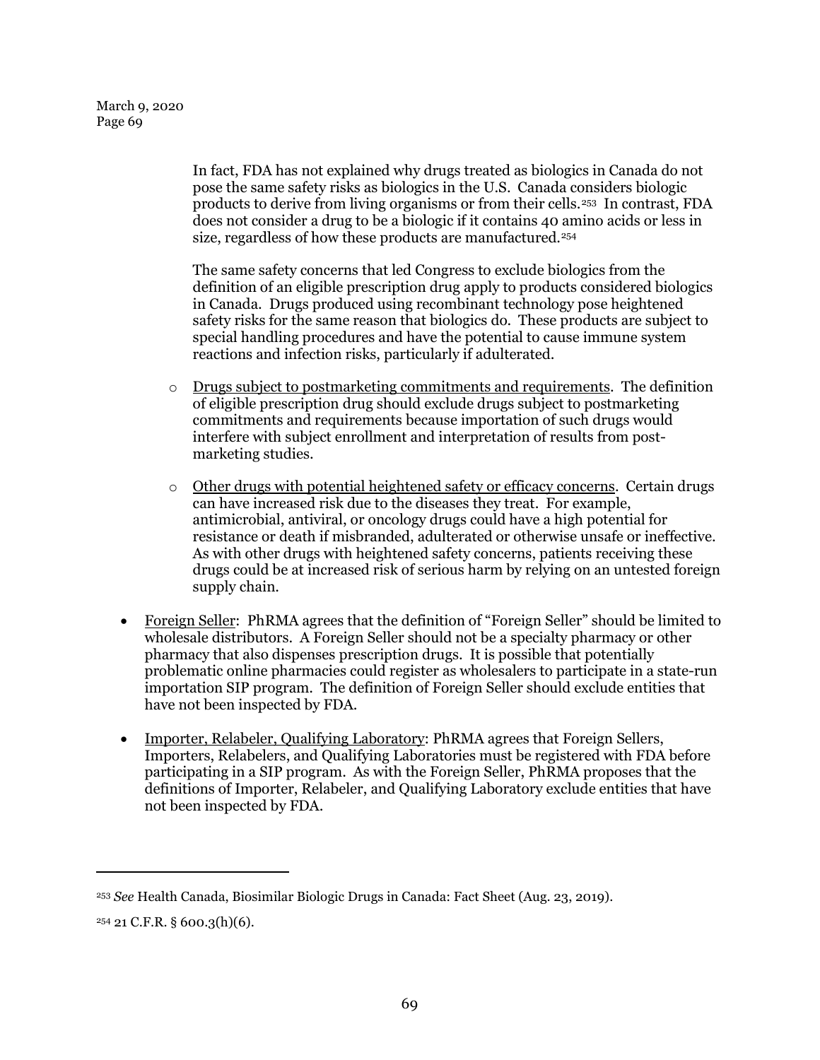In fact, FDA has not explained why drugs treated as biologics in Canada do not pose the same safety risks as biologics in the U.S. Canada considers biologic products to derive from living organisms or from their cells.[253] In contrast, FDA does not consider a drug to be a biologic if it contains 40 amino acids or less in size, regardless of how these products are manufactured.[254]

The same safety concerns that led Congress to exclude biologics from the definition of an eligible prescription drug apply to products considered biologics in Canada. Drugs produced using recombinant technology pose heightened safety risks for the same reason that biologics do. These products are subject to special handling procedures and have the potential to cause immune system reactions and infection risks, particularly if adulterated.

- Drugs subject to postmarketing commitments and requirements. The definition of eligible prescription drug should exclude drugs subject to postmarketing commitments and requirements because importation of such drugs would interfere with subject enrollment and interpretation of results from post-marketing studies.
- Other drugs with potential heightened safety or efficacy concerns. Certain drugs can have increased risk due to the diseases they treat. For example, antimicrobial, antiviral, or oncology drugs could have a high potential for resistance or death if misbranded, adulterated or otherwise unsafe or ineffective. As with other drugs with heightened safety concerns, patients receiving these drugs could be at increased risk of serious harm by relying on an untested foreign supply chain.

- Foreign Seller: PhRMA agrees that the definition of "Foreign Seller" should be limited to wholesale distributors. A Foreign Seller should not be a specialty pharmacy or other pharmacy that also dispenses prescription drugs. It is possible that potentially problematic online pharmacies could register as wholesalers to participate in a state-run importation SIP program. The definition of Foreign Seller should exclude entities that have not been inspected by FDA.
- Importer, Relabeler, Qualifying Laboratory: PhRMA agrees that Foreign Sellers, Importers, Relabelers, and Qualifying Laboratories must be registered with FDA before participating in a SIP program. As with the Foreign Seller, PhRMA proposes that the definitions of Importer, Relabeler, and Qualifying Laboratory exclude entities that have not been inspected by FDA.

---

[253] *See* Health Canada, Biosimilar Biologic Drugs in Canada: Fact Sheet (Aug. 23, 2019).

[254] 21 C.F.R. § 600.3(h)(6).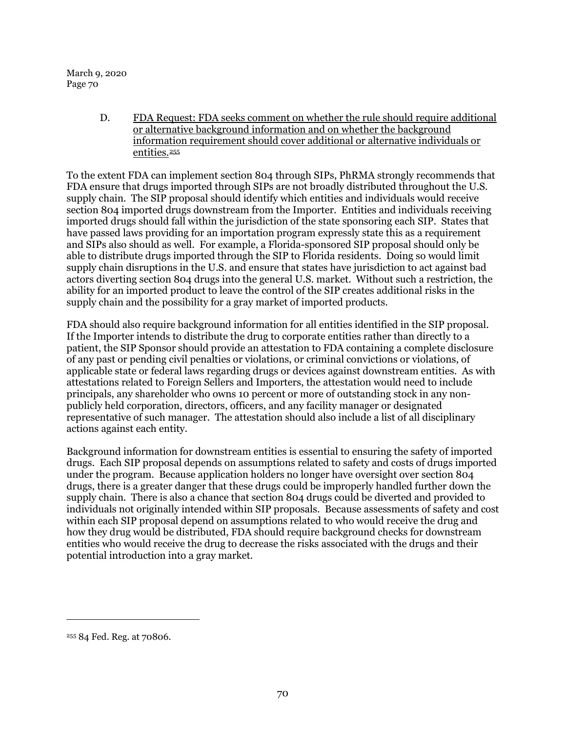D. FDA Request: FDA seeks comment on whether the rule should require additional or alternative background information and on whether the background information requirement should cover additional or alternative individuals or entities.[255]

To the extent FDA can implement section 804 through SIPs, PhRMA strongly recommends that FDA ensure that drugs imported through SIPs are not broadly distributed throughout the U.S. supply chain. The SIP proposal should identify which entities and individuals would receive section 804 imported drugs downstream from the Importer. Entities and individuals receiving imported drugs should fall within the jurisdiction of the state sponsoring each SIP. States that have passed laws providing for an importation program expressly state this as a requirement and SIPs also should as well. For example, a Florida-sponsored SIP proposal should only be able to distribute drugs imported through the SIP to Florida residents. Doing so would limit supply chain disruptions in the U.S. and ensure that states have jurisdiction to act against bad actors diverting section 804 drugs into the general U.S. market. Without such a restriction, the ability for an imported product to leave the control of the SIP creates additional risks in the supply chain and the possibility for a gray market of imported products.

FDA should also require background information for all entities identified in the SIP proposal. If the Importer intends to distribute the drug to corporate entities rather than directly to a patient, the SIP Sponsor should provide an attestation to FDA containing a complete disclosure of any past or pending civil penalties or violations, or criminal convictions or violations, of applicable state or federal laws regarding drugs or devices against downstream entities. As with attestations related to Foreign Sellers and Importers, the attestation would need to include principals, any shareholder who owns 10 percent or more of outstanding stock in any non-publicly held corporation, directors, officers, and any facility manager or designated representative of such manager. The attestation should also include a list of all disciplinary actions against each entity.

Background information for downstream entities is essential to ensuring the safety of imported drugs. Each SIP proposal depends on assumptions related to safety and costs of drugs imported under the program. Because application holders no longer have oversight over section 804 drugs, there is a greater danger that these drugs could be improperly handled further down the supply chain. There is also a chance that section 804 drugs could be diverted and provided to individuals not originally intended within SIP proposals. Because assessments of safety and cost within each SIP proposal depend on assumptions related to who would receive the drug and how they drug would be distributed, FDA should require background checks for downstream entities who would receive the drug to decrease the risks associated with the drugs and their potential introduction into a gray market.

[255] 84 Fed. Reg. at 70806.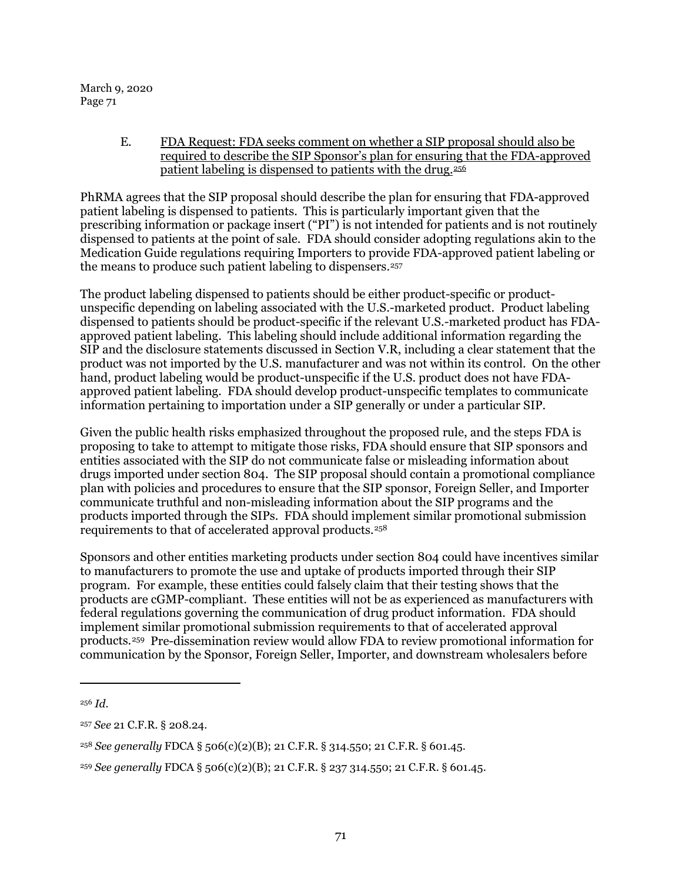E. FDA Request: FDA seeks comment on whether a SIP proposal should also be required to describe the SIP Sponsor's plan for ensuring that the FDA-approved patient labeling is dispensed to patients with the drug.[256]

PhRMA agrees that the SIP proposal should describe the plan for ensuring that FDA-approved patient labeling is dispensed to patients. This is particularly important given that the prescribing information or package insert ("PI") is not intended for patients and is not routinely dispensed to patients at the point of sale. FDA should consider adopting regulations akin to the Medication Guide regulations requiring Importers to provide FDA-approved patient labeling or the means to produce such patient labeling to dispensers.[257]

The product labeling dispensed to patients should be either product-specific or product-unspecific depending on labeling associated with the U.S.-marketed product. Product labeling dispensed to patients should be product-specific if the relevant U.S.-marketed product has FDA-approved patient labeling. This labeling should include additional information regarding the SIP and the disclosure statements discussed in Section V.R, including a clear statement that the product was not imported by the U.S. manufacturer and was not within its control. On the other hand, product labeling would be product-unspecific if the U.S. product does not have FDA-approved patient labeling. FDA should develop product-unspecific templates to communicate information pertaining to importation under a SIP generally or under a particular SIP.

Given the public health risks emphasized throughout the proposed rule, and the steps FDA is proposing to take to attempt to mitigate those risks, FDA should ensure that SIP sponsors and entities associated with the SIP do not communicate false or misleading information about drugs imported under section 804. The SIP proposal should contain a promotional compliance plan with policies and procedures to ensure that the SIP sponsor, Foreign Seller, and Importer communicate truthful and non-misleading information about the SIP programs and the products imported through the SIPs. FDA should implement similar promotional submission requirements to that of accelerated approval products.[258]

Sponsors and other entities marketing products under section 804 could have incentives similar to manufacturers to promote the use and uptake of products imported through their SIP program. For example, these entities could falsely claim that their testing shows that the products are cGMP-compliant. These entities will not be as experienced as manufacturers with federal regulations governing the communication of drug product information. FDA should implement similar promotional submission requirements to that of accelerated approval products.[259] Pre-dissemination review would allow FDA to review promotional information for communication by the Sponsor, Foreign Seller, Importer, and downstream wholesalers before

---

[256] *Id.*

[257] *See* 21 C.F.R. § 208.24.

[258] *See generally* FDCA § 506(c)(2)(B); 21 C.F.R. § 314.550; 21 C.F.R. § 601.45.

[259] *See generally* FDCA § 506(c)(2)(B); 21 C.F.R. § 237 314.550; 21 C.F.R. § 601.45.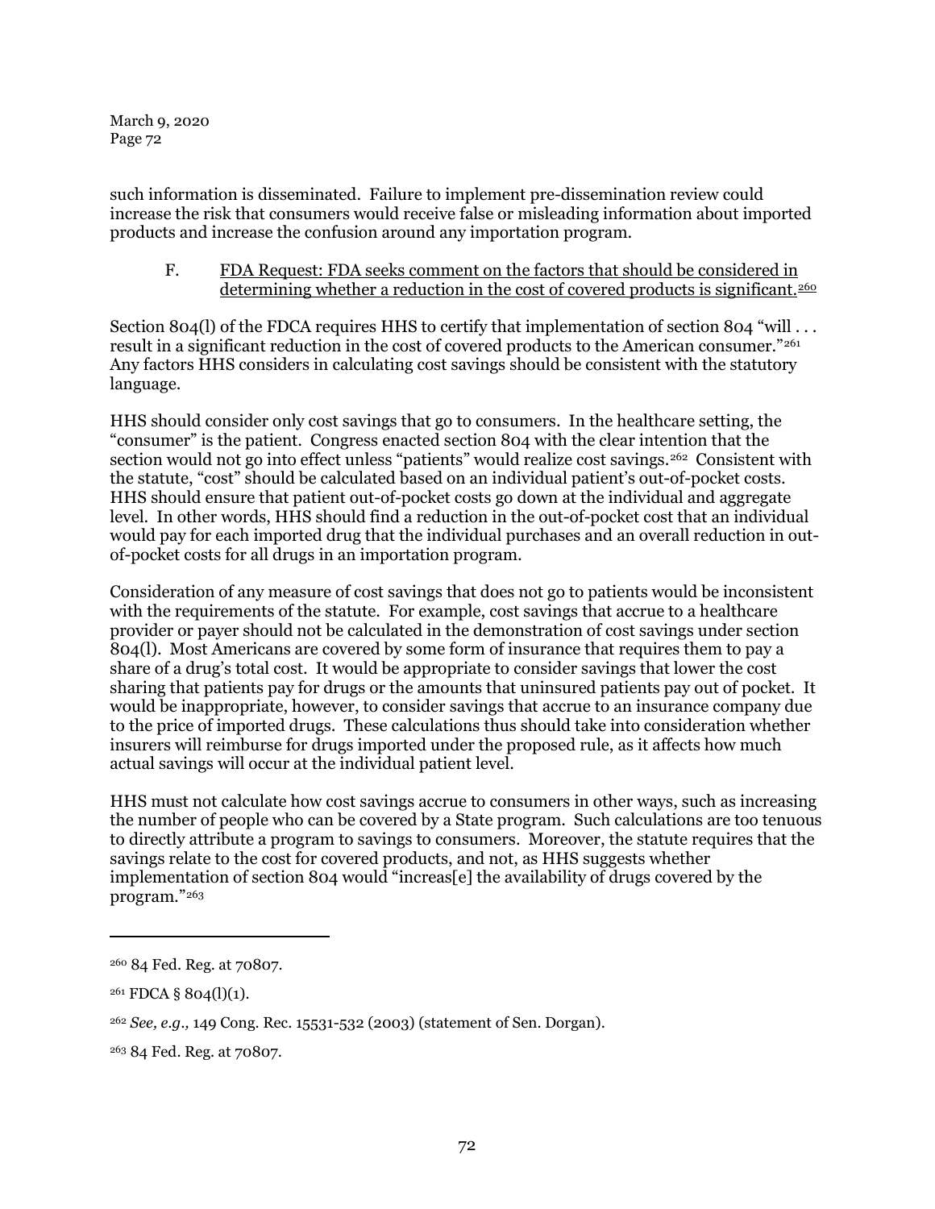such information is disseminated. Failure to implement pre-dissemination review could increase the risk that consumers would receive false or misleading information about imported products and increase the confusion around any importation program.

### F. FDA Request: FDA seeks comment on the factors that should be considered in determining whether a reduction in the cost of covered products is significant.[260]

Section 804(l) of the FDCA requires HHS to certify that implementation of section 804 "will . . . result in a significant reduction in the cost of covered products to the American consumer."[261] Any factors HHS considers in calculating cost savings should be consistent with the statutory language.

HHS should consider only cost savings that go to consumers. In the healthcare setting, the "consumer" is the patient. Congress enacted section 804 with the clear intention that the section would not go into effect unless "patients" would realize cost savings.[262] Consistent with the statute, "cost" should be calculated based on an individual patient's out-of-pocket costs. HHS should ensure that patient out-of-pocket costs go down at the individual and aggregate level. In other words, HHS should find a reduction in the out-of-pocket cost that an individual would pay for each imported drug that the individual purchases and an overall reduction in out-of-pocket costs for all drugs in an importation program.

Consideration of any measure of cost savings that does not go to patients would be inconsistent with the requirements of the statute. For example, cost savings that accrue to a healthcare provider or payer should not be calculated in the demonstration of cost savings under section 804(l). Most Americans are covered by some form of insurance that requires them to pay a share of a drug's total cost. It would be appropriate to consider savings that lower the cost sharing that patients pay for drugs or the amounts that uninsured patients pay out of pocket. It would be inappropriate, however, to consider savings that accrue to an insurance company due to the price of imported drugs. These calculations thus should take into consideration whether insurers will reimburse for drugs imported under the proposed rule, as it affects how much actual savings will occur at the individual patient level.

HHS must not calculate how cost savings accrue to consumers in other ways, such as increasing the number of people who can be covered by a State program. Such calculations are too tenuous to directly attribute a program to savings to consumers. Moreover, the statute requires that the savings relate to the cost for covered products, and not, as HHS suggests whether implementation of section 804 would "increas[e] the availability of drugs covered by the program."[263]

---

[260] 84 Fed. Reg. at 70807.

[261] FDCA § 804(l)(1).

[262] *See, e.g.,* 149 Cong. Rec. 15531-532 (2003) (statement of Sen. Dorgan).

[263] 84 Fed. Reg. at 70807.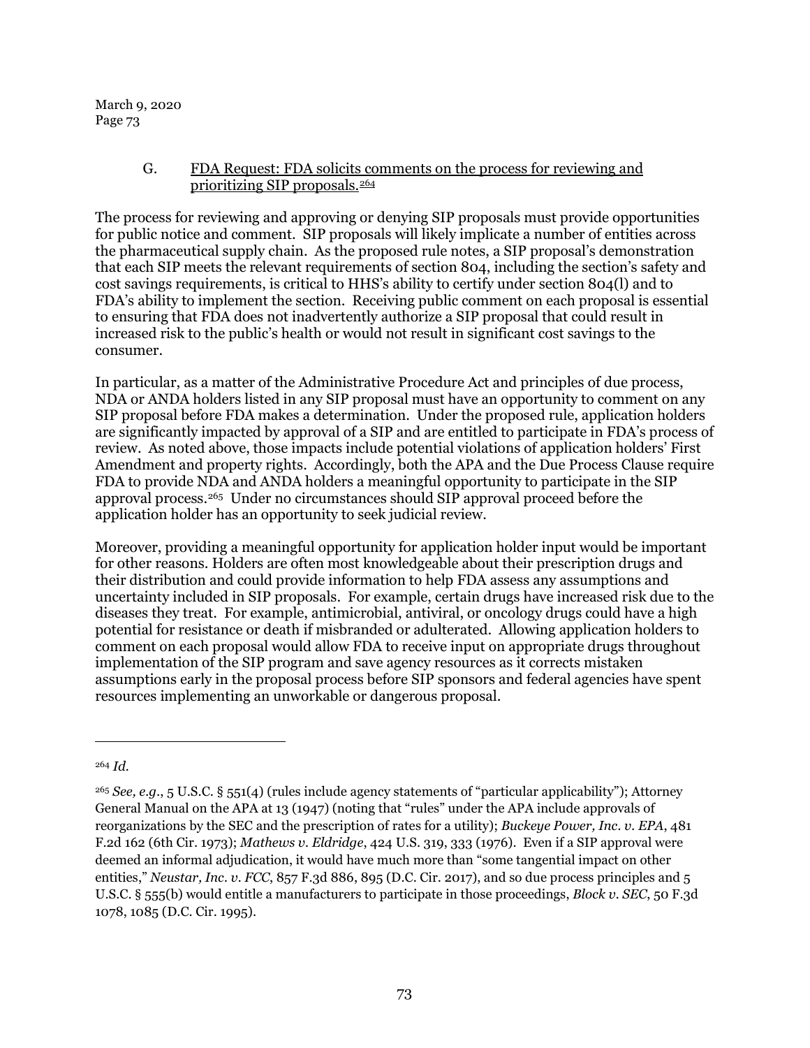### G. FDA Request: FDA solicits comments on the process for reviewing and prioritizing SIP proposals.[264]

The process for reviewing and approving or denying SIP proposals must provide opportunities for public notice and comment. SIP proposals will likely implicate a number of entities across the pharmaceutical supply chain. As the proposed rule notes, a SIP proposal's demonstration that each SIP meets the relevant requirements of section 804, including the section's safety and cost savings requirements, is critical to HHS's ability to certify under section 804(l) and to FDA's ability to implement the section. Receiving public comment on each proposal is essential to ensuring that FDA does not inadvertently authorize a SIP proposal that could result in increased risk to the public's health or would not result in significant cost savings to the consumer.

In particular, as a matter of the Administrative Procedure Act and principles of due process, NDA or ANDA holders listed in any SIP proposal must have an opportunity to comment on any SIP proposal before FDA makes a determination. Under the proposed rule, application holders are significantly impacted by approval of a SIP and are entitled to participate in FDA's process of review. As noted above, those impacts include potential violations of application holders' First Amendment and property rights. Accordingly, both the APA and the Due Process Clause require FDA to provide NDA and ANDA holders a meaningful opportunity to participate in the SIP approval process.[265] Under no circumstances should SIP approval proceed before the application holder has an opportunity to seek judicial review.

Moreover, providing a meaningful opportunity for application holder input would be important for other reasons. Holders are often most knowledgeable about their prescription drugs and their distribution and could provide information to help FDA assess any assumptions and uncertainty included in SIP proposals. For example, certain drugs have increased risk due to the diseases they treat. For example, antimicrobial, antiviral, or oncology drugs could have a high potential for resistance or death if misbranded or adulterated. Allowing application holders to comment on each proposal would allow FDA to receive input on appropriate drugs throughout implementation of the SIP program and save agency resources as it corrects mistaken assumptions early in the proposal process before SIP sponsors and federal agencies have spent resources implementing an unworkable or dangerous proposal.

---

[264] *Id.*

[265] *See, e.g.*, 5 U.S.C. § 551(4) (rules include agency statements of "particular applicability"); Attorney General Manual on the APA at 13 (1947) (noting that "rules" under the APA include approvals of reorganizations by the SEC and the prescription of rates for a utility); *Buckeye Power, Inc. v. EPA*, 481 F.2d 162 (6th Cir. 1973); *Mathews v. Eldridge*, 424 U.S. 319, 333 (1976). Even if a SIP approval were deemed an informal adjudication, it would have much more than "some tangential impact on other entities," *Neustar, Inc. v. FCC*, 857 F.3d 886, 895 (D.C. Cir. 2017), and so due process principles and 5 U.S.C. § 555(b) would entitle a manufacturers to participate in those proceedings, *Block v. SEC*, 50 F.3d 1078, 1085 (D.C. Cir. 1995).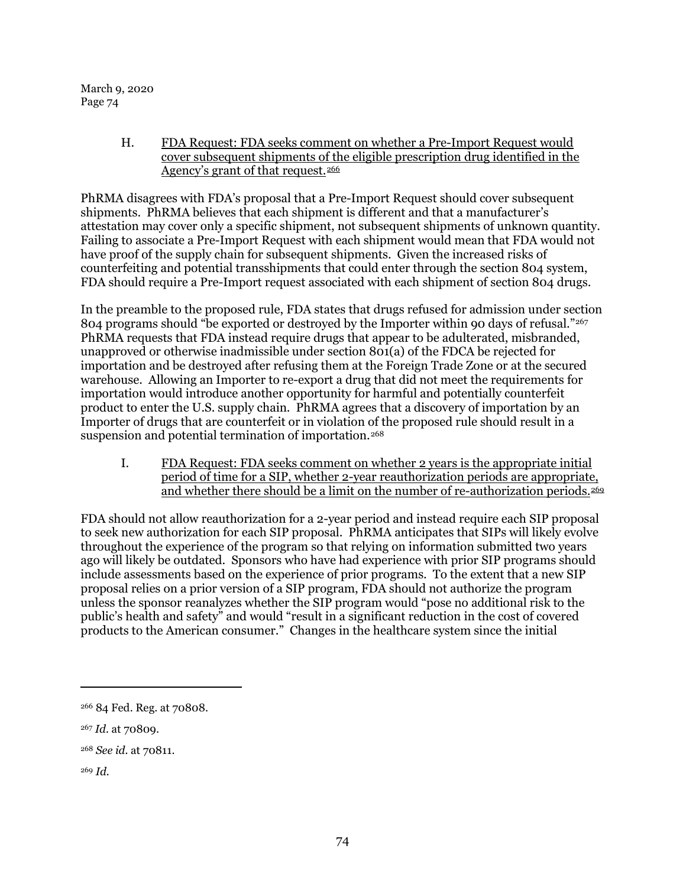H. FDA Request: FDA seeks comment on whether a Pre-Import Request would cover subsequent shipments of the eligible prescription drug identified in the Agency's grant of that request.[266]

PhRMA disagrees with FDA's proposal that a Pre-Import Request should cover subsequent shipments. PhRMA believes that each shipment is different and that a manufacturer's attestation may cover only a specific shipment, not subsequent shipments of unknown quantity. Failing to associate a Pre-Import Request with each shipment would mean that FDA would not have proof of the supply chain for subsequent shipments. Given the increased risks of counterfeiting and potential transshipments that could enter through the section 804 system, FDA should require a Pre-Import request associated with each shipment of section 804 drugs.

In the preamble to the proposed rule, FDA states that drugs refused for admission under section 804 programs should "be exported or destroyed by the Importer within 90 days of refusal."[267] PhRMA requests that FDA instead require drugs that appear to be adulterated, misbranded, unapproved or otherwise inadmissible under section 801(a) of the FDCA be rejected for importation and be destroyed after refusing them at the Foreign Trade Zone or at the secured warehouse. Allowing an Importer to re-export a drug that did not meet the requirements for importation would introduce another opportunity for harmful and potentially counterfeit product to enter the U.S. supply chain. PhRMA agrees that a discovery of importation by an Importer of drugs that are counterfeit or in violation of the proposed rule should result in a suspension and potential termination of importation.[268]

I. FDA Request: FDA seeks comment on whether 2 years is the appropriate initial period of time for a SIP, whether 2-year reauthorization periods are appropriate, and whether there should be a limit on the number of re-authorization periods.[269]

FDA should not allow reauthorization for a 2-year period and instead require each SIP proposal to seek new authorization for each SIP proposal. PhRMA anticipates that SIPs will likely evolve throughout the experience of the program so that relying on information submitted two years ago will likely be outdated. Sponsors who have had experience with prior SIP programs should include assessments based on the experience of prior programs. To the extent that a new SIP proposal relies on a prior version of a SIP program, FDA should not authorize the program unless the sponsor reanalyzes whether the SIP program would "pose no additional risk to the public's health and safety" and would "result in a significant reduction in the cost of covered products to the American consumer." Changes in the healthcare system since the initial

---

[266] 84 Fed. Reg. at 70808.

[267] *Id.* at 70809.

[268] *See id.* at 70811.

[269] *Id.*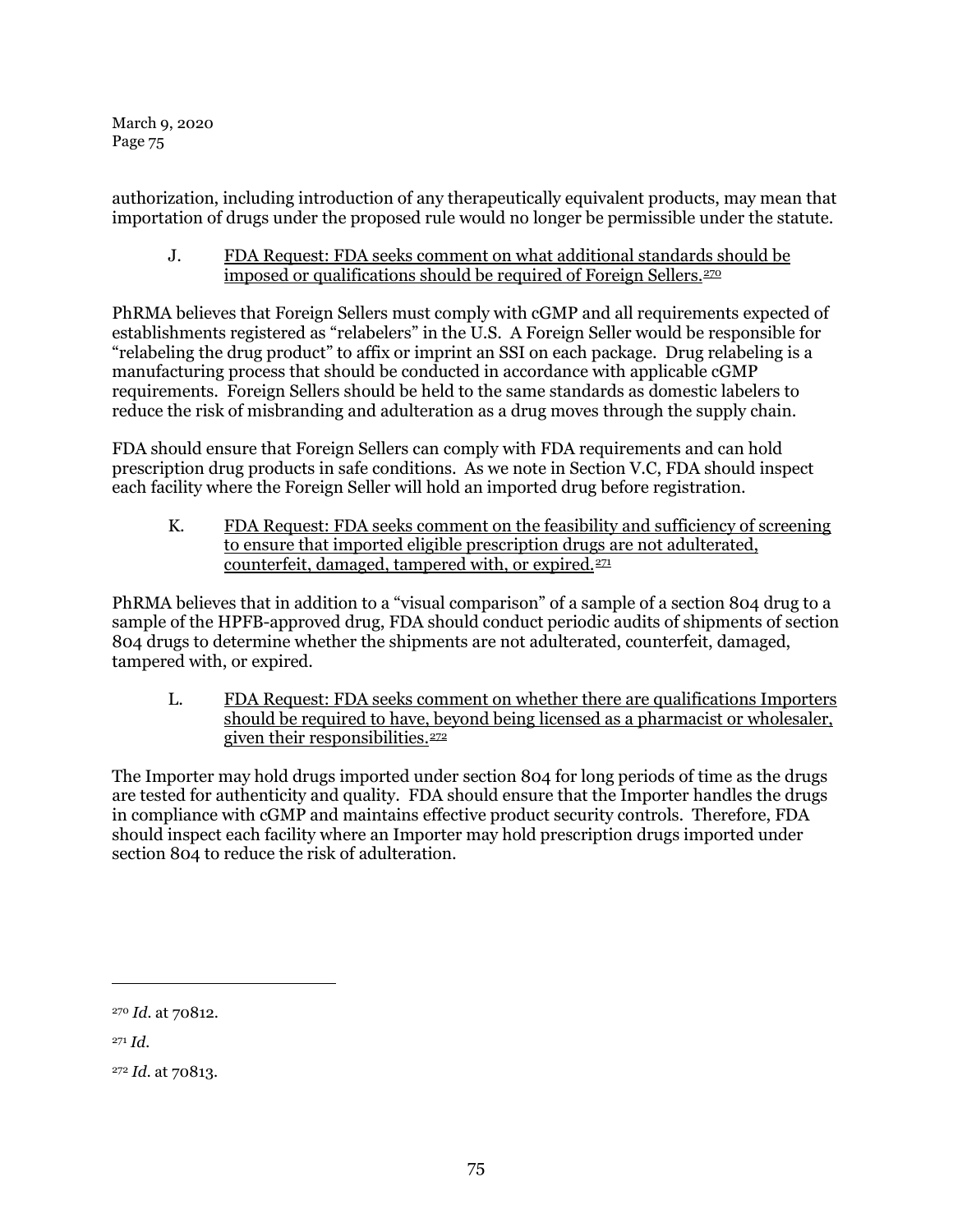authorization, including introduction of any therapeutically equivalent products, may mean that importation of drugs under the proposed rule would no longer be permissible under the statute.

### J. FDA Request: FDA seeks comment on what additional standards should be imposed or qualifications should be required of Foreign Sellers.[270]

PhRMA believes that Foreign Sellers must comply with cGMP and all requirements expected of establishments registered as "relabelers" in the U.S. A Foreign Seller would be responsible for "relabeling the drug product" to affix or imprint an SSI on each package. Drug relabeling is a manufacturing process that should be conducted in accordance with applicable cGMP requirements. Foreign Sellers should be held to the same standards as domestic labelers to reduce the risk of misbranding and adulteration as a drug moves through the supply chain.

FDA should ensure that Foreign Sellers can comply with FDA requirements and can hold prescription drug products in safe conditions. As we note in Section V.C, FDA should inspect each facility where the Foreign Seller will hold an imported drug before registration.

### K. FDA Request: FDA seeks comment on the feasibility and sufficiency of screening to ensure that imported eligible prescription drugs are not adulterated, counterfeit, damaged, tampered with, or expired.[271]

PhRMA believes that in addition to a "visual comparison" of a sample of a section 804 drug to a sample of the HPFB-approved drug, FDA should conduct periodic audits of shipments of section 804 drugs to determine whether the shipments are not adulterated, counterfeit, damaged, tampered with, or expired.

### L. FDA Request: FDA seeks comment on whether there are qualifications Importers should be required to have, beyond being licensed as a pharmacist or wholesaler, given their responsibilities.[272]

The Importer may hold drugs imported under section 804 for long periods of time as the drugs are tested for authenticity and quality. FDA should ensure that the Importer handles the drugs in compliance with cGMP and maintains effective product security controls. Therefore, FDA should inspect each facility where an Importer may hold prescription drugs imported under section 804 to reduce the risk of adulteration.

---

[270] *Id.* at 70812.

[271] *Id.*

[272] *Id.* at 70813.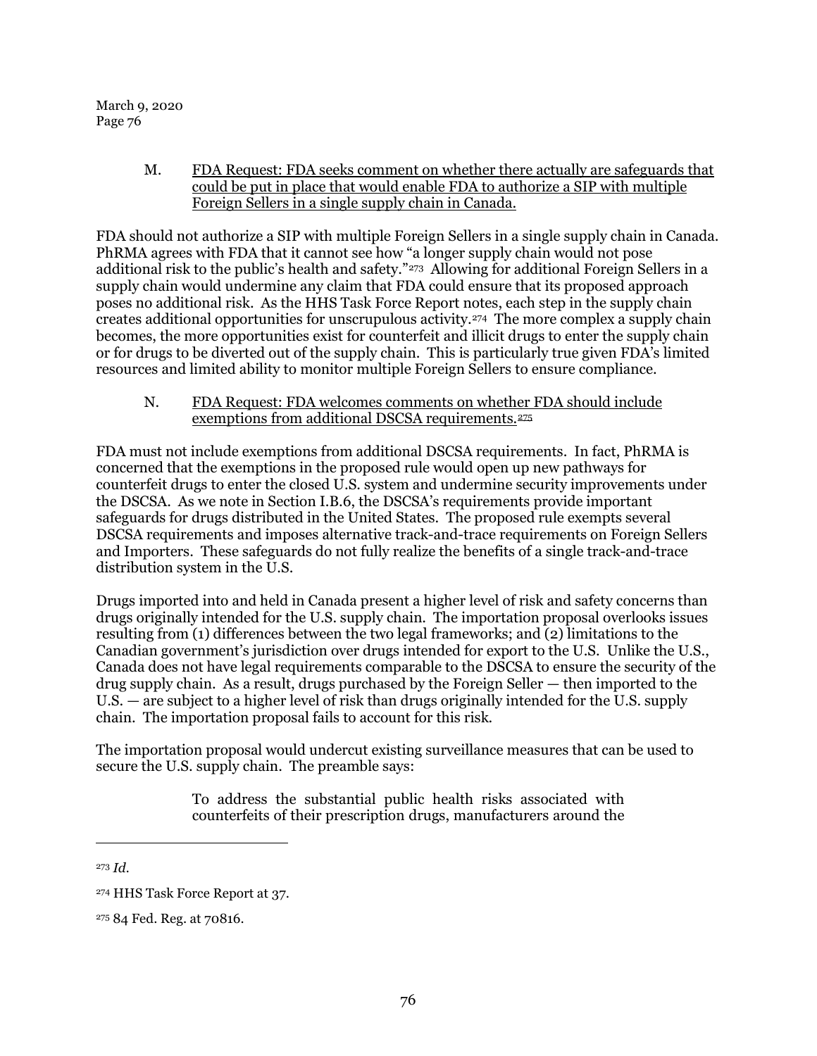M. <u>FDA Request: FDA seeks comment on whether there actually are safeguards that could be put in place that would enable FDA to authorize a SIP with multiple Foreign Sellers in a single supply chain in Canada.</u>

FDA should not authorize a SIP with multiple Foreign Sellers in a single supply chain in Canada. PhRMA agrees with FDA that it cannot see how "a longer supply chain would not pose additional risk to the public's health and safety."[273] Allowing for additional Foreign Sellers in a supply chain would undermine any claim that FDA could ensure that its proposed approach poses no additional risk. As the HHS Task Force Report notes, each step in the supply chain creates additional opportunities for unscrupulous activity.[274] The more complex a supply chain becomes, the more opportunities exist for counterfeit and illicit drugs to enter the supply chain or for drugs to be diverted out of the supply chain. This is particularly true given FDA's limited resources and limited ability to monitor multiple Foreign Sellers to ensure compliance.

N. <u>FDA Request: FDA welcomes comments on whether FDA should include exemptions from additional DSCSA requirements.</u>[275]

FDA must not include exemptions from additional DSCSA requirements. In fact, PhRMA is concerned that the exemptions in the proposed rule would open up new pathways for counterfeit drugs to enter the closed U.S. system and undermine security improvements under the DSCSA. As we note in Section I.B.6, the DSCSA's requirements provide important safeguards for drugs distributed in the United States. The proposed rule exempts several DSCSA requirements and imposes alternative track-and-trace requirements on Foreign Sellers and Importers. These safeguards do not fully realize the benefits of a single track-and-trace distribution system in the U.S.

Drugs imported into and held in Canada present a higher level of risk and safety concerns than drugs originally intended for the U.S. supply chain. The importation proposal overlooks issues resulting from (1) differences between the two legal frameworks; and (2) limitations to the Canadian government's jurisdiction over drugs intended for export to the U.S. Unlike the U.S., Canada does not have legal requirements comparable to the DSCSA to ensure the security of the drug supply chain. As a result, drugs purchased by the Foreign Seller — then imported to the U.S. — are subject to a higher level of risk than drugs originally intended for the U.S. supply chain. The importation proposal fails to account for this risk.

The importation proposal would undercut existing surveillance measures that can be used to secure the U.S. supply chain. The preamble says:

> To address the substantial public health risks associated with counterfeits of their prescription drugs, manufacturers around the

---

[273] *Id.*

[274] HHS Task Force Report at 37.

[275] 84 Fed. Reg. at 70816.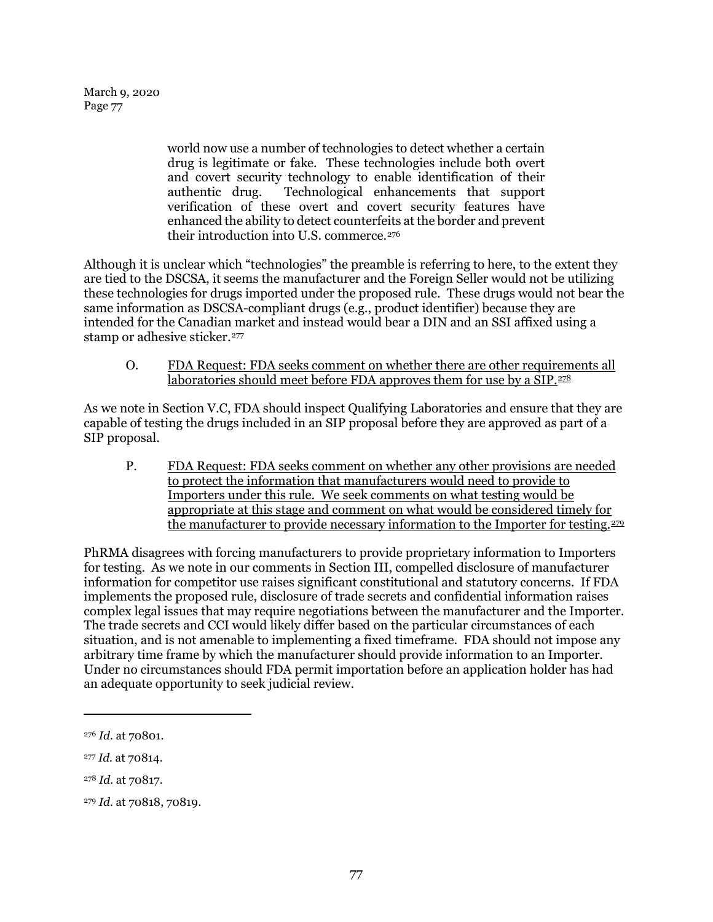> world now use a number of technologies to detect whether a certain drug is legitimate or fake. These technologies include both overt and covert security technology to enable identification of their authentic drug. Technological enhancements that support verification of these overt and covert security features have enhanced the ability to detect counterfeits at the border and prevent their introduction into U.S. commerce.[276]

Although it is unclear which "technologies" the preamble is referring to here, to the extent they are tied to the DSCSA, it seems the manufacturer and the Foreign Seller would not be utilizing these technologies for drugs imported under the proposed rule. These drugs would not bear the same information as DSCSA-compliant drugs (e.g., product identifier) because they are intended for the Canadian market and instead would bear a DIN and an SSI affixed using a stamp or adhesive sticker.[277]

O. <u>FDA Request: FDA seeks comment on whether there are other requirements all laboratories should meet before FDA approves them for use by a SIP.</u>[278]

As we note in Section V.C, FDA should inspect Qualifying Laboratories and ensure that they are capable of testing the drugs included in an SIP proposal before they are approved as part of a SIP proposal.

P. <u>FDA Request: FDA seeks comment on whether any other provisions are needed to protect the information that manufacturers would need to provide to Importers under this rule. We seek comments on what testing would be appropriate at this stage and comment on what would be considered timely for the manufacturer to provide necessary information to the Importer for testing.</u>[279]

PhRMA disagrees with forcing manufacturers to provide proprietary information to Importers for testing. As we note in our comments in Section III, compelled disclosure of manufacturer information for competitor use raises significant constitutional and statutory concerns. If FDA implements the proposed rule, disclosure of trade secrets and confidential information raises complex legal issues that may require negotiations between the manufacturer and the Importer. The trade secrets and CCI would likely differ based on the particular circumstances of each situation, and is not amenable to implementing a fixed timeframe. FDA should not impose any arbitrary time frame by which the manufacturer should provide information to an Importer. Under no circumstances should FDA permit importation before an application holder has had an adequate opportunity to seek judicial review.

---

[276] *Id.* at 70801.

[277] *Id.* at 70814.

[278] *Id.* at 70817.

[279] *Id.* at 70818, 70819.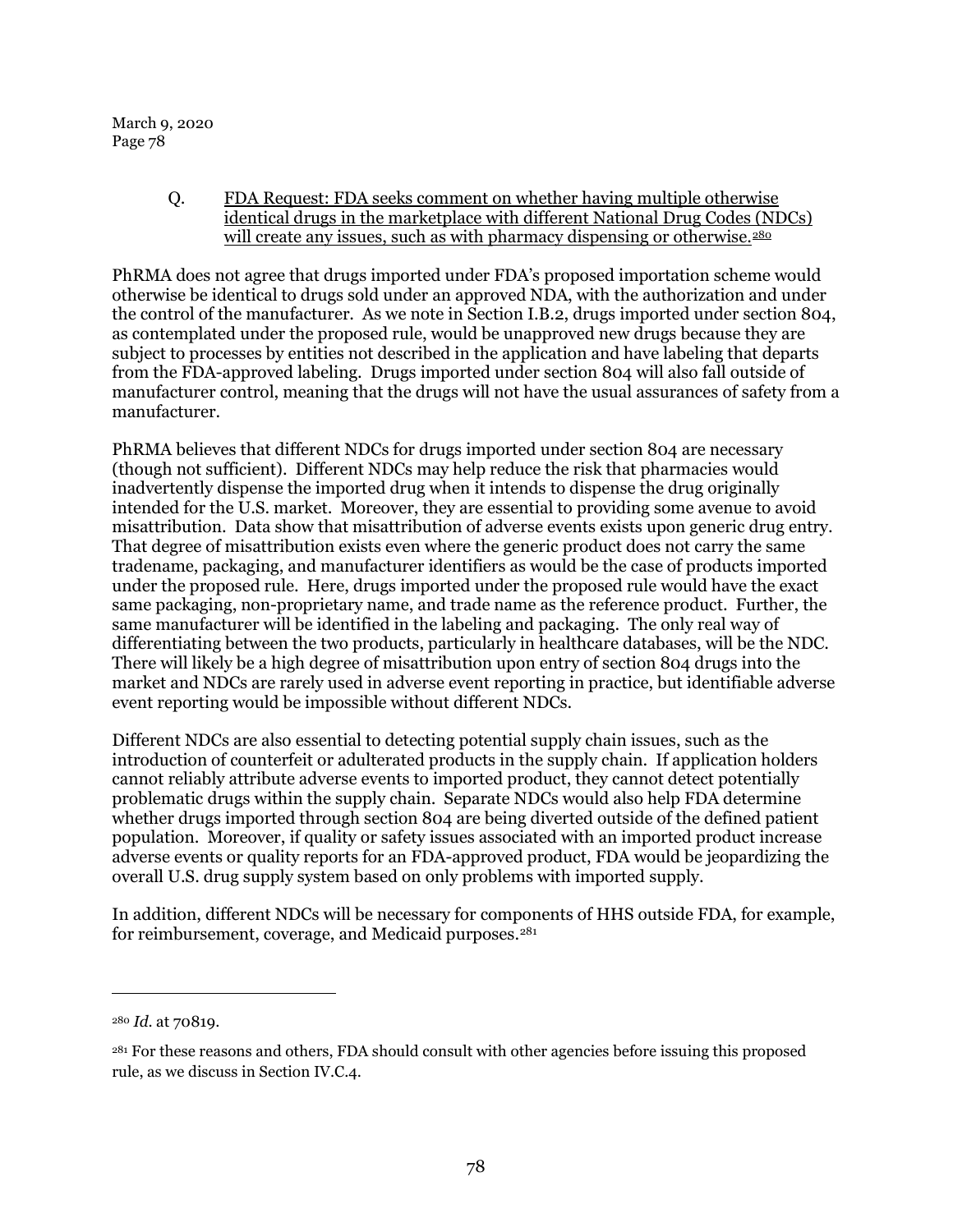March 9, 2020
Page 78

### Q. FDA Request: FDA seeks comment on whether having multiple otherwise identical drugs in the marketplace with different National Drug Codes (NDCs) will create any issues, such as with pharmacy dispensing or otherwise.[280]

PhRMA does not agree that drugs imported under FDA's proposed importation scheme would otherwise be identical to drugs sold under an approved NDA, with the authorization and under the control of the manufacturer. As we note in Section I.B.2, drugs imported under section 804, as contemplated under the proposed rule, would be unapproved new drugs because they are subject to processes by entities not described in the application and have labeling that departs from the FDA-approved labeling. Drugs imported under section 804 will also fall outside of manufacturer control, meaning that the drugs will not have the usual assurances of safety from a manufacturer.

PhRMA believes that different NDCs for drugs imported under section 804 are necessary (though not sufficient). Different NDCs may help reduce the risk that pharmacies would inadvertently dispense the imported drug when it intends to dispense the drug originally intended for the U.S. market. Moreover, they are essential to providing some avenue to avoid misattribution. Data show that misattribution of adverse events exists upon generic drug entry. That degree of misattribution exists even where the generic product does not carry the same tradename, packaging, and manufacturer identifiers as would be the case of products imported under the proposed rule. Here, drugs imported under the proposed rule would have the exact same packaging, non-proprietary name, and trade name as the reference product. Further, the same manufacturer will be identified in the labeling and packaging. The only real way of differentiating between the two products, particularly in healthcare databases, will be the NDC. There will likely be a high degree of misattribution upon entry of section 804 drugs into the market and NDCs are rarely used in adverse event reporting in practice, but identifiable adverse event reporting would be impossible without different NDCs.

Different NDCs are also essential to detecting potential supply chain issues, such as the introduction of counterfeit or adulterated products in the supply chain. If application holders cannot reliably attribute adverse events to imported product, they cannot detect potentially problematic drugs within the supply chain. Separate NDCs would also help FDA determine whether drugs imported through section 804 are being diverted outside of the defined patient population. Moreover, if quality or safety issues associated with an imported product increase adverse events or quality reports for an FDA-approved product, FDA would be jeopardizing the overall U.S. drug supply system based on only problems with imported supply.

In addition, different NDCs will be necessary for components of HHS outside FDA, for example, for reimbursement, coverage, and Medicaid purposes.[281]

---

[280] *Id.* at 70819.

[281] For these reasons and others, FDA should consult with other agencies before issuing this proposed rule, as we discuss in Section IV.C.4.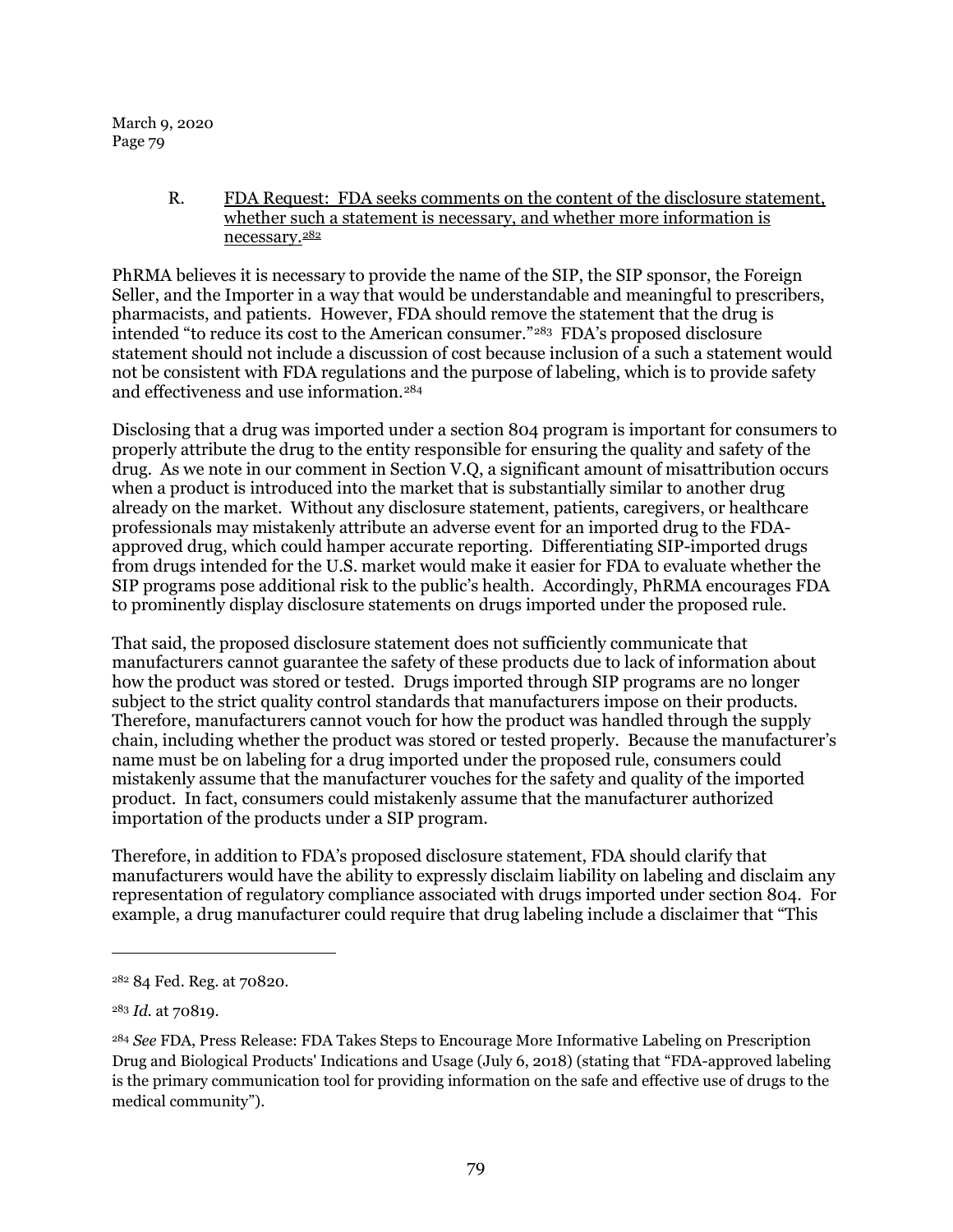R. FDA Request: FDA seeks comments on the content of the disclosure statement, whether such a statement is necessary, and whether more information is necessary.[282]

PhRMA believes it is necessary to provide the name of the SIP, the SIP sponsor, the Foreign Seller, and the Importer in a way that would be understandable and meaningful to prescribers, pharmacists, and patients. However, FDA should remove the statement that the drug is intended "to reduce its cost to the American consumer."[283] FDA's proposed disclosure statement should not include a discussion of cost because inclusion of a such a statement would not be consistent with FDA regulations and the purpose of labeling, which is to provide safety and effectiveness and use information.[284]

Disclosing that a drug was imported under a section 804 program is important for consumers to properly attribute the drug to the entity responsible for ensuring the quality and safety of the drug. As we note in our comment in Section V.Q, a significant amount of misattribution occurs when a product is introduced into the market that is substantially similar to another drug already on the market. Without any disclosure statement, patients, caregivers, or healthcare professionals may mistakenly attribute an adverse event for an imported drug to the FDA-approved drug, which could hamper accurate reporting. Differentiating SIP-imported drugs from drugs intended for the U.S. market would make it easier for FDA to evaluate whether the SIP programs pose additional risk to the public's health. Accordingly, PhRMA encourages FDA to prominently display disclosure statements on drugs imported under the proposed rule.

That said, the proposed disclosure statement does not sufficiently communicate that manufacturers cannot guarantee the safety of these products due to lack of information about how the product was stored or tested. Drugs imported through SIP programs are no longer subject to the strict quality control standards that manufacturers impose on their products. Therefore, manufacturers cannot vouch for how the product was handled through the supply chain, including whether the product was stored or tested properly. Because the manufacturer's name must be on labeling for a drug imported under the proposed rule, consumers could mistakenly assume that the manufacturer vouches for the safety and quality of the imported product. In fact, consumers could mistakenly assume that the manufacturer authorized importation of the products under a SIP program.

Therefore, in addition to FDA's proposed disclosure statement, FDA should clarify that manufacturers would have the ability to expressly disclaim liability on labeling and disclaim any representation of regulatory compliance associated with drugs imported under section 804. For example, a drug manufacturer could require that drug labeling include a disclaimer that "This

---

[282] 84 Fed. Reg. at 70820.

[283] *Id.* at 70819.

[284] *See* FDA, Press Release: FDA Takes Steps to Encourage More Informative Labeling on Prescription Drug and Biological Products' Indications and Usage (July 6, 2018) (stating that "FDA-approved labeling is the primary communication tool for providing information on the safe and effective use of drugs to the medical community").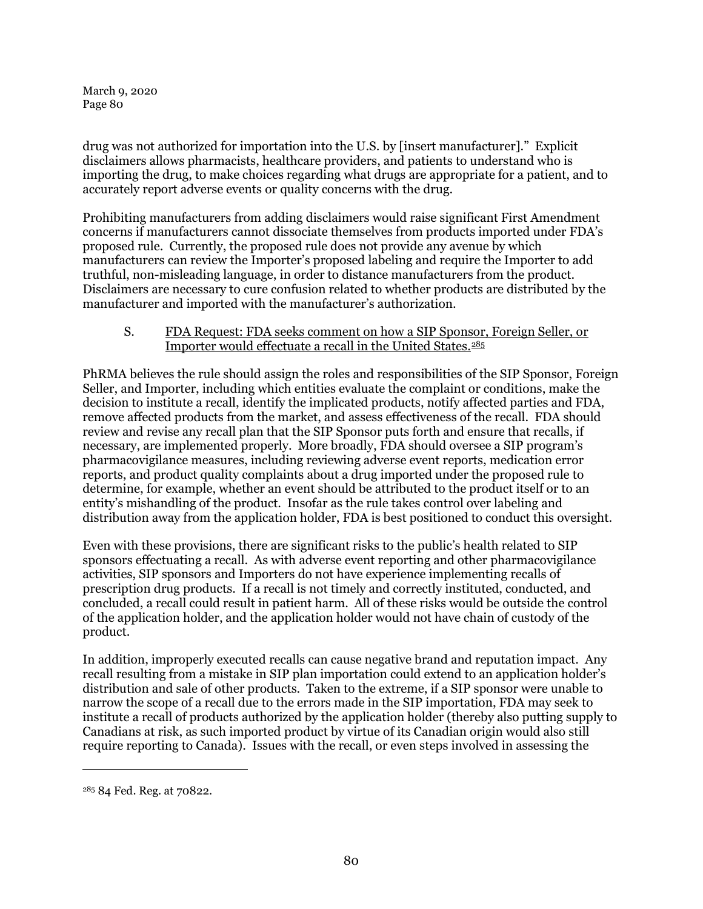drug was not authorized for importation into the U.S. by [insert manufacturer]." Explicit disclaimers allows pharmacists, healthcare providers, and patients to understand who is importing the drug, to make choices regarding what drugs are appropriate for a patient, and to accurately report adverse events or quality concerns with the drug.

Prohibiting manufacturers from adding disclaimers would raise significant First Amendment concerns if manufacturers cannot dissociate themselves from products imported under FDA's proposed rule. Currently, the proposed rule does not provide any avenue by which manufacturers can review the Importer's proposed labeling and require the Importer to add truthful, non-misleading language, in order to distance manufacturers from the product. Disclaimers are necessary to cure confusion related to whether products are distributed by the manufacturer and imported with the manufacturer's authorization.

S. <u>FDA Request: FDA seeks comment on how a SIP Sponsor, Foreign Seller, or Importer would effectuate a recall in the United States.[285]</u>

PhRMA believes the rule should assign the roles and responsibilities of the SIP Sponsor, Foreign Seller, and Importer, including which entities evaluate the complaint or conditions, make the decision to institute a recall, identify the implicated products, notify affected parties and FDA, remove affected products from the market, and assess effectiveness of the recall. FDA should review and revise any recall plan that the SIP Sponsor puts forth and ensure that recalls, if necessary, are implemented properly. More broadly, FDA should oversee a SIP program's pharmacovigilance measures, including reviewing adverse event reports, medication error reports, and product quality complaints about a drug imported under the proposed rule to determine, for example, whether an event should be attributed to the product itself or to an entity's mishandling of the product. Insofar as the rule takes control over labeling and distribution away from the application holder, FDA is best positioned to conduct this oversight.

Even with these provisions, there are significant risks to the public's health related to SIP sponsors effectuating a recall. As with adverse event reporting and other pharmacovigilance activities, SIP sponsors and Importers do not have experience implementing recalls of prescription drug products. If a recall is not timely and correctly instituted, conducted, and concluded, a recall could result in patient harm. All of these risks would be outside the control of the application holder, and the application holder would not have chain of custody of the product.

In addition, improperly executed recalls can cause negative brand and reputation impact. Any recall resulting from a mistake in SIP plan importation could extend to an application holder's distribution and sale of other products. Taken to the extreme, if a SIP sponsor were unable to narrow the scope of a recall due to the errors made in the SIP importation, FDA may seek to institute a recall of products authorized by the application holder (thereby also putting supply to Canadians at risk, as such imported product by virtue of its Canadian origin would also still require reporting to Canada). Issues with the recall, or even steps involved in assessing the

[285] 84 Fed. Reg. at 70822.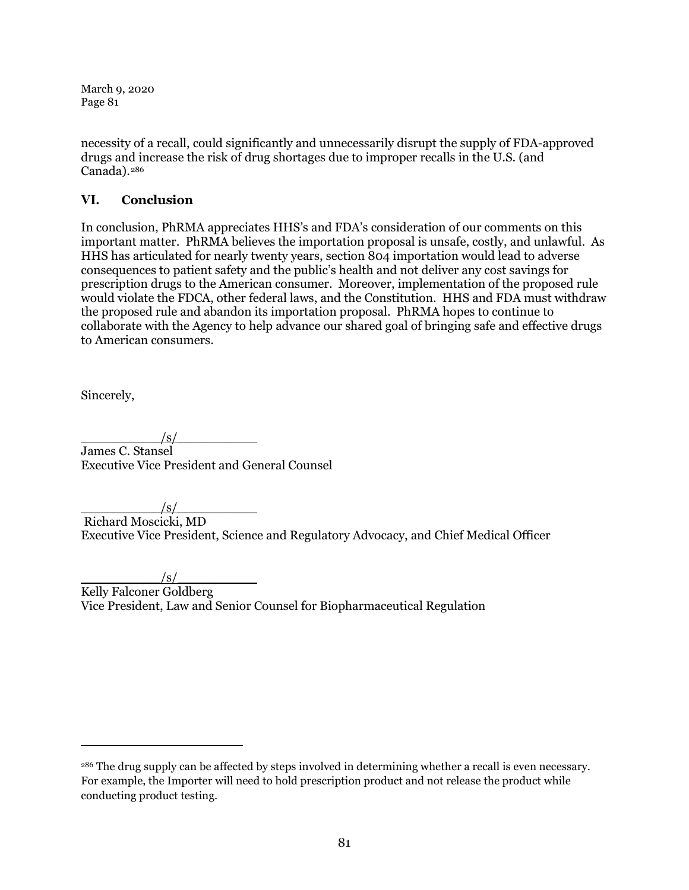necessity of a recall, could significantly and unnecessarily disrupt the supply of FDA-approved drugs and increase the risk of drug shortages due to improper recalls in the U.S. (and Canada).[286]

## VI. Conclusion

In conclusion, PhRMA appreciates HHS's and FDA's consideration of our comments on this important matter. PhRMA believes the importation proposal is unsafe, costly, and unlawful. As HHS has articulated for nearly twenty years, section 804 importation would lead to adverse consequences to patient safety and the public's health and not deliver any cost savings for prescription drugs to the American consumer. Moreover, implementation of the proposed rule would violate the FDCA, other federal laws, and the Constitution. HHS and FDA must withdraw the proposed rule and abandon its importation proposal. PhRMA hopes to continue to collaborate with the Agency to help advance our shared goal of bringing safe and effective drugs to American consumers.

Sincerely,

/s/
James C. Stansel
Executive Vice President and General Counsel

/s/
Richard Moscicki, MD
Executive Vice President, Science and Regulatory Advocacy, and Chief Medical Officer

/s/
Kelly Falconer Goldberg
Vice President, Law and Senior Counsel for Biopharmaceutical Regulation

---

[286] The drug supply can be affected by steps involved in determining whether a recall is even necessary. For example, the Importer will need to hold prescription product and not release the product while conducting product testing.